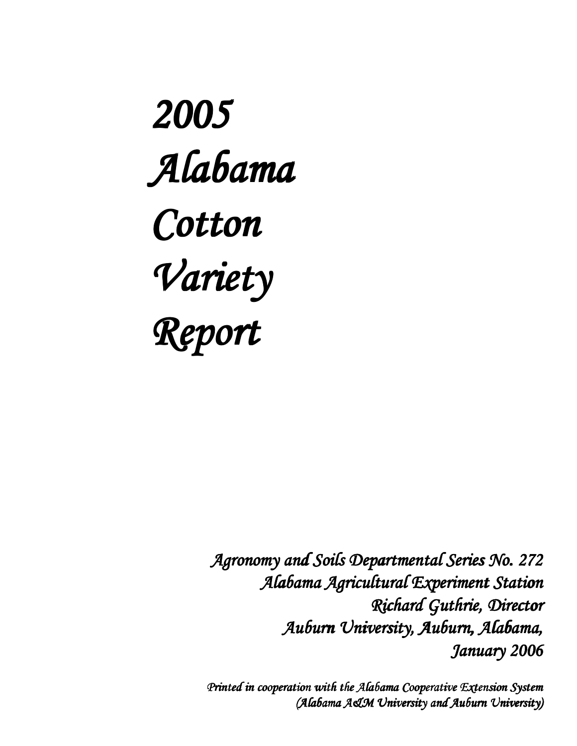# *2005 Alabama Cotton Variety Report*

*Agronomy and Soils Departmental Series No. 272*
*Alabama Agricultural Experiment Station*
*Richard Guthrie, Director*
*Auburn University, Auburn, Alabama,*
*January 2006*

*Printed in cooperation with the Alabama Cooperative Extension System*
*(Alabama A&M University and Auburn University)*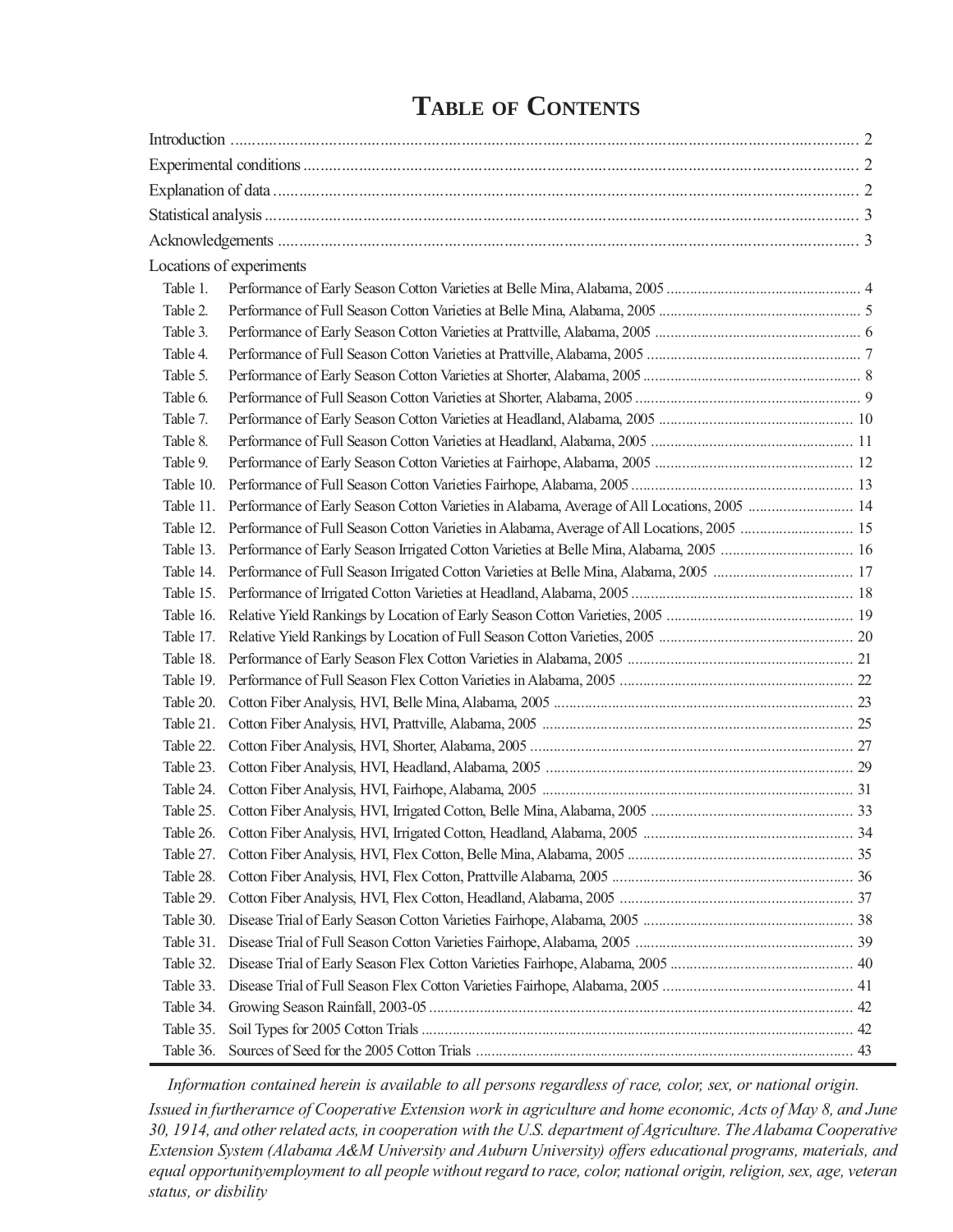# Table of Contents

Introduction .................................................................................................. 2

Experimental conditions .................................................................................. 2

Explanation of data ........................................................................................ 2

Statistical analysis .......................................................................................... 3

Acknowledgements ........................................................................................ 3

Locations of experiments

| | | |
|---|---|---|
| Table 1. | Performance of Early Season Cotton Varieties at Belle Mina, Alabama, 2005 | 4 |
| Table 2. | Performance of Full Season Cotton Varieties at Belle Mina, Alabama, 2005 | 5 |
| Table 3. | Performance of Early Season Cotton Varieties at Prattville, Alabama, 2005 | 6 |
| Table 4. | Performance of Full Season Cotton Varieties at Prattville, Alabama, 2005 | 7 |
| Table 5. | Performance of Early Season Cotton Varieties at Shorter, Alabama, 2005 | 8 |
| Table 6. | Performance of Full Season Cotton Varieties at Shorter, Alabama, 2005 | 9 |
| Table 7. | Performance of Early Season Cotton Varieties at Headland, Alabama, 2005 | 10 |
| Table 8. | Performance of Full Season Cotton Varieties at Headland, Alabama, 2005 | 11 |
| Table 9. | Performance of Early Season Cotton Varieties at Fairhope, Alabama, 2005 | 12 |
| Table 10. | Performance of Full Season Cotton Varieties Fairhope, Alabama, 2005 | 13 |
| Table 11. | Performance of Early Season Cotton Varieties in Alabama, Average of All Locations, 2005 | 14 |
| Table 12. | Performance of Full Season Cotton Varieties in Alabama, Average of All Locations, 2005 | 15 |
| Table 13. | Performance of Early Season Irrigated Cotton Varieties at Belle Mina, Alabama, 2005 | 16 |
| Table 14. | Performance of Full Season Irrigated Cotton Varieties at Belle Mina, Alabama, 2005 | 17 |
| Table 15. | Performance of Irrigated Cotton Varieties at Headland, Alabama, 2005 | 18 |
| Table 16. | Relative Yield Rankings by Location of Early Season Cotton Varieties, 2005 | 19 |
| Table 17. | Relative Yield Rankings by Location of Full Season Cotton Varieties, 2005 | 20 |
| Table 18. | Performance of Early Season Flex Cotton Varieties in Alabama, 2005 | 21 |
| Table 19. | Performance of Full Season Flex Cotton Varieties in Alabama, 2005 | 22 |
| Table 20. | Cotton Fiber Analysis, HVI, Belle Mina, Alabama, 2005 | 23 |
| Table 21. | Cotton Fiber Analysis, HVI, Prattville, Alabama, 2005 | 25 |
| Table 22. | Cotton Fiber Analysis, HVI, Shorter, Alabama, 2005 | 27 |
| Table 23. | Cotton Fiber Analysis, HVI, Headland, Alabama, 2005 | 29 |
| Table 24. | Cotton Fiber Analysis, HVI, Fairhope, Alabama, 2005 | 31 |
| Table 25. | Cotton Fiber Analysis, HVI, Irrigated Cotton, Belle Mina, Alabama, 2005 | 33 |
| Table 26. | Cotton Fiber Analysis, HVI, Irrigated Cotton, Headland, Alabama, 2005 | 34 |
| Table 27. | Cotton Fiber Analysis, HVI, Flex Cotton, Belle Mina, Alabama, 2005 | 35 |
| Table 28. | Cotton Fiber Analysis, HVI, Flex Cotton, Prattville Alabama, 2005 | 36 |
| Table 29. | Cotton Fiber Analysis, HVI, Flex Cotton, Headland, Alabama, 2005 | 37 |
| Table 30. | Disease Trial of Early Season Cotton Varieties Fairhope, Alabama, 2005 | 38 |
| Table 31. | Disease Trial of Full Season Cotton Varieties Fairhope, Alabama, 2005 | 39 |
| Table 32. | Disease Trial of Early Season Flex Cotton Varieties Fairhope, Alabama, 2005 | 40 |
| Table 33. | Disease Trial of Full Season Flex Cotton Varieties Fairhope, Alabama, 2005 | 41 |
| Table 34. | Growing Season Rainfall, 2003-05 | 42 |
| Table 35. | Soil Types for 2005 Cotton Trials | 42 |
| Table 36. | Sources of Seed for the 2005 Cotton Trials | 43 |

*Information contained herein is available to all persons regardless of race, color, sex, or national origin.*

*Issued in furtherarnce of Cooperative Extension work in agriculture and home economic, Acts of May 8, and June 30, 1914, and other related acts, in cooperation with the U.S. department of Agriculture. The Alabama Cooperative Extension System (Alabama A&M University and Auburn University) offers educational programs, materials, and equal opportunityemployment to all people without regard to race, color, national origin, religion, sex, age, veteran status, or disbility*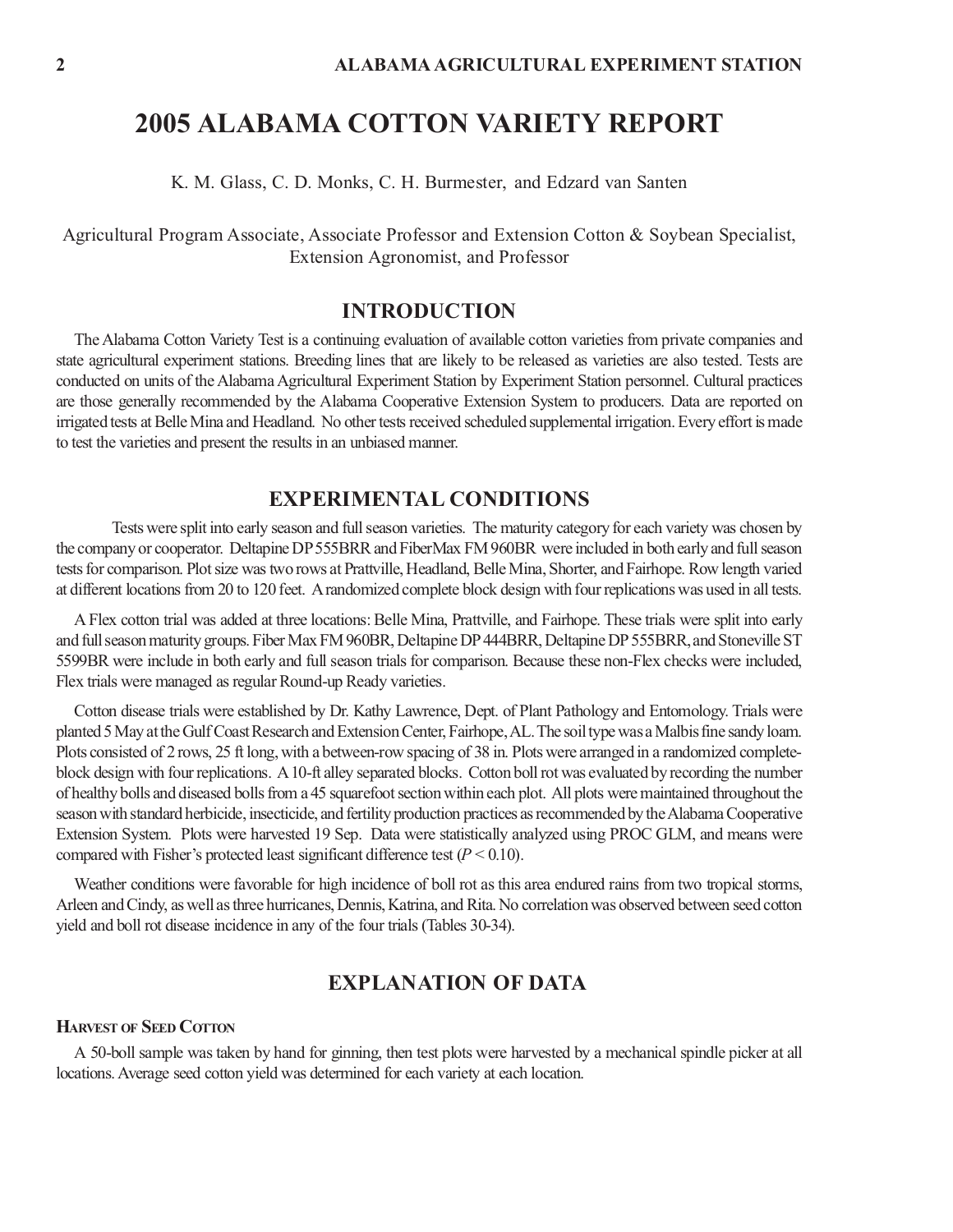# 2005 ALABAMA COTTON VARIETY REPORT

K. M. Glass, C. D. Monks, C. H. Burmester, and Edzard van Santen

Agricultural Program Associate, Associate Professor and Extension Cotton & Soybean Specialist, Extension Agronomist, and Professor

## INTRODUCTION

The Alabama Cotton Variety Test is a continuing evaluation of available cotton varieties from private companies and state agricultural experiment stations. Breeding lines that are likely to be released as varieties are also tested. Tests are conducted on units of the Alabama Agricultural Experiment Station by Experiment Station personnel. Cultural practices are those generally recommended by the Alabama Cooperative Extension System to producers. Data are reported on irrigated tests at Belle Mina and Headland. No other tests received scheduled supplemental irrigation. Every effort is made to test the varieties and present the results in an unbiased manner.

## EXPERIMENTAL CONDITIONS

Tests were split into early season and full season varieties. The maturity category for each variety was chosen by the company or cooperator. Deltapine DP 555BRR and FiberMax FM 960BR were included in both early and full season tests for comparison. Plot size was two rows at Prattville, Headland, Belle Mina, Shorter, and Fairhope. Row length varied at different locations from 20 to 120 feet. A randomized complete block design with four replications was used in all tests.

A Flex cotton trial was added at three locations: Belle Mina, Prattville, and Fairhope. These trials were split into early and full season maturity groups. Fiber Max FM 960BR, Deltapine DP 444BRR, Deltapine DP 555BRR, and Stoneville ST 5599BR were include in both early and full season trials for comparison. Because these non-Flex checks were included, Flex trials were managed as regular Round-up Ready varieties.

Cotton disease trials were established by Dr. Kathy Lawrence, Dept. of Plant Pathology and Entomology. Trials were planted 5 May at the Gulf Coast Research and Extension Center, Fairhope, AL. The soil type was a Malbis fine sandy loam. Plots consisted of 2 rows, 25 ft long, with a between-row spacing of 38 in. Plots were arranged in a randomized complete-block design with four replications. A 10-ft alley separated blocks. Cotton boll rot was evaluated by recording the number of healthy bolls and diseased bolls from a 45 squarefoot section within each plot. All plots were maintained throughout the season with standard herbicide, insecticide, and fertility production practices as recommended by the Alabama Cooperative Extension System. Plots were harvested 19 Sep. Data were statistically analyzed using PROC GLM, and means were compared with Fisher's protected least significant difference test ($P < 0.10$).

Weather conditions were favorable for high incidence of boll rot as this area endured rains from two tropical storms, Arleen and Cindy, as well as three hurricanes, Dennis, Katrina, and Rita. No correlation was observed between seed cotton yield and boll rot disease incidence in any of the four trials (Tables 30-34).

## EXPLANATION OF DATA

### Harvest of Seed Cotton

A 50-boll sample was taken by hand for ginning, then test plots were harvested by a mechanical spindle picker at all locations. Average seed cotton yield was determined for each variety at each location.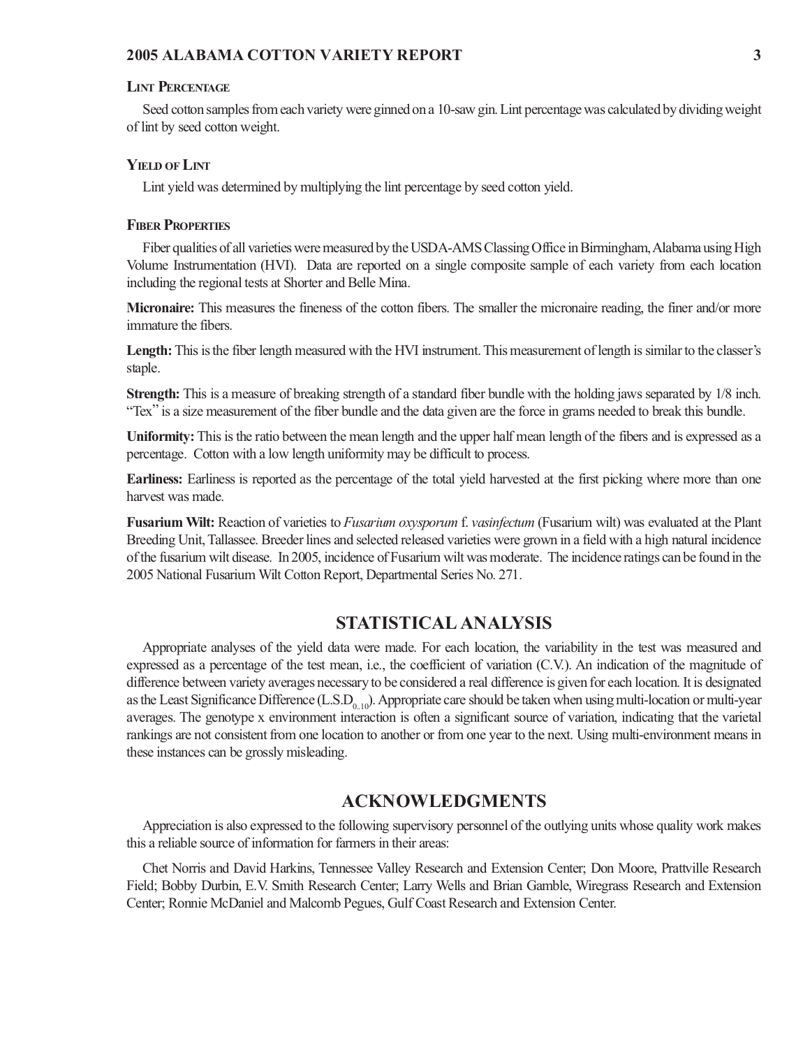### Lint Percentage

Seed cotton samples from each variety were ginned on a 10-saw gin. Lint percentage was calculated by dividing weight of lint by seed cotton weight.

### Yield of Lint

Lint yield was determined by multiplying the lint percentage by seed cotton yield.

### Fiber Properties

Fiber qualities of all varieties were measured by the USDA-AMS Classing Office in Birmingham, Alabama using High Volume Instrumentation (HVI). Data are reported on a single composite sample of each variety from each location including the regional tests at Shorter and Belle Mina.

**Micronaire:** This measures the fineness of the cotton fibers. The smaller the micronaire reading, the finer and/or more immature the fibers.

**Length:** This is the fiber length measured with the HVI instrument. This measurement of length is similar to the classer's staple.

**Strength:** This is a measure of breaking strength of a standard fiber bundle with the holding jaws separated by 1/8 inch. "Tex" is a size measurement of the fiber bundle and the data given are the force in grams needed to break this bundle.

**Uniformity:** This is the ratio between the mean length and the upper half mean length of the fibers and is expressed as a percentage. Cotton with a low length uniformity may be difficult to process.

**Earliness:** Earliness is reported as the percentage of the total yield harvested at the first picking where more than one harvest was made.

**Fusarium Wilt:** Reaction of varieties to *Fusarium oxysporum* f. *vasinfectum* (Fusarium wilt) was evaluated at the Plant Breeding Unit, Tallassee. Breeder lines and selected released varieties were grown in a field with a high natural incidence of the fusarium wilt disease. In 2005, incidence of Fusarium wilt was moderate. The incidence ratings can be found in the 2005 National Fusarium Wilt Cotton Report, Departmental Series No. 271.

## STATISTICAL ANALYSIS

Appropriate analyses of the yield data were made. For each location, the variability in the test was measured and expressed as a percentage of the test mean, i.e., the coefficient of variation (C.V.). An indication of the magnitude of difference between variety averages necessary to be considered a real difference is given for each location. It is designated as the Least Significance Difference ($L.S.D_{0.10}$). Appropriate care should be taken when using multi-location or multi-year averages. The genotype x environment interaction is often a significant source of variation, indicating that the varietal rankings are not consistent from one location to another or from one year to the next. Using multi-environment means in these instances can be grossly misleading.

## ACKNOWLEDGMENTS

Appreciation is also expressed to the following supervisory personnel of the outlying units whose quality work makes this a reliable source of information for farmers in their areas:

Chet Norris and David Harkins, Tennessee Valley Research and Extension Center; Don Moore, Prattville Research Field; Bobby Durbin, E.V. Smith Research Center; Larry Wells and Brian Gamble, Wiregrass Research and Extension Center; Ronnie McDaniel and Malcomb Pegues, Gulf Coast Research and Extension Center.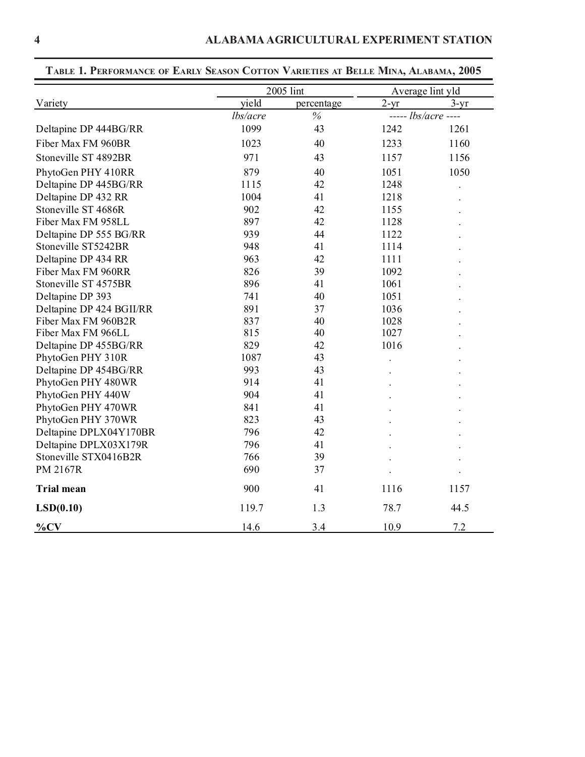**Table 1. Performance of Early Season Cotton Varieties at Belle Mina, Alabama, 2005**

| Variety | 2005 lint | | Average lint yld | |
|---|---|---|---|---|
| | yield | percentage | 2-yr | 3-yr |
| | *lbs/acre* | *%* | ----- *lbs/acre* ---- | |
| Deltapine DP 444BG/RR | 1099 | 43 | 1242 | 1261 |
| Fiber Max FM 960BR | 1023 | 40 | 1233 | 1160 |
| Stoneville ST 4892BR | 971 | 43 | 1157 | 1156 |
| PhytoGen PHY 410RR | 879 | 40 | 1051 | 1050 |
| Deltapine DP 445BG/RR | 1115 | 42 | 1248 | . |
| Deltapine DP 432 RR | 1004 | 41 | 1218 | . |
| Stoneville ST 4686R | 902 | 42 | 1155 | . |
| Fiber Max FM 958LL | 897 | 42 | 1128 | . |
| Deltapine DP 555 BG/RR | 939 | 44 | 1122 | . |
| Stoneville ST5242BR | 948 | 41 | 1114 | . |
| Deltapine DP 434 RR | 963 | 42 | 1111 | . |
| Fiber Max FM 960RR | 826 | 39 | 1092 | . |
| Stoneville ST 4575BR | 896 | 41 | 1061 | . |
| Deltapine DP 393 | 741 | 40 | 1051 | . |
| Deltapine DP 424 BGII/RR | 891 | 37 | 1036 | . |
| Fiber Max FM 960B2R | 837 | 40 | 1028 | . |
| Fiber Max FM 966LL | 815 | 40 | 1027 | . |
| Deltapine DP 455BG/RR | 829 | 42 | 1016 | . |
| PhytoGen PHY 310R | 1087 | 43 | . | . |
| Deltapine DP 454BG/RR | 993 | 43 | . | . |
| PhytoGen PHY 480WR | 914 | 41 | . | . |
| PhytoGen PHY 440W | 904 | 41 | . | . |
| PhytoGen PHY 470WR | 841 | 41 | . | . |
| PhytoGen PHY 370WR | 823 | 43 | . | . |
| Deltapine DPLX04Y170BR | 796 | 42 | . | . |
| Deltapine DPLX03X179R | 796 | 41 | . | . |
| Stoneville STX0416B2R | 766 | 39 | . | . |
| PM 2167R | 690 | 37 | . | . |
| **Trial mean** | 900 | 41 | 1116 | 1157 |
| **LSD(0.10)** | 119.7 | 1.3 | 78.7 | 44.5 |
| **%CV** | 14.6 | 3.4 | 10.9 | 7.2 |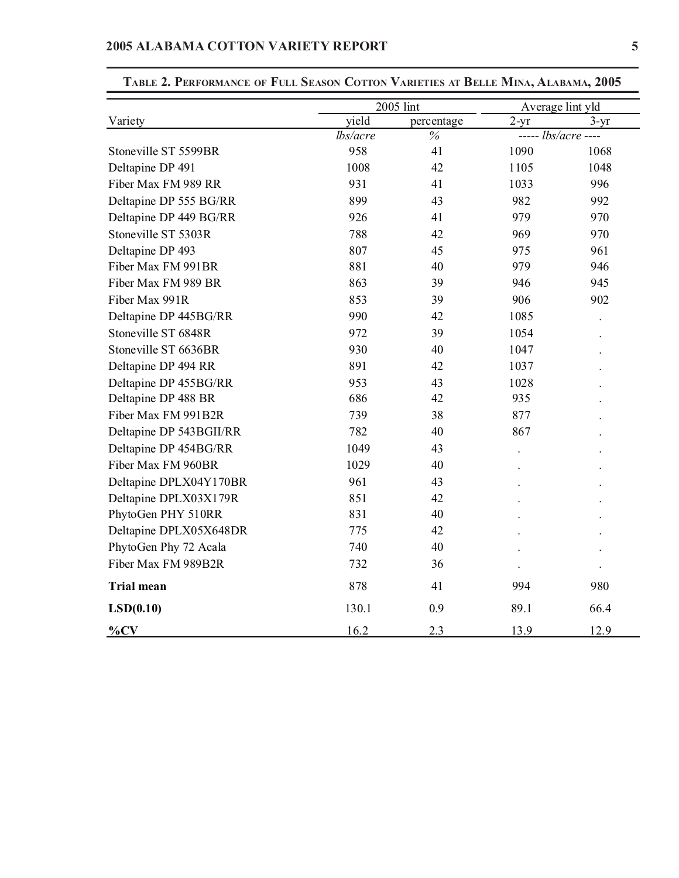**Table 2. Performance of Full Season Cotton Varieties at Belle Mina, Alabama, 2005**

| Variety | 2005 lint yield | 2005 lint percentage | Average lint yld 2-yr | Average lint yld 3-yr |
|---|---|---|---|---|
| | *lbs/acre* | *%* | ----- *lbs/acre* ---- | |
| Stoneville ST 5599BR | 958 | 41 | 1090 | 1068 |
| Deltapine DP 491 | 1008 | 42 | 1105 | 1048 |
| Fiber Max FM 989 RR | 931 | 41 | 1033 | 996 |
| Deltapine DP 555 BG/RR | 899 | 43 | 982 | 992 |
| Deltapine DP 449 BG/RR | 926 | 41 | 979 | 970 |
| Stoneville ST 5303R | 788 | 42 | 969 | 970 |
| Deltapine DP 493 | 807 | 45 | 975 | 961 |
| Fiber Max FM 991BR | 881 | 40 | 979 | 946 |
| Fiber Max FM 989 BR | 863 | 39 | 946 | 945 |
| Fiber Max 991R | 853 | 39 | 906 | 902 |
| Deltapine DP 445BG/RR | 990 | 42 | 1085 | . |
| Stoneville ST 6848R | 972 | 39 | 1054 | . |
| Stoneville ST 6636BR | 930 | 40 | 1047 | . |
| Deltapine DP 494 RR | 891 | 42 | 1037 | . |
| Deltapine DP 455BG/RR | 953 | 43 | 1028 | . |
| Deltapine DP 488 BR | 686 | 42 | 935 | . |
| Fiber Max FM 991B2R | 739 | 38 | 877 | . |
| Deltapine DP 543BGII/RR | 782 | 40 | 867 | . |
| Deltapine DP 454BG/RR | 1049 | 43 | . | . |
| Fiber Max FM 960BR | 1029 | 40 | . | . |
| Deltapine DPLX04Y170BR | 961 | 43 | . | . |
| Deltapine DPLX03X179R | 851 | 42 | . | . |
| PhytoGen PHY 510RR | 831 | 40 | . | . |
| Deltapine DPLX05X648DR | 775 | 42 | . | . |
| PhytoGen Phy 72 Acala | 740 | 40 | . | . |
| Fiber Max FM 989B2R | 732 | 36 | . | . |
| **Trial mean** | 878 | 41 | 994 | 980 |
| **LSD(0.10)** | 130.1 | 0.9 | 89.1 | 66.4 |
| **%CV** | 16.2 | 2.3 | 13.9 | 12.9 |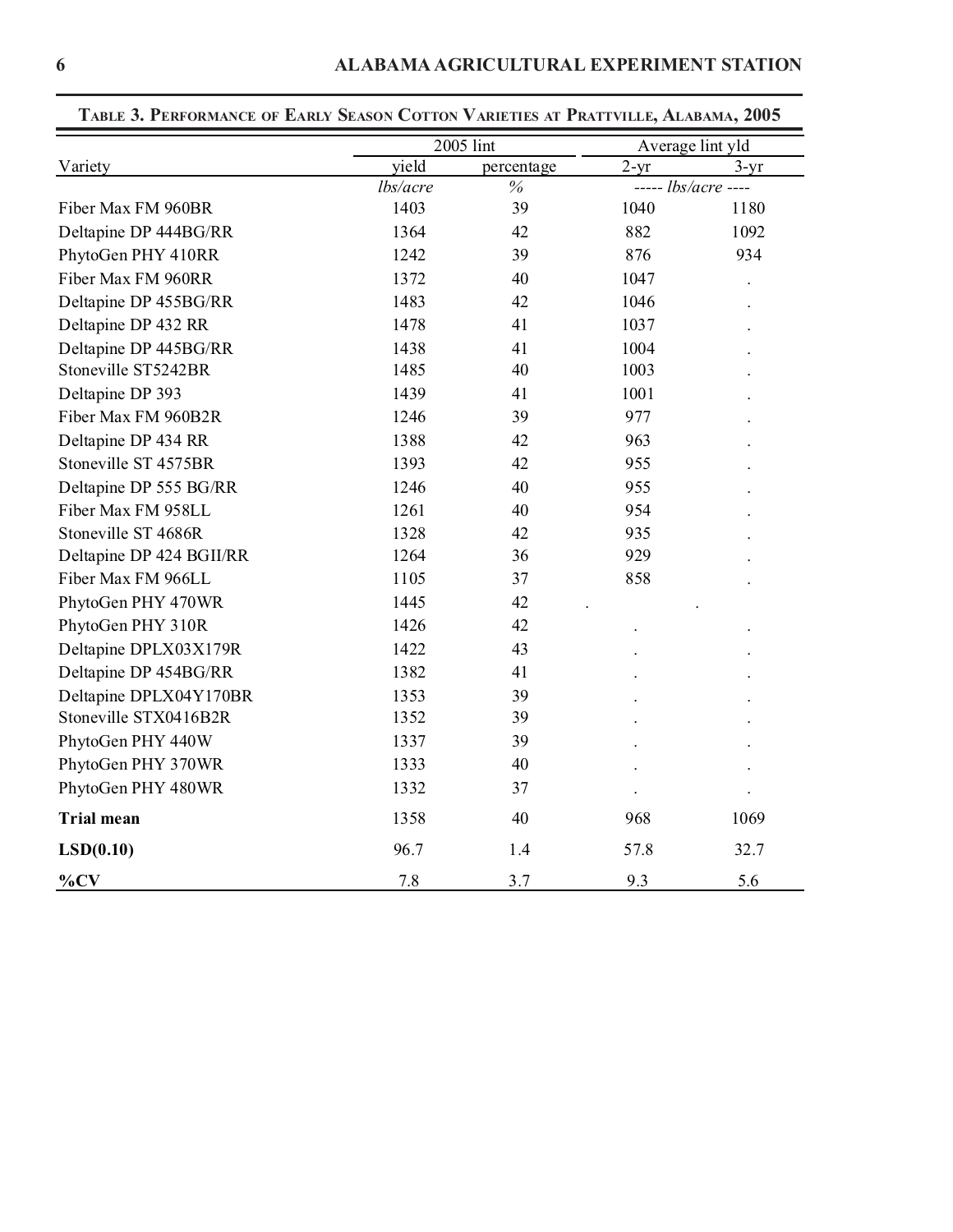**Table 3. Performance of Early Season Cotton Varieties at Prattville, Alabama, 2005**

| Variety | 2005 lint | | Average lint yld | |
|---|---|---|---|---|
| | yield | percentage | 2-yr | 3-yr |
| | *lbs/acre* | *%* | ----- *lbs/acre* ---- | |
| Fiber Max FM 960BR | 1403 | 39 | 1040 | 1180 |
| Deltapine DP 444BG/RR | 1364 | 42 | 882 | 1092 |
| PhytoGen PHY 410RR | 1242 | 39 | 876 | 934 |
| Fiber Max FM 960RR | 1372 | 40 | 1047 | . |
| Deltapine DP 455BG/RR | 1483 | 42 | 1046 | . |
| Deltapine DP 432 RR | 1478 | 41 | 1037 | . |
| Deltapine DP 445BG/RR | 1438 | 41 | 1004 | . |
| Stoneville ST5242BR | 1485 | 40 | 1003 | . |
| Deltapine DP 393 | 1439 | 41 | 1001 | . |
| Fiber Max FM 960B2R | 1246 | 39 | 977 | . |
| Deltapine DP 434 RR | 1388 | 42 | 963 | . |
| Stoneville ST 4575BR | 1393 | 42 | 955 | . |
| Deltapine DP 555 BG/RR | 1246 | 40 | 955 | . |
| Fiber Max FM 958LL | 1261 | 40 | 954 | . |
| Stoneville ST 4686R | 1328 | 42 | 935 | . |
| Deltapine DP 424 BGII/RR | 1264 | 36 | 929 | . |
| Fiber Max FM 966LL | 1105 | 37 | 858 | . |
| PhytoGen PHY 470WR | 1445 | 42 | . | . |
| PhytoGen PHY 310R | 1426 | 42 | . | . |
| Deltapine DPLX03X179R | 1422 | 43 | . | . |
| Deltapine DP 454BG/RR | 1382 | 41 | . | . |
| Deltapine DPLX04Y170BR | 1353 | 39 | . | . |
| Stoneville STX0416B2R | 1352 | 39 | . | . |
| PhytoGen PHY 440W | 1337 | 39 | . | . |
| PhytoGen PHY 370WR | 1333 | 40 | . | . |
| PhytoGen PHY 480WR | 1332 | 37 | . | . |
| **Trial mean** | 1358 | 40 | 968 | 1069 |
| **LSD(0.10)** | 96.7 | 1.4 | 57.8 | 32.7 |
| **%CV** | 7.8 | 3.7 | 9.3 | 5.6 |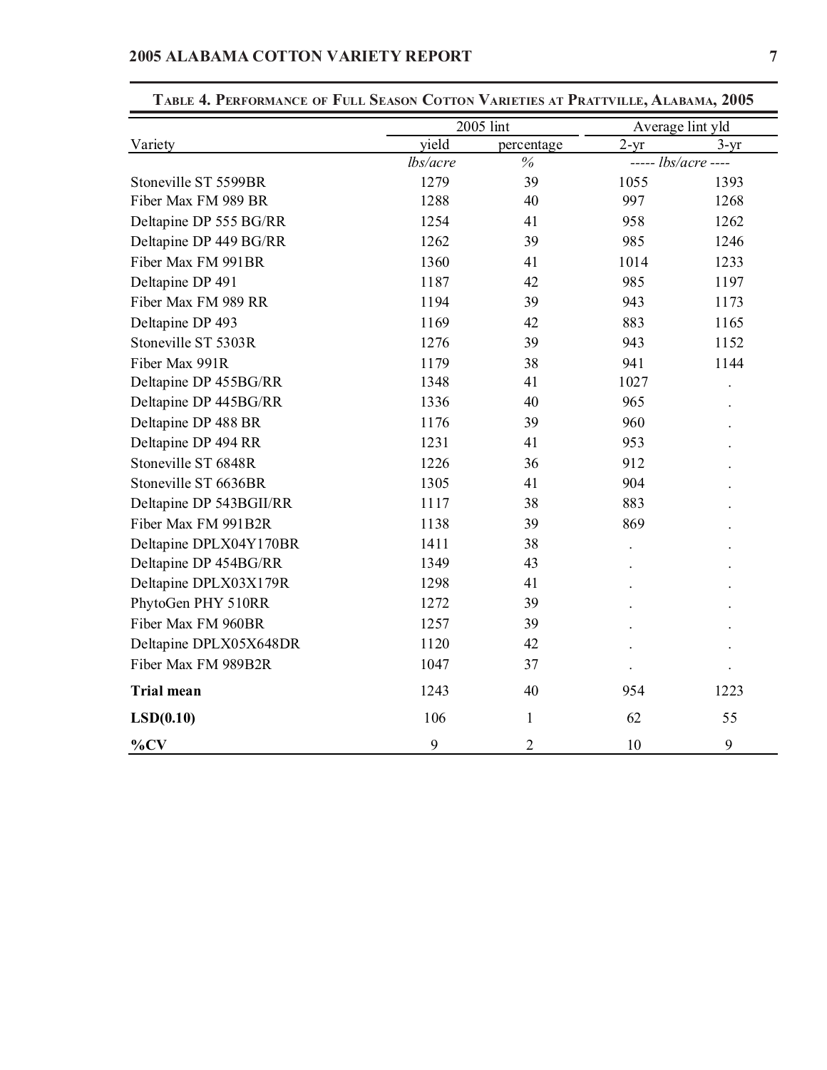**Table 4. Performance of Full Season Cotton Varieties at Prattville, Alabama, 2005**

| Variety | 2005 lint | | Average lint yld | |
|---|---|---|---|---|
| | yield | percentage | 2-yr | 3-yr |
| | *lbs/acre* | *%* | ----- *lbs/acre* ---- | |
| Stoneville ST 5599BR | 1279 | 39 | 1055 | 1393 |
| Fiber Max FM 989 BR | 1288 | 40 | 997 | 1268 |
| Deltapine DP 555 BG/RR | 1254 | 41 | 958 | 1262 |
| Deltapine DP 449 BG/RR | 1262 | 39 | 985 | 1246 |
| Fiber Max FM 991BR | 1360 | 41 | 1014 | 1233 |
| Deltapine DP 491 | 1187 | 42 | 985 | 1197 |
| Fiber Max FM 989 RR | 1194 | 39 | 943 | 1173 |
| Deltapine DP 493 | 1169 | 42 | 883 | 1165 |
| Stoneville ST 5303R | 1276 | 39 | 943 | 1152 |
| Fiber Max 991R | 1179 | 38 | 941 | 1144 |
| Deltapine DP 455BG/RR | 1348 | 41 | 1027 | . |
| Deltapine DP 445BG/RR | 1336 | 40 | 965 | . |
| Deltapine DP 488 BR | 1176 | 39 | 960 | . |
| Deltapine DP 494 RR | 1231 | 41 | 953 | . |
| Stoneville ST 6848R | 1226 | 36 | 912 | . |
| Stoneville ST 6636BR | 1305 | 41 | 904 | . |
| Deltapine DP 543BGII/RR | 1117 | 38 | 883 | . |
| Fiber Max FM 991B2R | 1138 | 39 | 869 | . |
| Deltapine DPLX04Y170BR | 1411 | 38 | . | . |
| Deltapine DP 454BG/RR | 1349 | 43 | . | . |
| Deltapine DPLX03X179R | 1298 | 41 | . | . |
| PhytoGen PHY 510RR | 1272 | 39 | . | . |
| Fiber Max FM 960BR | 1257 | 39 | . | . |
| Deltapine DPLX05X648DR | 1120 | 42 | . | . |
| Fiber Max FM 989B2R | 1047 | 37 | . | . |
| **Trial mean** | 1243 | 40 | 954 | 1223 |
| **LSD(0.10)** | 106 | 1 | 62 | 55 |
| **%CV** | 9 | 2 | 10 | 9 |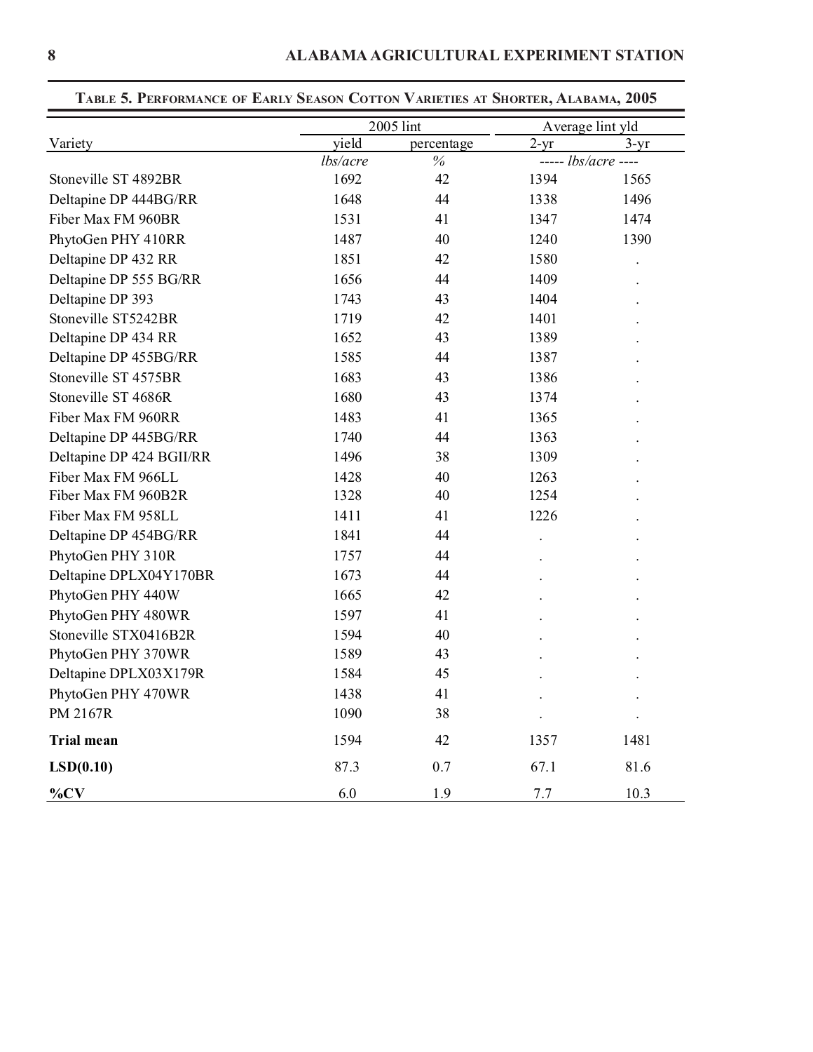**Table 5. Performance of Early Season Cotton Varieties at Shorter, Alabama, 2005**

| Variety | 2005 lint yield | 2005 lint percentage | Average lint yld 2-yr | Average lint yld 3-yr |
|---|---|---|---|---|
| | *lbs/acre* | *%* | ----- *lbs/acre* ---- | |
| Stoneville ST 4892BR | 1692 | 42 | 1394 | 1565 |
| Deltapine DP 444BG/RR | 1648 | 44 | 1338 | 1496 |
| Fiber Max FM 960BR | 1531 | 41 | 1347 | 1474 |
| PhytoGen PHY 410RR | 1487 | 40 | 1240 | 1390 |
| Deltapine DP 432 RR | 1851 | 42 | 1580 | . |
| Deltapine DP 555 BG/RR | 1656 | 44 | 1409 | . |
| Deltapine DP 393 | 1743 | 43 | 1404 | . |
| Stoneville ST5242BR | 1719 | 42 | 1401 | . |
| Deltapine DP 434 RR | 1652 | 43 | 1389 | . |
| Deltapine DP 455BG/RR | 1585 | 44 | 1387 | . |
| Stoneville ST 4575BR | 1683 | 43 | 1386 | . |
| Stoneville ST 4686R | 1680 | 43 | 1374 | . |
| Fiber Max FM 960RR | 1483 | 41 | 1365 | . |
| Deltapine DP 445BG/RR | 1740 | 44 | 1363 | . |
| Deltapine DP 424 BGII/RR | 1496 | 38 | 1309 | . |
| Fiber Max FM 966LL | 1428 | 40 | 1263 | . |
| Fiber Max FM 960B2R | 1328 | 40 | 1254 | . |
| Fiber Max FM 958LL | 1411 | 41 | 1226 | . |
| Deltapine DP 454BG/RR | 1841 | 44 | . | . |
| PhytoGen PHY 310R | 1757 | 44 | . | . |
| Deltapine DPLX04Y170BR | 1673 | 44 | . | . |
| PhytoGen PHY 440W | 1665 | 42 | . | . |
| PhytoGen PHY 480WR | 1597 | 41 | . | . |
| Stoneville STX0416B2R | 1594 | 40 | . | . |
| PhytoGen PHY 370WR | 1589 | 43 | . | . |
| Deltapine DPLX03X179R | 1584 | 45 | . | . |
| PhytoGen PHY 470WR | 1438 | 41 | . | . |
| PM 2167R | 1090 | 38 | . | . |
| **Trial mean** | 1594 | 42 | 1357 | 1481 |
| **LSD(0.10)** | 87.3 | 0.7 | 67.1 | 81.6 |
| **%CV** | 6.0 | 1.9 | 7.7 | 10.3 |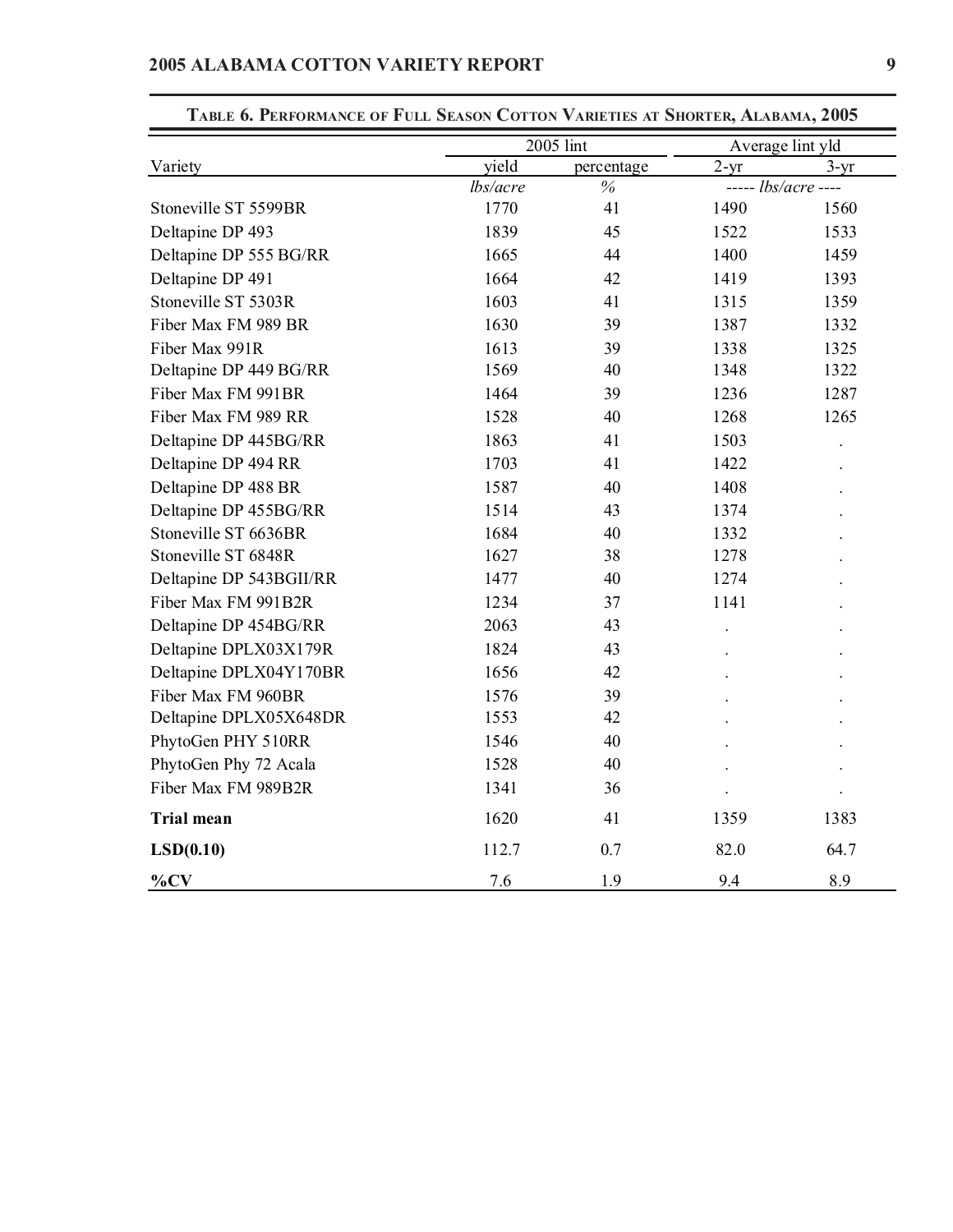## Table 6. Performance of Full Season Cotton Varieties at Shorter, Alabama, 2005

| Variety | 2005 lint | | Average lint yld | |
|---|---|---|---|---|
| | yield | percentage | 2-yr | 3-yr |
| | *lbs/acre* | *%* | ----- *lbs/acre* ---- | |
| Stoneville ST 5599BR | 1770 | 41 | 1490 | 1560 |
| Deltapine DP 493 | 1839 | 45 | 1522 | 1533 |
| Deltapine DP 555 BG/RR | 1665 | 44 | 1400 | 1459 |
| Deltapine DP 491 | 1664 | 42 | 1419 | 1393 |
| Stoneville ST 5303R | 1603 | 41 | 1315 | 1359 |
| Fiber Max FM 989 BR | 1630 | 39 | 1387 | 1332 |
| Fiber Max 991R | 1613 | 39 | 1338 | 1325 |
| Deltapine DP 449 BG/RR | 1569 | 40 | 1348 | 1322 |
| Fiber Max FM 991BR | 1464 | 39 | 1236 | 1287 |
| Fiber Max FM 989 RR | 1528 | 40 | 1268 | 1265 |
| Deltapine DP 445BG/RR | 1863 | 41 | 1503 | . |
| Deltapine DP 494 RR | 1703 | 41 | 1422 | . |
| Deltapine DP 488 BR | 1587 | 40 | 1408 | . |
| Deltapine DP 455BG/RR | 1514 | 43 | 1374 | . |
| Stoneville ST 6636BR | 1684 | 40 | 1332 | . |
| Stoneville ST 6848R | 1627 | 38 | 1278 | . |
| Deltapine DP 543BGII/RR | 1477 | 40 | 1274 | . |
| Fiber Max FM 991B2R | 1234 | 37 | 1141 | . |
| Deltapine DP 454BG/RR | 2063 | 43 | . | . |
| Deltapine DPLX03X179R | 1824 | 43 | . | . |
| Deltapine DPLX04Y170BR | 1656 | 42 | . | . |
| Fiber Max FM 960BR | 1576 | 39 | . | . |
| Deltapine DPLX05X648DR | 1553 | 42 | . | . |
| PhytoGen PHY 510RR | 1546 | 40 | . | . |
| PhytoGen Phy 72 Acala | 1528 | 40 | . | . |
| Fiber Max FM 989B2R | 1341 | 36 | . | . |
| **Trial mean** | 1620 | 41 | 1359 | 1383 |
| **LSD(0.10)** | 112.7 | 0.7 | 82.0 | 64.7 |
| **%CV** | 7.6 | 1.9 | 9.4 | 8.9 |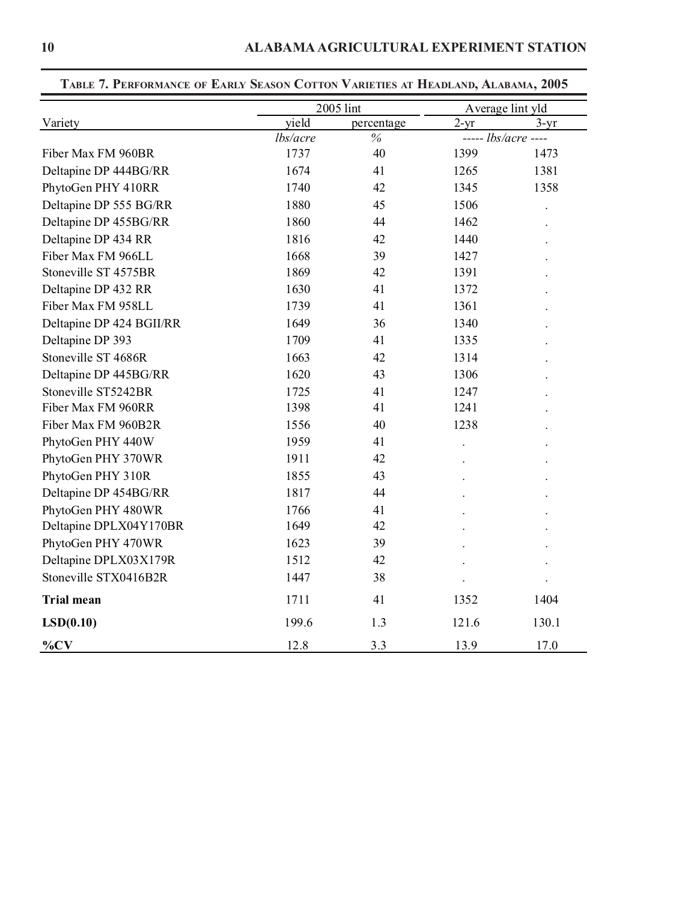**Table 7. Performance of Early Season Cotton Varieties at Headland, Alabama, 2005**

| Variety | 2005 lint | | Average lint yld | |
|---|---|---|---|---|
| | yield | percentage | 2-yr | 3-yr |
| | *lbs/acre* | *%* | ----- *lbs/acre* ---- | |
| Fiber Max FM 960BR | 1737 | 40 | 1399 | 1473 |
| Deltapine DP 444BG/RR | 1674 | 41 | 1265 | 1381 |
| PhytoGen PHY 410RR | 1740 | 42 | 1345 | 1358 |
| Deltapine DP 555 BG/RR | 1880 | 45 | 1506 | . |
| Deltapine DP 455BG/RR | 1860 | 44 | 1462 | . |
| Deltapine DP 434 RR | 1816 | 42 | 1440 | . |
| Fiber Max FM 966LL | 1668 | 39 | 1427 | . |
| Stoneville ST 4575BR | 1869 | 42 | 1391 | . |
| Deltapine DP 432 RR | 1630 | 41 | 1372 | . |
| Fiber Max FM 958LL | 1739 | 41 | 1361 | . |
| Deltapine DP 424 BGII/RR | 1649 | 36 | 1340 | . |
| Deltapine DP 393 | 1709 | 41 | 1335 | . |
| Stoneville ST 4686R | 1663 | 42 | 1314 | . |
| Deltapine DP 445BG/RR | 1620 | 43 | 1306 | . |
| Stoneville ST5242BR | 1725 | 41 | 1247 | . |
| Fiber Max FM 960RR | 1398 | 41 | 1241 | . |
| Fiber Max FM 960B2R | 1556 | 40 | 1238 | . |
| PhytoGen PHY 440W | 1959 | 41 | . | . |
| PhytoGen PHY 370WR | 1911 | 42 | . | . |
| PhytoGen PHY 310R | 1855 | 43 | . | . |
| Deltapine DP 454BG/RR | 1817 | 44 | . | . |
| PhytoGen PHY 480WR | 1766 | 41 | . | . |
| Deltapine DPLX04Y170BR | 1649 | 42 | . | . |
| PhytoGen PHY 470WR | 1623 | 39 | . | . |
| Deltapine DPLX03X179R | 1512 | 42 | . | . |
| Stoneville STX0416B2R | 1447 | 38 | . | . |
| **Trial mean** | 1711 | 41 | 1352 | 1404 |
| **LSD(0.10)** | 199.6 | 1.3 | 121.6 | 130.1 |
| **%CV** | 12.8 | 3.3 | 13.9 | 17.0 |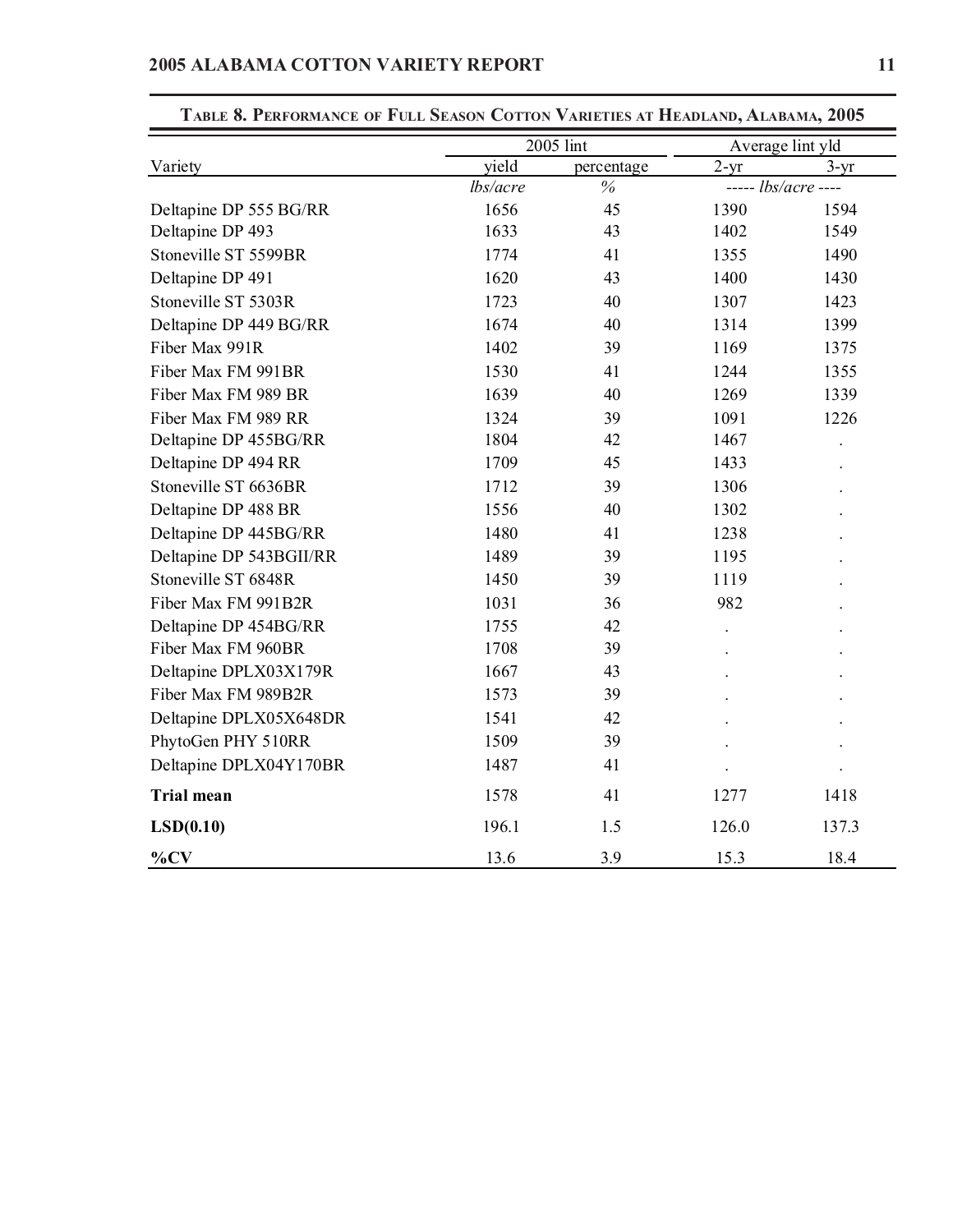## Table 8. Performance of Full Season Cotton Varieties at Headland, Alabama, 2005

| Variety | 2005 lint | | Average lint yld | |
|---|---|---|---|---|
| | yield | percentage | 2-yr | 3-yr |
| | *lbs/acre* | *%* | ----- *lbs/acre* ---- | |
| Deltapine DP 555 BG/RR | 1656 | 45 | 1390 | 1594 |
| Deltapine DP 493 | 1633 | 43 | 1402 | 1549 |
| Stoneville ST 5599BR | 1774 | 41 | 1355 | 1490 |
| Deltapine DP 491 | 1620 | 43 | 1400 | 1430 |
| Stoneville ST 5303R | 1723 | 40 | 1307 | 1423 |
| Deltapine DP 449 BG/RR | 1674 | 40 | 1314 | 1399 |
| Fiber Max 991R | 1402 | 39 | 1169 | 1375 |
| Fiber Max FM 991BR | 1530 | 41 | 1244 | 1355 |
| Fiber Max FM 989 BR | 1639 | 40 | 1269 | 1339 |
| Fiber Max FM 989 RR | 1324 | 39 | 1091 | 1226 |
| Deltapine DP 455BG/RR | 1804 | 42 | 1467 | . |
| Deltapine DP 494 RR | 1709 | 45 | 1433 | . |
| Stoneville ST 6636BR | 1712 | 39 | 1306 | . |
| Deltapine DP 488 BR | 1556 | 40 | 1302 | . |
| Deltapine DP 445BG/RR | 1480 | 41 | 1238 | . |
| Deltapine DP 543BGII/RR | 1489 | 39 | 1195 | . |
| Stoneville ST 6848R | 1450 | 39 | 1119 | . |
| Fiber Max FM 991B2R | 1031 | 36 | 982 | . |
| Deltapine DP 454BG/RR | 1755 | 42 | . | . |
| Fiber Max FM 960BR | 1708 | 39 | . | . |
| Deltapine DPLX03X179R | 1667 | 43 | . | . |
| Fiber Max FM 989B2R | 1573 | 39 | . | . |
| Deltapine DPLX05X648DR | 1541 | 42 | . | . |
| PhytoGen PHY 510RR | 1509 | 39 | . | . |
| Deltapine DPLX04Y170BR | 1487 | 41 | . | . |
| **Trial mean** | 1578 | 41 | 1277 | 1418 |
| **LSD(0.10)** | 196.1 | 1.5 | 126.0 | 137.3 |
| **%CV** | 13.6 | 3.9 | 15.3 | 18.4 |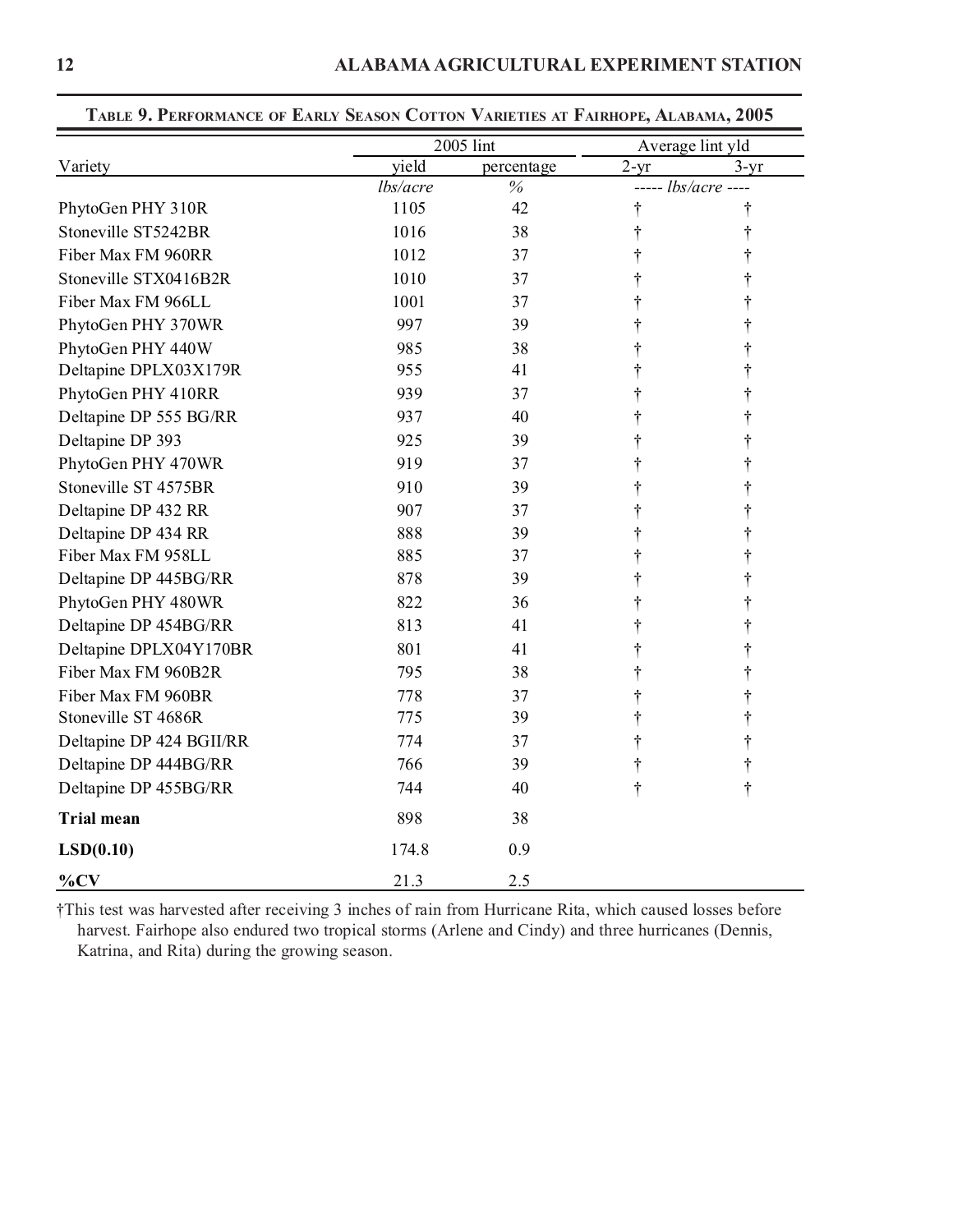**TABLE 9. PERFORMANCE OF EARLY SEASON COTTON VARIETIES AT FAIRHOPE, ALABAMA, 2005**

| Variety | 2005 lint yield | 2005 lint percentage | Average lint yld 2-yr | Average lint yld 3-yr |
|---|---|---|---|---|
| | *lbs/acre* | *%* | ----- *lbs/acre* ---- | |
| PhytoGen PHY 310R | 1105 | 42 | † | † |
| Stoneville ST5242BR | 1016 | 38 | † | † |
| Fiber Max FM 960RR | 1012 | 37 | † | † |
| Stoneville STX0416B2R | 1010 | 37 | † | † |
| Fiber Max FM 966LL | 1001 | 37 | † | † |
| PhytoGen PHY 370WR | 997 | 39 | † | † |
| PhytoGen PHY 440W | 985 | 38 | † | † |
| Deltapine DPLX03X179R | 955 | 41 | † | † |
| PhytoGen PHY 410RR | 939 | 37 | † | † |
| Deltapine DP 555 BG/RR | 937 | 40 | † | † |
| Deltapine DP 393 | 925 | 39 | † | † |
| PhytoGen PHY 470WR | 919 | 37 | † | † |
| Stoneville ST 4575BR | 910 | 39 | † | † |
| Deltapine DP 432 RR | 907 | 37 | † | † |
| Deltapine DP 434 RR | 888 | 39 | † | † |
| Fiber Max FM 958LL | 885 | 37 | † | † |
| Deltapine DP 445BG/RR | 878 | 39 | † | † |
| PhytoGen PHY 480WR | 822 | 36 | † | † |
| Deltapine DP 454BG/RR | 813 | 41 | † | † |
| Deltapine DPLX04Y170BR | 801 | 41 | † | † |
| Fiber Max FM 960B2R | 795 | 38 | † | † |
| Fiber Max FM 960BR | 778 | 37 | † | † |
| Stoneville ST 4686R | 775 | 39 | † | † |
| Deltapine DP 424 BGII/RR | 774 | 37 | † | † |
| Deltapine DP 444BG/RR | 766 | 39 | † | † |
| Deltapine DP 455BG/RR | 744 | 40 | † | † |
| **Trial mean** | 898 | 38 | | |
| **LSD(0.10)** | 174.8 | 0.9 | | |
| **%CV** | 21.3 | 2.5 | | |

†This test was harvested after receiving 3 inches of rain from Hurricane Rita, which caused losses before harvest. Fairhope also endured two tropical storms (Arlene and Cindy) and three hurricanes (Dennis, Katrina, and Rita) during the growing season.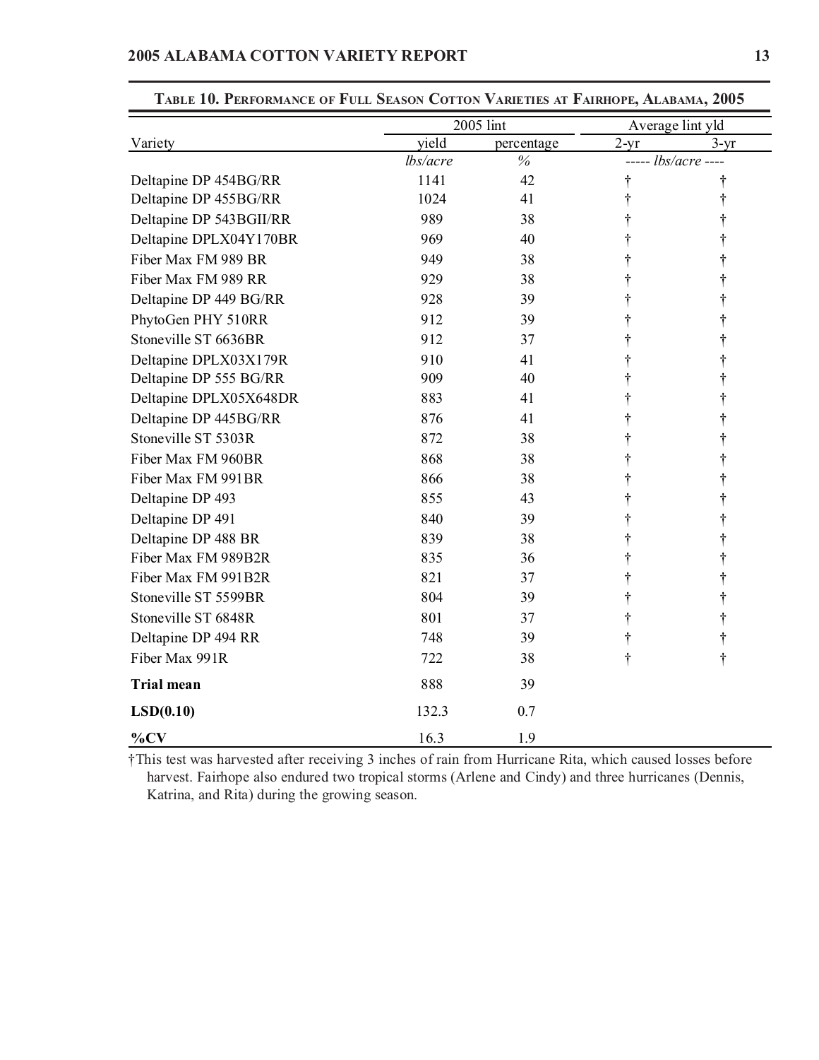**Table 10. Performance of Full Season Cotton Varieties at Fairhope, Alabama, 2005**

| Variety | 2005 lint yield | 2005 lint percentage | Average lint yld 2-yr | Average lint yld 3-yr |
|---|---|---|---|---|
| | *lbs/acre* | *%* | ----- *lbs/acre* ---- | |
| Deltapine DP 454BG/RR | 1141 | 42 | † | † |
| Deltapine DP 455BG/RR | 1024 | 41 | † | † |
| Deltapine DP 543BGII/RR | 989 | 38 | † | † |
| Deltapine DPLX04Y170BR | 969 | 40 | † | † |
| Fiber Max FM 989 BR | 949 | 38 | † | † |
| Fiber Max FM 989 RR | 929 | 38 | † | † |
| Deltapine DP 449 BG/RR | 928 | 39 | † | † |
| PhytoGen PHY 510RR | 912 | 39 | † | † |
| Stoneville ST 6636BR | 912 | 37 | † | † |
| Deltapine DPLX03X179R | 910 | 41 | † | † |
| Deltapine DP 555 BG/RR | 909 | 40 | † | † |
| Deltapine DPLX05X648DR | 883 | 41 | † | † |
| Deltapine DP 445BG/RR | 876 | 41 | † | † |
| Stoneville ST 5303R | 872 | 38 | † | † |
| Fiber Max FM 960BR | 868 | 38 | † | † |
| Fiber Max FM 991BR | 866 | 38 | † | † |
| Deltapine DP 493 | 855 | 43 | † | † |
| Deltapine DP 491 | 840 | 39 | † | † |
| Deltapine DP 488 BR | 839 | 38 | † | † |
| Fiber Max FM 989B2R | 835 | 36 | † | † |
| Fiber Max FM 991B2R | 821 | 37 | † | † |
| Stoneville ST 5599BR | 804 | 39 | † | † |
| Stoneville ST 6848R | 801 | 37 | † | † |
| Deltapine DP 494 RR | 748 | 39 | † | † |
| Fiber Max 991R | 722 | 38 | † | † |
| **Trial mean** | 888 | 39 | | |
| **LSD(0.10)** | 132.3 | 0.7 | | |
| **%CV** | 16.3 | 1.9 | | |

†This test was harvested after receiving 3 inches of rain from Hurricane Rita, which caused losses before harvest. Fairhope also endured two tropical storms (Arlene and Cindy) and three hurricanes (Dennis, Katrina, and Rita) during the growing season.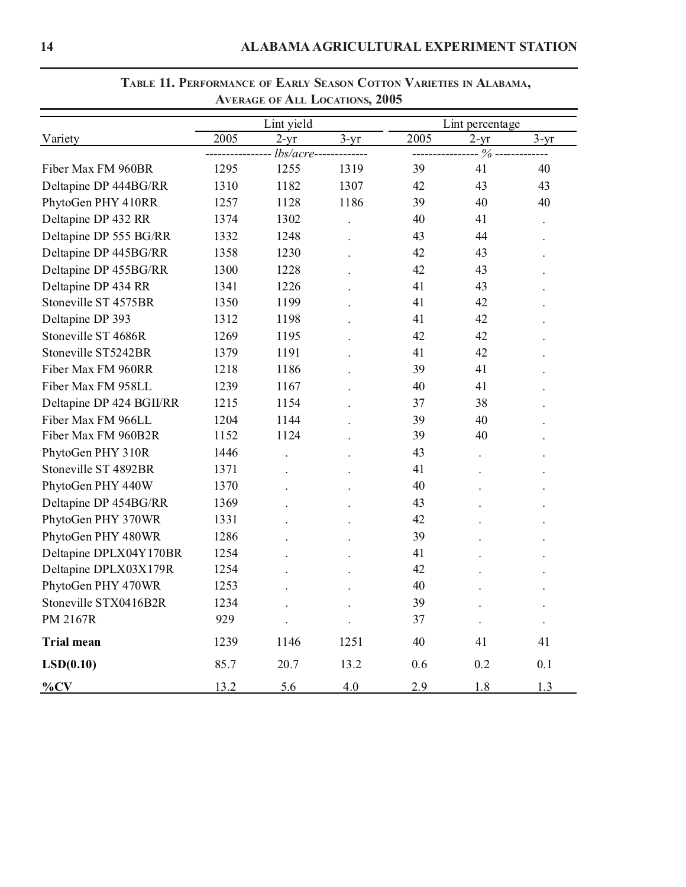**Table 11. Performance of Early Season Cotton Varieties in Alabama, Average of All Locations, 2005**

| Variety | Lint yield | | | Lint percentage | | |
|---|---|---|---|---|---|---|
| | 2005 | 2-yr | 3-yr | 2005 | 2-yr | 3-yr |
| | *lbs/acre* | | | % | | |
| Fiber Max FM 960BR | 1295 | 1255 | 1319 | 39 | 41 | 40 |
| Deltapine DP 444BG/RR | 1310 | 1182 | 1307 | 42 | 43 | 43 |
| PhytoGen PHY 410RR | 1257 | 1128 | 1186 | 39 | 40 | 40 |
| Deltapine DP 432 RR | 1374 | 1302 | . | 40 | 41 | . |
| Deltapine DP 555 BG/RR | 1332 | 1248 | . | 43 | 44 | . |
| Deltapine DP 445BG/RR | 1358 | 1230 | . | 42 | 43 | . |
| Deltapine DP 455BG/RR | 1300 | 1228 | . | 42 | 43 | . |
| Deltapine DP 434 RR | 1341 | 1226 | . | 41 | 43 | . |
| Stoneville ST 4575BR | 1350 | 1199 | . | 41 | 42 | . |
| Deltapine DP 393 | 1312 | 1198 | . | 41 | 42 | . |
| Stoneville ST 4686R | 1269 | 1195 | . | 42 | 42 | . |
| Stoneville ST5242BR | 1379 | 1191 | . | 41 | 42 | . |
| Fiber Max FM 960RR | 1218 | 1186 | . | 39 | 41 | . |
| Fiber Max FM 958LL | 1239 | 1167 | . | 40 | 41 | . |
| Deltapine DP 424 BGII/RR | 1215 | 1154 | . | 37 | 38 | . |
| Fiber Max FM 966LL | 1204 | 1144 | . | 39 | 40 | . |
| Fiber Max FM 960B2R | 1152 | 1124 | . | 39 | 40 | . |
| PhytoGen PHY 310R | 1446 | . | . | 43 | . | . |
| Stoneville ST 4892BR | 1371 | . | . | 41 | . | . |
| PhytoGen PHY 440W | 1370 | . | . | 40 | . | . |
| Deltapine DP 454BG/RR | 1369 | . | . | 43 | . | . |
| PhytoGen PHY 370WR | 1331 | . | . | 42 | . | . |
| PhytoGen PHY 480WR | 1286 | . | . | 39 | . | . |
| Deltapine DPLX04Y170BR | 1254 | . | . | 41 | . | . |
| Deltapine DPLX03X179R | 1254 | . | . | 42 | . | . |
| PhytoGen PHY 470WR | 1253 | . | . | 40 | . | . |
| Stoneville STX0416B2R | 1234 | . | . | 39 | . | . |
| PM 2167R | 929 | . | . | 37 | . | . |
| **Trial mean** | 1239 | 1146 | 1251 | 40 | 41 | 41 |
| **LSD(0.10)** | 85.7 | 20.7 | 13.2 | 0.6 | 0.2 | 0.1 |
| **%CV** | 13.2 | 5.6 | 4.0 | 2.9 | 1.8 | 1.3 |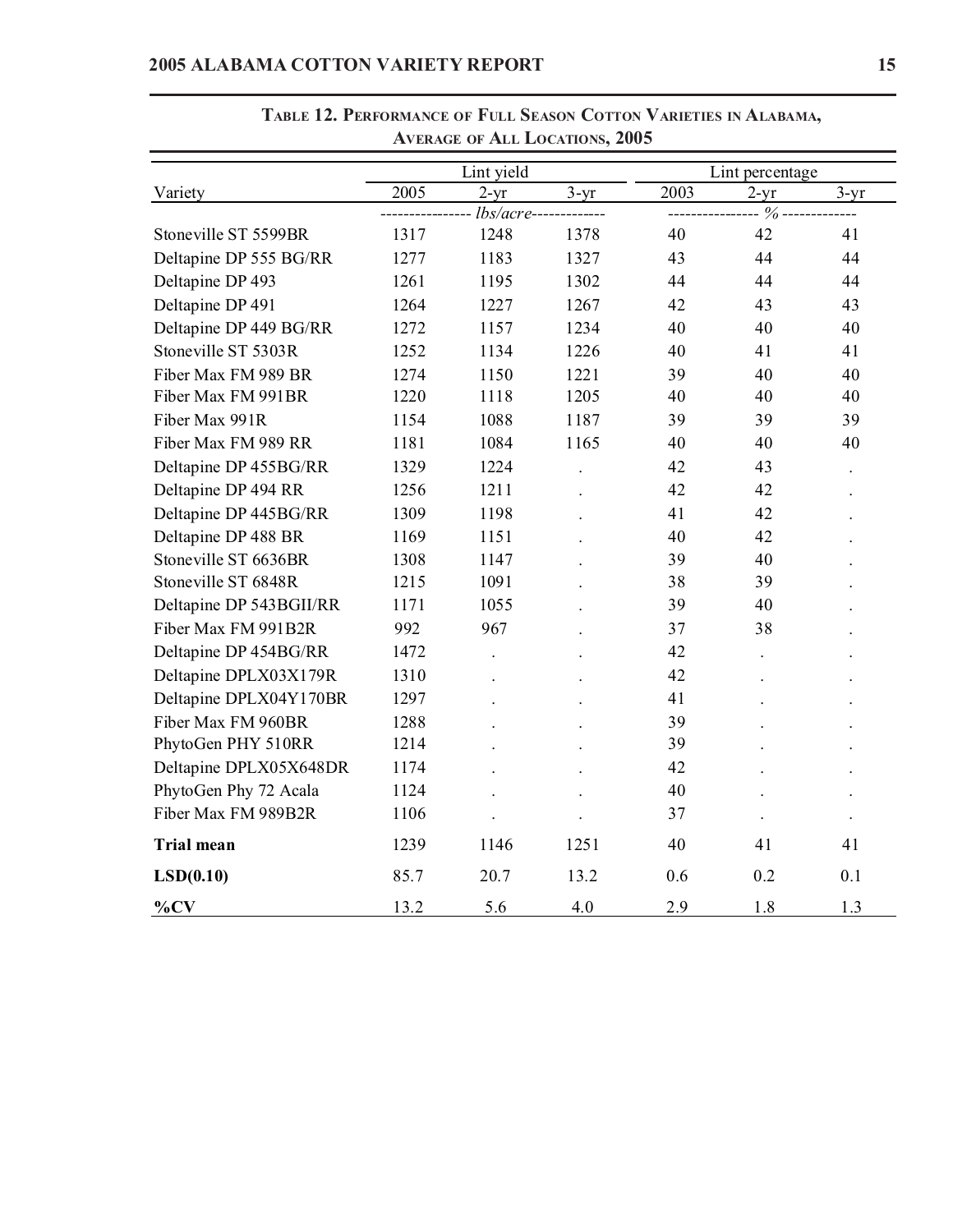**TABLE 12. PERFORMANCE OF FULL SEASON COTTON VARIETIES IN ALABAMA, AVERAGE OF ALL LOCATIONS, 2005**

| Variety | Lint yield | | | Lint percentage | | |
|---|---|---|---|---|---|---|
| | 2005 | 2-yr | 3-yr | 2003 | 2-yr | 3-yr |
| | *lbs/acre* | | | % | | |
| Stoneville ST 5599BR | 1317 | 1248 | 1378 | 40 | 42 | 41 |
| Deltapine DP 555 BG/RR | 1277 | 1183 | 1327 | 43 | 44 | 44 |
| Deltapine DP 493 | 1261 | 1195 | 1302 | 44 | 44 | 44 |
| Deltapine DP 491 | 1264 | 1227 | 1267 | 42 | 43 | 43 |
| Deltapine DP 449 BG/RR | 1272 | 1157 | 1234 | 40 | 40 | 40 |
| Stoneville ST 5303R | 1252 | 1134 | 1226 | 40 | 41 | 41 |
| Fiber Max FM 989 BR | 1274 | 1150 | 1221 | 39 | 40 | 40 |
| Fiber Max FM 991BR | 1220 | 1118 | 1205 | 40 | 40 | 40 |
| Fiber Max 991R | 1154 | 1088 | 1187 | 39 | 39 | 39 |
| Fiber Max FM 989 RR | 1181 | 1084 | 1165 | 40 | 40 | 40 |
| Deltapine DP 455BG/RR | 1329 | 1224 | . | 42 | 43 | . |
| Deltapine DP 494 RR | 1256 | 1211 | . | 42 | 42 | . |
| Deltapine DP 445BG/RR | 1309 | 1198 | . | 41 | 42 | . |
| Deltapine DP 488 BR | 1169 | 1151 | . | 40 | 42 | . |
| Stoneville ST 6636BR | 1308 | 1147 | . | 39 | 40 | . |
| Stoneville ST 6848R | 1215 | 1091 | . | 38 | 39 | . |
| Deltapine DP 543BGII/RR | 1171 | 1055 | . | 39 | 40 | . |
| Fiber Max FM 991B2R | 992 | 967 | . | 37 | 38 | . |
| Deltapine DP 454BG/RR | 1472 | . | . | 42 | . | . |
| Deltapine DPLX03X179R | 1310 | . | . | 42 | . | . |
| Deltapine DPLX04Y170BR | 1297 | . | . | 41 | . | . |
| Fiber Max FM 960BR | 1288 | . | . | 39 | . | . |
| PhytoGen PHY 510RR | 1214 | . | . | 39 | . | . |
| Deltapine DPLX05X648DR | 1174 | . | . | 42 | . | . |
| PhytoGen Phy 72 Acala | 1124 | . | . | 40 | . | . |
| Fiber Max FM 989B2R | 1106 | . | . | 37 | . | . |
| **Trial mean** | 1239 | 1146 | 1251 | 40 | 41 | 41 |
| **LSD(0.10)** | 85.7 | 20.7 | 13.2 | 0.6 | 0.2 | 0.1 |
| **%CV** | 13.2 | 5.6 | 4.0 | 2.9 | 1.8 | 1.3 |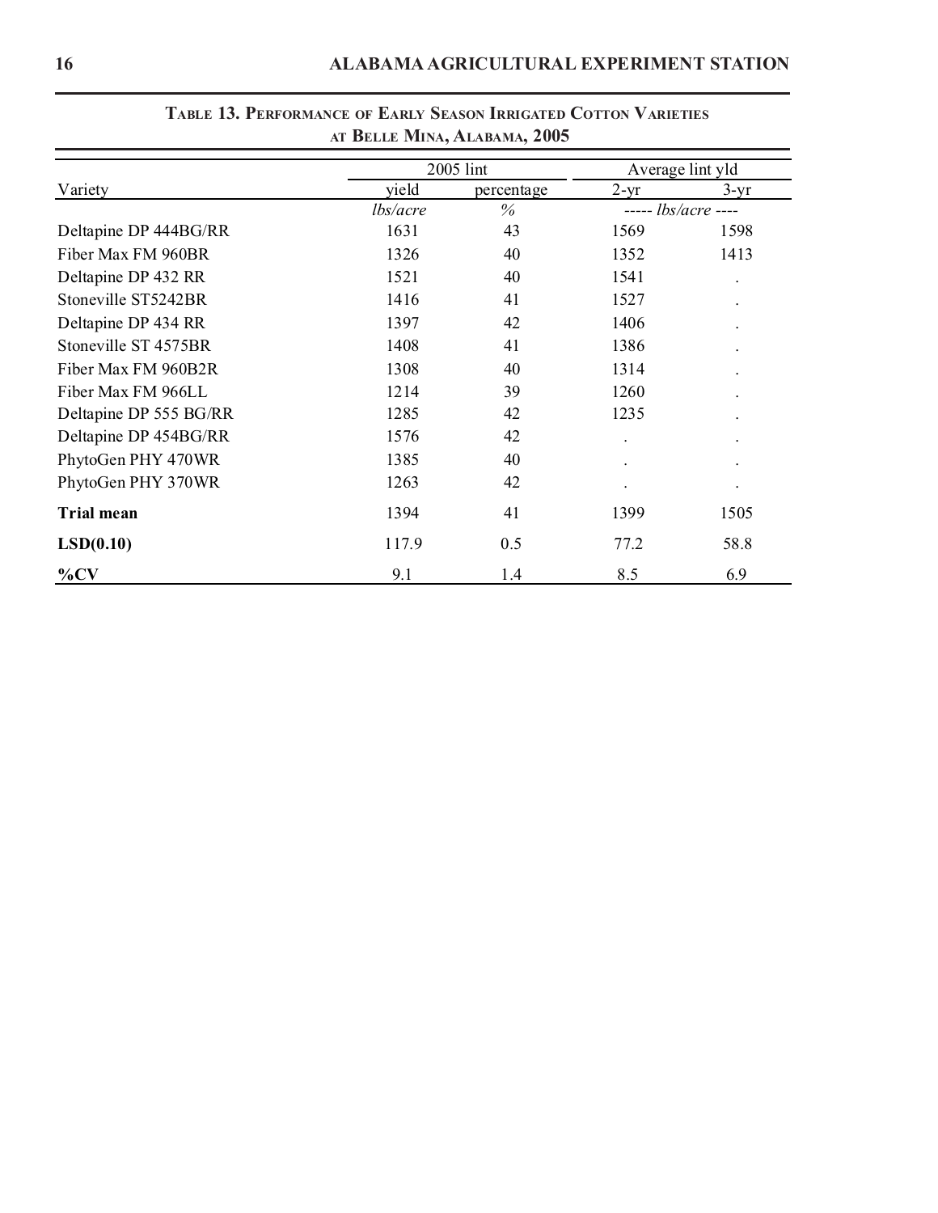**Table 13. Performance of Early Season Irrigated Cotton Varieties at Belle Mina, Alabama, 2005**

| Variety | 2005 lint yield | 2005 lint percentage | Average lint yld 2-yr | Average lint yld 3-yr |
|---|---|---|---|---|
| | *lbs/acre* | *%* | ----- *lbs/acre* ---- | |
| Deltapine DP 444BG/RR | 1631 | 43 | 1569 | 1598 |
| Fiber Max FM 960BR | 1326 | 40 | 1352 | 1413 |
| Deltapine DP 432 RR | 1521 | 40 | 1541 | . |
| Stoneville ST5242BR | 1416 | 41 | 1527 | . |
| Deltapine DP 434 RR | 1397 | 42 | 1406 | . |
| Stoneville ST 4575BR | 1408 | 41 | 1386 | . |
| Fiber Max FM 960B2R | 1308 | 40 | 1314 | . |
| Fiber Max FM 966LL | 1214 | 39 | 1260 | . |
| Deltapine DP 555 BG/RR | 1285 | 42 | 1235 | . |
| Deltapine DP 454BG/RR | 1576 | 42 | . | . |
| PhytoGen PHY 470WR | 1385 | 40 | . | . |
| PhytoGen PHY 370WR | 1263 | 42 | . | . |
| **Trial mean** | 1394 | 41 | 1399 | 1505 |
| **LSD(0.10)** | 117.9 | 0.5 | 77.2 | 58.8 |
| **%CV** | 9.1 | 1.4 | 8.5 | 6.9 |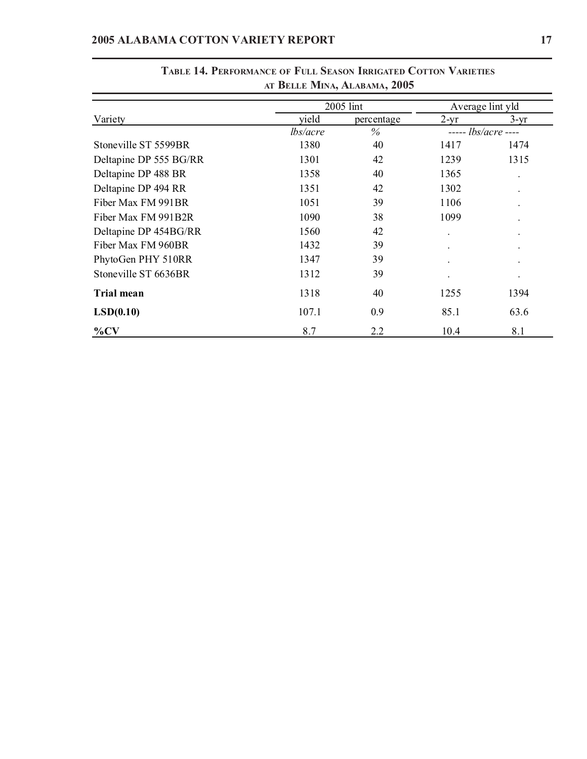## Table 14. Performance of Full Season Irrigated Cotton Varieties at Belle Mina, Alabama, 2005

| Variety | 2005 lint | | Average lint yld | |
|---|---|---|---|---|
| | yield | percentage | 2-yr | 3-yr |
| | *lbs/acre* | *%* | ----- *lbs/acre* ---- | |
| Stoneville ST 5599BR | 1380 | 40 | 1417 | 1474 |
| Deltapine DP 555 BG/RR | 1301 | 42 | 1239 | 1315 |
| Deltapine DP 488 BR | 1358 | 40 | 1365 | . |
| Deltapine DP 494 RR | 1351 | 42 | 1302 | . |
| Fiber Max FM 991BR | 1051 | 39 | 1106 | . |
| Fiber Max FM 991B2R | 1090 | 38 | 1099 | . |
| Deltapine DP 454BG/RR | 1560 | 42 | . | . |
| Fiber Max FM 960BR | 1432 | 39 | . | . |
| PhytoGen PHY 510RR | 1347 | 39 | . | . |
| Stoneville ST 6636BR | 1312 | 39 | . | . |
| **Trial mean** | 1318 | 40 | 1255 | 1394 |
| **LSD(0.10)** | 107.1 | 0.9 | 85.1 | 63.6 |
| **%CV** | 8.7 | 2.2 | 10.4 | 8.1 |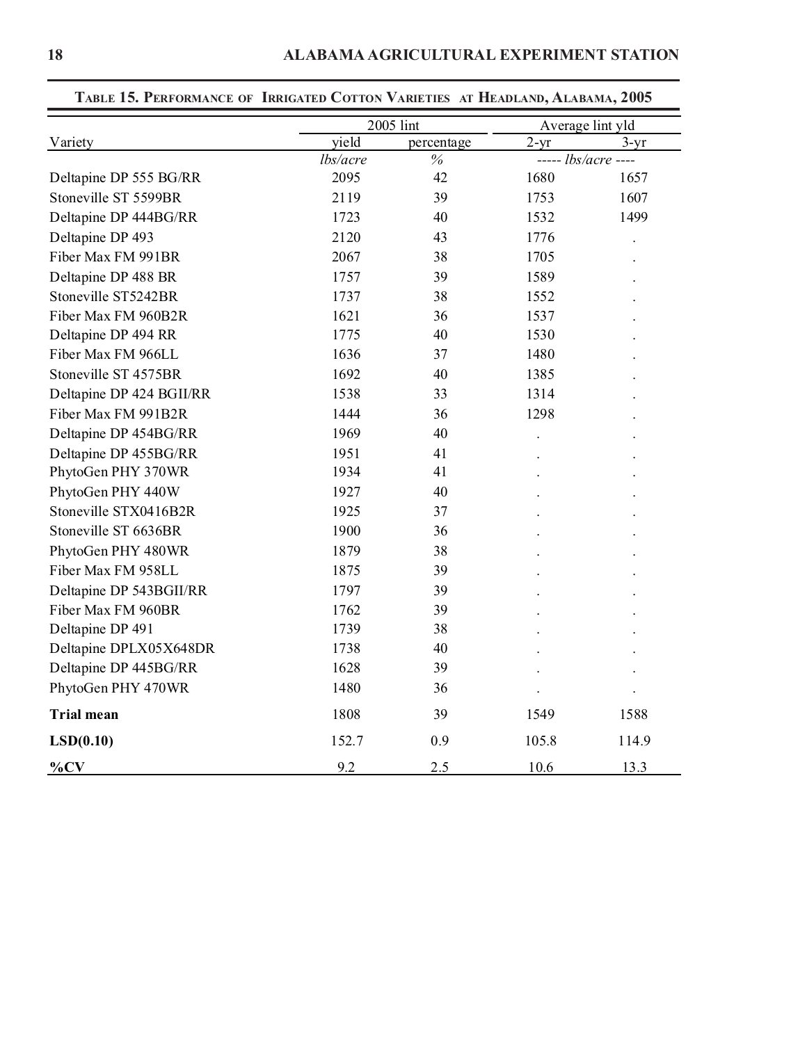**Table 15. Performance of Irrigated Cotton Varieties at Headland, Alabama, 2005**

| Variety | 2005 lint | | Average lint yld | |
|---|---|---|---|---|
| | yield | percentage | 2-yr | 3-yr |
| | *lbs/acre* | *%* | ----- *lbs/acre* ---- | |
| Deltapine DP 555 BG/RR | 2095 | 42 | 1680 | 1657 |
| Stoneville ST 5599BR | 2119 | 39 | 1753 | 1607 |
| Deltapine DP 444BG/RR | 1723 | 40 | 1532 | 1499 |
| Deltapine DP 493 | 2120 | 43 | 1776 | . |
| Fiber Max FM 991BR | 2067 | 38 | 1705 | . |
| Deltapine DP 488 BR | 1757 | 39 | 1589 | . |
| Stoneville ST5242BR | 1737 | 38 | 1552 | . |
| Fiber Max FM 960B2R | 1621 | 36 | 1537 | . |
| Deltapine DP 494 RR | 1775 | 40 | 1530 | . |
| Fiber Max FM 966LL | 1636 | 37 | 1480 | . |
| Stoneville ST 4575BR | 1692 | 40 | 1385 | . |
| Deltapine DP 424 BGII/RR | 1538 | 33 | 1314 | . |
| Fiber Max FM 991B2R | 1444 | 36 | 1298 | . |
| Deltapine DP 454BG/RR | 1969 | 40 | . | . |
| Deltapine DP 455BG/RR | 1951 | 41 | . | . |
| PhytoGen PHY 370WR | 1934 | 41 | . | . |
| PhytoGen PHY 440W | 1927 | 40 | . | . |
| Stoneville STX0416B2R | 1925 | 37 | . | . |
| Stoneville ST 6636BR | 1900 | 36 | . | . |
| PhytoGen PHY 480WR | 1879 | 38 | . | . |
| Fiber Max FM 958LL | 1875 | 39 | . | . |
| Deltapine DP 543BGII/RR | 1797 | 39 | . | . |
| Fiber Max FM 960BR | 1762 | 39 | . | . |
| Deltapine DP 491 | 1739 | 38 | . | . |
| Deltapine DPLX05X648DR | 1738 | 40 | . | . |
| Deltapine DP 445BG/RR | 1628 | 39 | . | . |
| PhytoGen PHY 470WR | 1480 | 36 | . | . |
| **Trial mean** | 1808 | 39 | 1549 | 1588 |
| **LSD(0.10)** | 152.7 | 0.9 | 105.8 | 114.9 |
| **%CV** | 9.2 | 2.5 | 10.6 | 13.3 |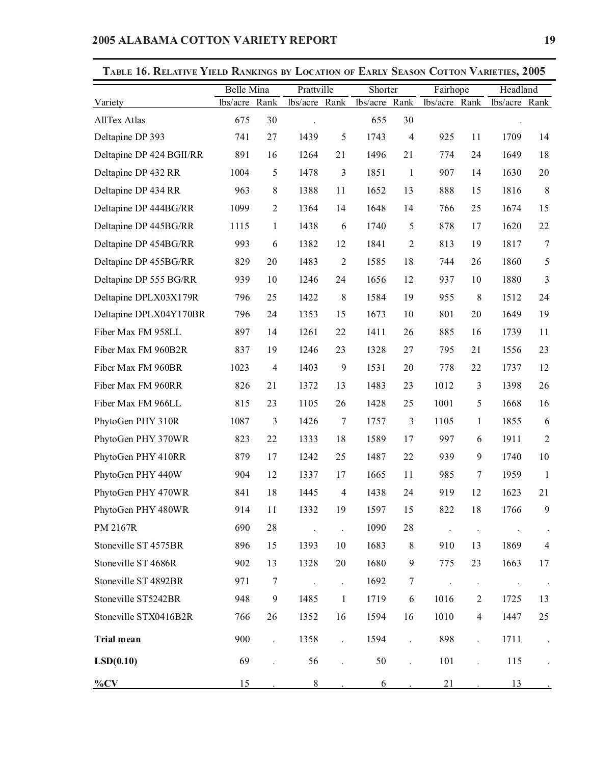**TABLE 16. RELATIVE YIELD RANKINGS BY LOCATION OF EARLY SEASON COTTON VARIETIES, 2005**

| | Belle Mina | | Prattville | | Shorter | | Fairhope | | Headland | |
|---|---|---|---|---|---|---|---|---|---|---|
| Variety | lbs/acre | Rank | lbs/acre | Rank | lbs/acre | Rank | lbs/acre | Rank | lbs/acre | Rank |
| AllTex Atlas | 675 | 30 | . | | 655 | 30 | | | . | |
| Deltapine DP 393 | 741 | 27 | 1439 | 5 | 1743 | 4 | 925 | 11 | 1709 | 14 |
| Deltapine DP 424 BGII/RR | 891 | 16 | 1264 | 21 | 1496 | 21 | 774 | 24 | 1649 | 18 |
| Deltapine DP 432 RR | 1004 | 5 | 1478 | 3 | 1851 | 1 | 907 | 14 | 1630 | 20 |
| Deltapine DP 434 RR | 963 | 8 | 1388 | 11 | 1652 | 13 | 888 | 15 | 1816 | 8 |
| Deltapine DP 444BG/RR | 1099 | 2 | 1364 | 14 | 1648 | 14 | 766 | 25 | 1674 | 15 |
| Deltapine DP 445BG/RR | 1115 | 1 | 1438 | 6 | 1740 | 5 | 878 | 17 | 1620 | 22 |
| Deltapine DP 454BG/RR | 993 | 6 | 1382 | 12 | 1841 | 2 | 813 | 19 | 1817 | 7 |
| Deltapine DP 455BG/RR | 829 | 20 | 1483 | 2 | 1585 | 18 | 744 | 26 | 1860 | 5 |
| Deltapine DP 555 BG/RR | 939 | 10 | 1246 | 24 | 1656 | 12 | 937 | 10 | 1880 | 3 |
| Deltapine DPLX03X179R | 796 | 25 | 1422 | 8 | 1584 | 19 | 955 | 8 | 1512 | 24 |
| Deltapine DPLX04Y170BR | 796 | 24 | 1353 | 15 | 1673 | 10 | 801 | 20 | 1649 | 19 |
| Fiber Max FM 958LL | 897 | 14 | 1261 | 22 | 1411 | 26 | 885 | 16 | 1739 | 11 |
| Fiber Max FM 960B2R | 837 | 19 | 1246 | 23 | 1328 | 27 | 795 | 21 | 1556 | 23 |
| Fiber Max FM 960BR | 1023 | 4 | 1403 | 9 | 1531 | 20 | 778 | 22 | 1737 | 12 |
| Fiber Max FM 960RR | 826 | 21 | 1372 | 13 | 1483 | 23 | 1012 | 3 | 1398 | 26 |
| Fiber Max FM 966LL | 815 | 23 | 1105 | 26 | 1428 | 25 | 1001 | 5 | 1668 | 16 |
| PhytoGen PHY 310R | 1087 | 3 | 1426 | 7 | 1757 | 3 | 1105 | 1 | 1855 | 6 |
| PhytoGen PHY 370WR | 823 | 22 | 1333 | 18 | 1589 | 17 | 997 | 6 | 1911 | 2 |
| PhytoGen PHY 410RR | 879 | 17 | 1242 | 25 | 1487 | 22 | 939 | 9 | 1740 | 10 |
| PhytoGen PHY 440W | 904 | 12 | 1337 | 17 | 1665 | 11 | 985 | 7 | 1959 | 1 |
| PhytoGen PHY 470WR | 841 | 18 | 1445 | 4 | 1438 | 24 | 919 | 12 | 1623 | 21 |
| PhytoGen PHY 480WR | 914 | 11 | 1332 | 19 | 1597 | 15 | 822 | 18 | 1766 | 9 |
| PM 2167R | 690 | 28 | . | . | 1090 | 28 | . | . | . | . |
| Stoneville ST 4575BR | 896 | 15 | 1393 | 10 | 1683 | 8 | 910 | 13 | 1869 | 4 |
| Stoneville ST 4686R | 902 | 13 | 1328 | 20 | 1680 | 9 | 775 | 23 | 1663 | 17 |
| Stoneville ST 4892BR | 971 | 7 | . | . | 1692 | 7 | . | . | . | . |
| Stoneville ST5242BR | 948 | 9 | 1485 | 1 | 1719 | 6 | 1016 | 2 | 1725 | 13 |
| Stoneville STX0416B2R | 766 | 26 | 1352 | 16 | 1594 | 16 | 1010 | 4 | 1447 | 25 |
| **Trial mean** | 900 | . | 1358 | . | 1594 | . | 898 | . | 1711 | . |
| **LSD(0.10)** | 69 | . | 56 | . | 50 | . | 101 | . | 115 | . |
| **%CV** | 15 | . | 8 | . | 6 | . | 21 | . | 13 | . |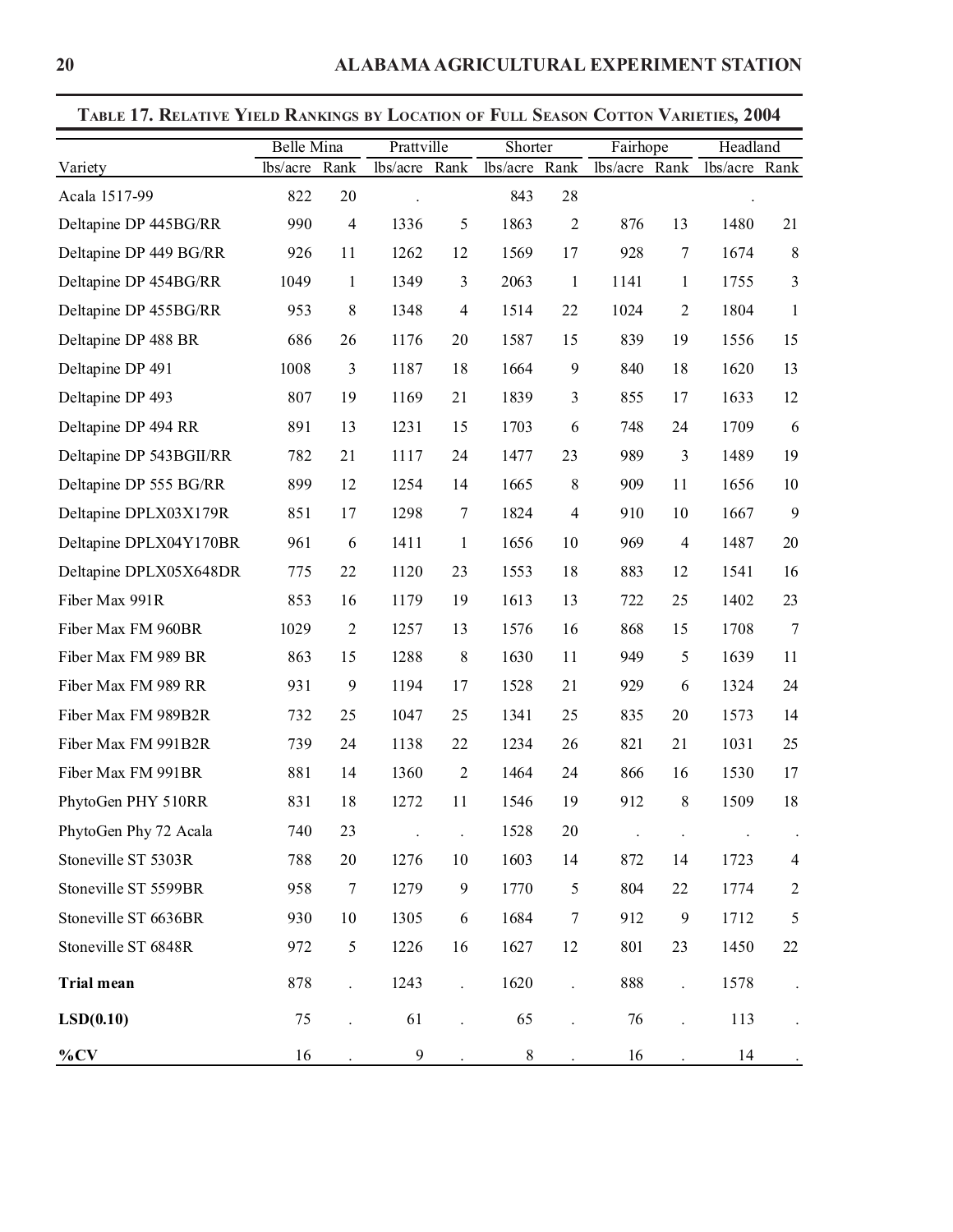**Table 17. Relative Yield Rankings by Location of Full Season Cotton Varieties, 2004**

| | Belle Mina | | Prattville | | Shorter | | Fairhope | | Headland | |
|---|---|---|---|---|---|---|---|---|---|---|
| Variety | lbs/acre | Rank | lbs/acre | Rank | lbs/acre | Rank | lbs/acre | Rank | lbs/acre | Rank |
| Acala 1517-99 | 822 | 20 | . | | 843 | 28 | | | . | |
| Deltapine DP 445BG/RR | 990 | 4 | 1336 | 5 | 1863 | 2 | 876 | 13 | 1480 | 21 |
| Deltapine DP 449 BG/RR | 926 | 11 | 1262 | 12 | 1569 | 17 | 928 | 7 | 1674 | 8 |
| Deltapine DP 454BG/RR | 1049 | 1 | 1349 | 3 | 2063 | 1 | 1141 | 1 | 1755 | 3 |
| Deltapine DP 455BG/RR | 953 | 8 | 1348 | 4 | 1514 | 22 | 1024 | 2 | 1804 | 1 |
| Deltapine DP 488 BR | 686 | 26 | 1176 | 20 | 1587 | 15 | 839 | 19 | 1556 | 15 |
| Deltapine DP 491 | 1008 | 3 | 1187 | 18 | 1664 | 9 | 840 | 18 | 1620 | 13 |
| Deltapine DP 493 | 807 | 19 | 1169 | 21 | 1839 | 3 | 855 | 17 | 1633 | 12 |
| Deltapine DP 494 RR | 891 | 13 | 1231 | 15 | 1703 | 6 | 748 | 24 | 1709 | 6 |
| Deltapine DP 543BGII/RR | 782 | 21 | 1117 | 24 | 1477 | 23 | 989 | 3 | 1489 | 19 |
| Deltapine DP 555 BG/RR | 899 | 12 | 1254 | 14 | 1665 | 8 | 909 | 11 | 1656 | 10 |
| Deltapine DPLX03X179R | 851 | 17 | 1298 | 7 | 1824 | 4 | 910 | 10 | 1667 | 9 |
| Deltapine DPLX04Y170BR | 961 | 6 | 1411 | 1 | 1656 | 10 | 969 | 4 | 1487 | 20 |
| Deltapine DPLX05X648DR | 775 | 22 | 1120 | 23 | 1553 | 18 | 883 | 12 | 1541 | 16 |
| Fiber Max 991R | 853 | 16 | 1179 | 19 | 1613 | 13 | 722 | 25 | 1402 | 23 |
| Fiber Max FM 960BR | 1029 | 2 | 1257 | 13 | 1576 | 16 | 868 | 15 | 1708 | 7 |
| Fiber Max FM 989 BR | 863 | 15 | 1288 | 8 | 1630 | 11 | 949 | 5 | 1639 | 11 |
| Fiber Max FM 989 RR | 931 | 9 | 1194 | 17 | 1528 | 21 | 929 | 6 | 1324 | 24 |
| Fiber Max FM 989B2R | 732 | 25 | 1047 | 25 | 1341 | 25 | 835 | 20 | 1573 | 14 |
| Fiber Max FM 991B2R | 739 | 24 | 1138 | 22 | 1234 | 26 | 821 | 21 | 1031 | 25 |
| Fiber Max FM 991BR | 881 | 14 | 1360 | 2 | 1464 | 24 | 866 | 16 | 1530 | 17 |
| PhytoGen PHY 510RR | 831 | 18 | 1272 | 11 | 1546 | 19 | 912 | 8 | 1509 | 18 |
| PhytoGen Phy 72 Acala | 740 | 23 | . | . | 1528 | 20 | . | . | . | . |
| Stoneville ST 5303R | 788 | 20 | 1276 | 10 | 1603 | 14 | 872 | 14 | 1723 | 4 |
| Stoneville ST 5599BR | 958 | 7 | 1279 | 9 | 1770 | 5 | 804 | 22 | 1774 | 2 |
| Stoneville ST 6636BR | 930 | 10 | 1305 | 6 | 1684 | 7 | 912 | 9 | 1712 | 5 |
| Stoneville ST 6848R | 972 | 5 | 1226 | 16 | 1627 | 12 | 801 | 23 | 1450 | 22 |
| **Trial mean** | 878 | . | 1243 | . | 1620 | . | 888 | . | 1578 | . |
| **LSD(0.10)** | 75 | . | 61 | . | 65 | . | 76 | . | 113 | . |
| **%CV** | 16 | . | 9 | . | 8 | . | 16 | . | 14 | . |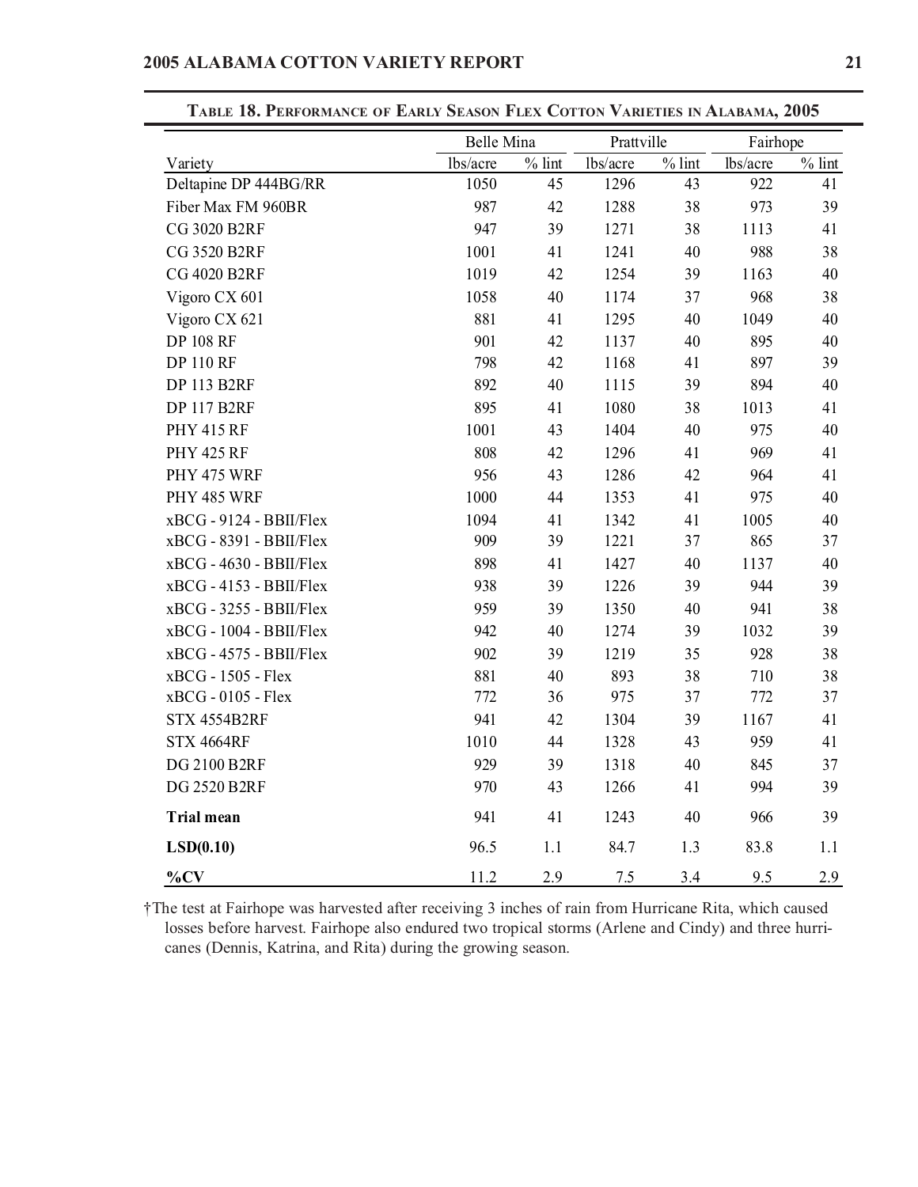**Table 18. Performance of Early Season Flex Cotton Varieties in Alabama, 2005**

| | Belle Mina | | Prattville | | Fairhope | |
|---|---|---|---|---|---|---|
| Variety | lbs/acre | % lint | lbs/acre | % lint | lbs/acre | % lint |
| Deltapine DP 444BG/RR | 1050 | 45 | 1296 | 43 | 922 | 41 |
| Fiber Max FM 960BR | 987 | 42 | 1288 | 38 | 973 | 39 |
| CG 3020 B2RF | 947 | 39 | 1271 | 38 | 1113 | 41 |
| CG 3520 B2RF | 1001 | 41 | 1241 | 40 | 988 | 38 |
| CG 4020 B2RF | 1019 | 42 | 1254 | 39 | 1163 | 40 |
| Vigoro CX 601 | 1058 | 40 | 1174 | 37 | 968 | 38 |
| Vigoro CX 621 | 881 | 41 | 1295 | 40 | 1049 | 40 |
| DP 108 RF | 901 | 42 | 1137 | 40 | 895 | 40 |
| DP 110 RF | 798 | 42 | 1168 | 41 | 897 | 39 |
| DP 113 B2RF | 892 | 40 | 1115 | 39 | 894 | 40 |
| DP 117 B2RF | 895 | 41 | 1080 | 38 | 1013 | 41 |
| PHY 415 RF | 1001 | 43 | 1404 | 40 | 975 | 40 |
| PHY 425 RF | 808 | 42 | 1296 | 41 | 969 | 41 |
| PHY 475 WRF | 956 | 43 | 1286 | 42 | 964 | 41 |
| PHY 485 WRF | 1000 | 44 | 1353 | 41 | 975 | 40 |
| xBCG - 9124 - BBII/Flex | 1094 | 41 | 1342 | 41 | 1005 | 40 |
| xBCG - 8391 - BBII/Flex | 909 | 39 | 1221 | 37 | 865 | 37 |
| xBCG - 4630 - BBII/Flex | 898 | 41 | 1427 | 40 | 1137 | 40 |
| xBCG - 4153 - BBII/Flex | 938 | 39 | 1226 | 39 | 944 | 39 |
| xBCG - 3255 - BBII/Flex | 959 | 39 | 1350 | 40 | 941 | 38 |
| xBCG - 1004 - BBII/Flex | 942 | 40 | 1274 | 39 | 1032 | 39 |
| xBCG - 4575 - BBII/Flex | 902 | 39 | 1219 | 35 | 928 | 38 |
| xBCG - 1505 - Flex | 881 | 40 | 893 | 38 | 710 | 38 |
| xBCG - 0105 - Flex | 772 | 36 | 975 | 37 | 772 | 37 |
| STX 4554B2RF | 941 | 42 | 1304 | 39 | 1167 | 41 |
| STX 4664RF | 1010 | 44 | 1328 | 43 | 959 | 41 |
| DG 2100 B2RF | 929 | 39 | 1318 | 40 | 845 | 37 |
| DG 2520 B2RF | 970 | 43 | 1266 | 41 | 994 | 39 |
| **Trial mean** | 941 | 41 | 1243 | 40 | 966 | 39 |
| **LSD(0.10)** | 96.5 | 1.1 | 84.7 | 1.3 | 83.8 | 1.1 |
| **%CV** | 11.2 | 2.9 | 7.5 | 3.4 | 9.5 | 2.9 |

†The test at Fairhope was harvested after receiving 3 inches of rain from Hurricane Rita, which caused losses before harvest. Fairhope also endured two tropical storms (Arlene and Cindy) and three hurricanes (Dennis, Katrina, and Rita) during the growing season.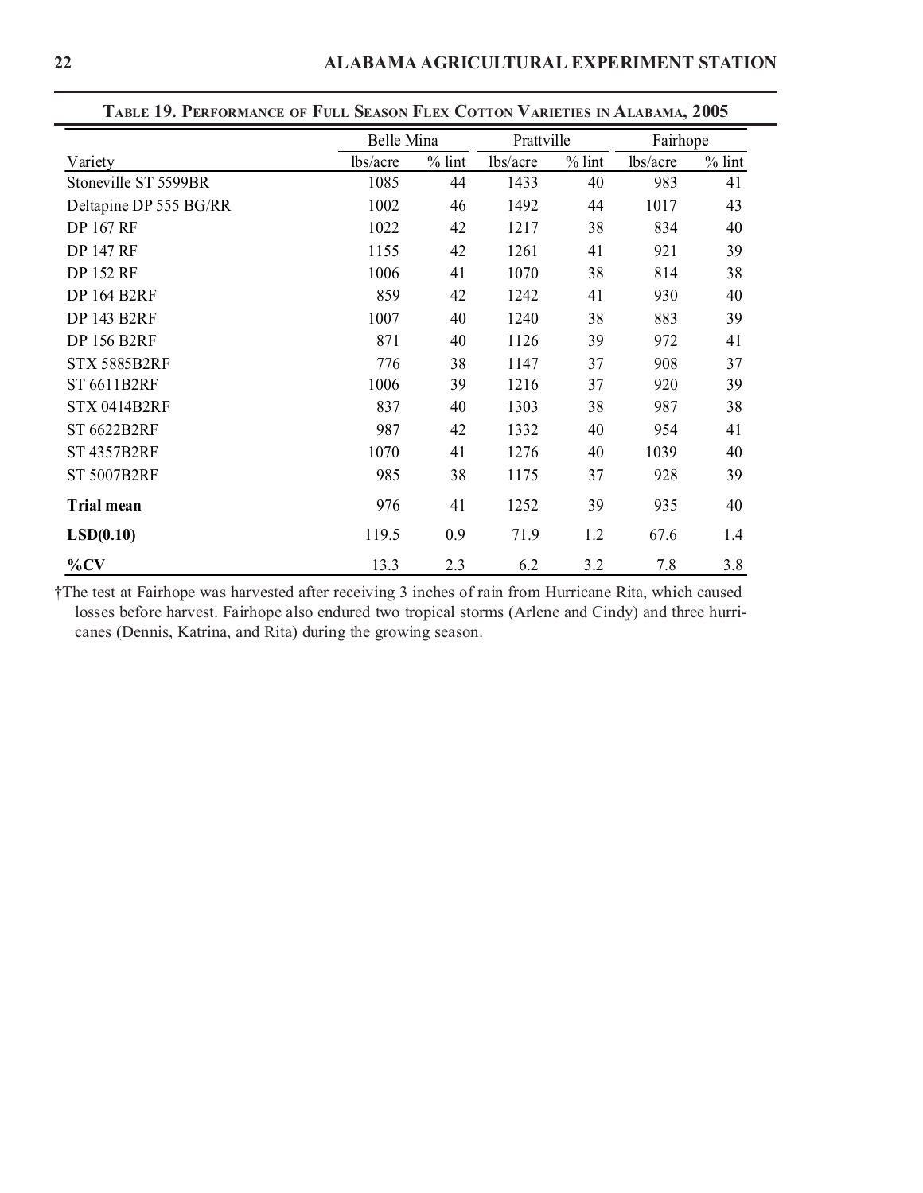**Table 19. Performance of Full Season Flex Cotton Varieties in Alabama, 2005**

| | Belle Mina | | Prattville | | Fairhope | |
|---|---|---|---|---|---|---|
| Variety | lbs/acre | % lint | lbs/acre | % lint | lbs/acre | % lint |
| Stoneville ST 5599BR | 1085 | 44 | 1433 | 40 | 983 | 41 |
| Deltapine DP 555 BG/RR | 1002 | 46 | 1492 | 44 | 1017 | 43 |
| DP 167 RF | 1022 | 42 | 1217 | 38 | 834 | 40 |
| DP 147 RF | 1155 | 42 | 1261 | 41 | 921 | 39 |
| DP 152 RF | 1006 | 41 | 1070 | 38 | 814 | 38 |
| DP 164 B2RF | 859 | 42 | 1242 | 41 | 930 | 40 |
| DP 143 B2RF | 1007 | 40 | 1240 | 38 | 883 | 39 |
| DP 156 B2RF | 871 | 40 | 1126 | 39 | 972 | 41 |
| STX 5885B2RF | 776 | 38 | 1147 | 37 | 908 | 37 |
| ST 6611B2RF | 1006 | 39 | 1216 | 37 | 920 | 39 |
| STX 0414B2RF | 837 | 40 | 1303 | 38 | 987 | 38 |
| ST 6622B2RF | 987 | 42 | 1332 | 40 | 954 | 41 |
| ST 4357B2RF | 1070 | 41 | 1276 | 40 | 1039 | 40 |
| ST 5007B2RF | 985 | 38 | 1175 | 37 | 928 | 39 |
| **Trial mean** | 976 | 41 | 1252 | 39 | 935 | 40 |
| **LSD(0.10)** | 119.5 | 0.9 | 71.9 | 1.2 | 67.6 | 1.4 |
| **%CV** | 13.3 | 2.3 | 6.2 | 3.2 | 7.8 | 3.8 |

†The test at Fairhope was harvested after receiving 3 inches of rain from Hurricane Rita, which caused losses before harvest. Fairhope also endured two tropical storms (Arlene and Cindy) and three hurricanes (Dennis, Katrina, and Rita) during the growing season.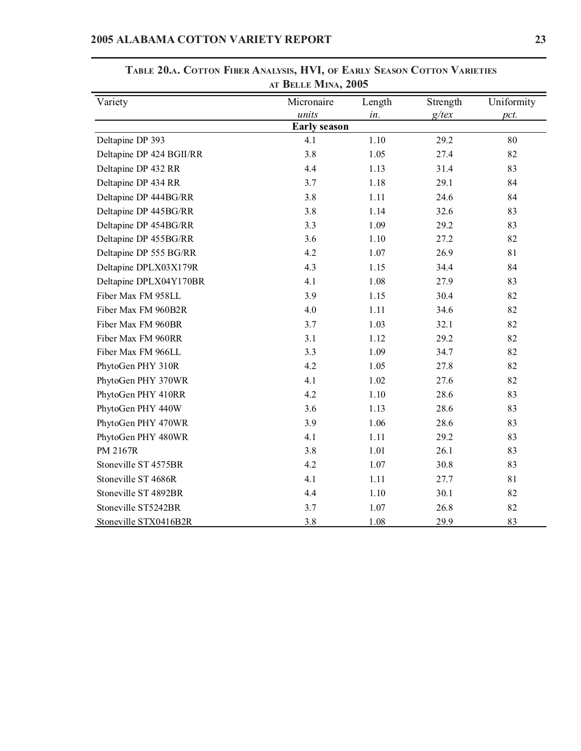## Table 20.a. Cotton Fiber Analysis, HVI, of Early Season Cotton Varieties at Belle Mina, 2005

| Variety | Micronaire | Length | Strength | Uniformity |
|---|---|---|---|---|
| | *units* | *in.* | *g/tex* | *pct.* |
| | **Early season** | | | |
| Deltapine DP 393 | 4.1 | 1.10 | 29.2 | 80 |
| Deltapine DP 424 BGII/RR | 3.8 | 1.05 | 27.4 | 82 |
| Deltapine DP 432 RR | 4.4 | 1.13 | 31.4 | 83 |
| Deltapine DP 434 RR | 3.7 | 1.18 | 29.1 | 84 |
| Deltapine DP 444BG/RR | 3.8 | 1.11 | 24.6 | 84 |
| Deltapine DP 445BG/RR | 3.8 | 1.14 | 32.6 | 83 |
| Deltapine DP 454BG/RR | 3.3 | 1.09 | 29.2 | 83 |
| Deltapine DP 455BG/RR | 3.6 | 1.10 | 27.2 | 82 |
| Deltapine DP 555 BG/RR | 4.2 | 1.07 | 26.9 | 81 |
| Deltapine DPLX03X179R | 4.3 | 1.15 | 34.4 | 84 |
| Deltapine DPLX04Y170BR | 4.1 | 1.08 | 27.9 | 83 |
| Fiber Max FM 958LL | 3.9 | 1.15 | 30.4 | 82 |
| Fiber Max FM 960B2R | 4.0 | 1.11 | 34.6 | 82 |
| Fiber Max FM 960BR | 3.7 | 1.03 | 32.1 | 82 |
| Fiber Max FM 960RR | 3.1 | 1.12 | 29.2 | 82 |
| Fiber Max FM 966LL | 3.3 | 1.09 | 34.7 | 82 |
| PhytoGen PHY 310R | 4.2 | 1.05 | 27.8 | 82 |
| PhytoGen PHY 370WR | 4.1 | 1.02 | 27.6 | 82 |
| PhytoGen PHY 410RR | 4.2 | 1.10 | 28.6 | 83 |
| PhytoGen PHY 440W | 3.6 | 1.13 | 28.6 | 83 |
| PhytoGen PHY 470WR | 3.9 | 1.06 | 28.6 | 83 |
| PhytoGen PHY 480WR | 4.1 | 1.11 | 29.2 | 83 |
| PM 2167R | 3.8 | 1.01 | 26.1 | 83 |
| Stoneville ST 4575BR | 4.2 | 1.07 | 30.8 | 83 |
| Stoneville ST 4686R | 4.1 | 1.11 | 27.7 | 81 |
| Stoneville ST 4892BR | 4.4 | 1.10 | 30.1 | 82 |
| Stoneville ST5242BR | 3.7 | 1.07 | 26.8 | 82 |
| Stoneville STX0416B2R | 3.8 | 1.08 | 29.9 | 83 |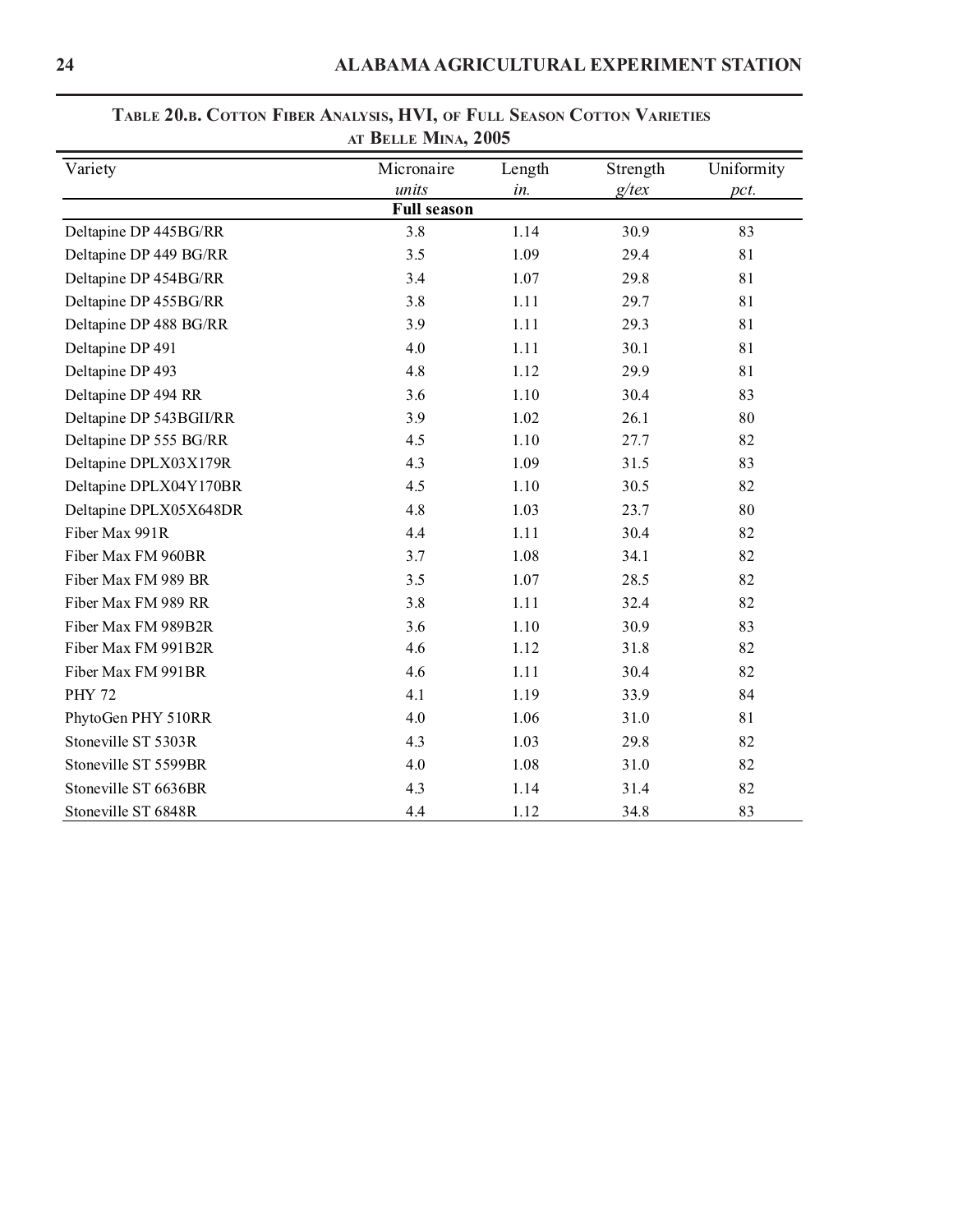**Table 20.b. Cotton Fiber Analysis, HVI, of Full Season Cotton Varieties at Belle Mina, 2005**

| Variety | Micronaire | Length | Strength | Uniformity |
|---|---|---|---|---|
| | *units* | *in.* | *g/tex* | *pct.* |
| | **Full season** | | | |
| Deltapine DP 445BG/RR | 3.8 | 1.14 | 30.9 | 83 |
| Deltapine DP 449 BG/RR | 3.5 | 1.09 | 29.4 | 81 |
| Deltapine DP 454BG/RR | 3.4 | 1.07 | 29.8 | 81 |
| Deltapine DP 455BG/RR | 3.8 | 1.11 | 29.7 | 81 |
| Deltapine DP 488 BG/RR | 3.9 | 1.11 | 29.3 | 81 |
| Deltapine DP 491 | 4.0 | 1.11 | 30.1 | 81 |
| Deltapine DP 493 | 4.8 | 1.12 | 29.9 | 81 |
| Deltapine DP 494 RR | 3.6 | 1.10 | 30.4 | 83 |
| Deltapine DP 543BGII/RR | 3.9 | 1.02 | 26.1 | 80 |
| Deltapine DP 555 BG/RR | 4.5 | 1.10 | 27.7 | 82 |
| Deltapine DPLX03X179R | 4.3 | 1.09 | 31.5 | 83 |
| Deltapine DPLX04Y170BR | 4.5 | 1.10 | 30.5 | 82 |
| Deltapine DPLX05X648DR | 4.8 | 1.03 | 23.7 | 80 |
| Fiber Max 991R | 4.4 | 1.11 | 30.4 | 82 |
| Fiber Max FM 960BR | 3.7 | 1.08 | 34.1 | 82 |
| Fiber Max FM 989 BR | 3.5 | 1.07 | 28.5 | 82 |
| Fiber Max FM 989 RR | 3.8 | 1.11 | 32.4 | 82 |
| Fiber Max FM 989B2R | 3.6 | 1.10 | 30.9 | 83 |
| Fiber Max FM 991B2R | 4.6 | 1.12 | 31.8 | 82 |
| Fiber Max FM 991BR | 4.6 | 1.11 | 30.4 | 82 |
| PHY 72 | 4.1 | 1.19 | 33.9 | 84 |
| PhytoGen PHY 510RR | 4.0 | 1.06 | 31.0 | 81 |
| Stoneville ST 5303R | 4.3 | 1.03 | 29.8 | 82 |
| Stoneville ST 5599BR | 4.0 | 1.08 | 31.0 | 82 |
| Stoneville ST 6636BR | 4.3 | 1.14 | 31.4 | 82 |
| Stoneville ST 6848R | 4.4 | 1.12 | 34.8 | 83 |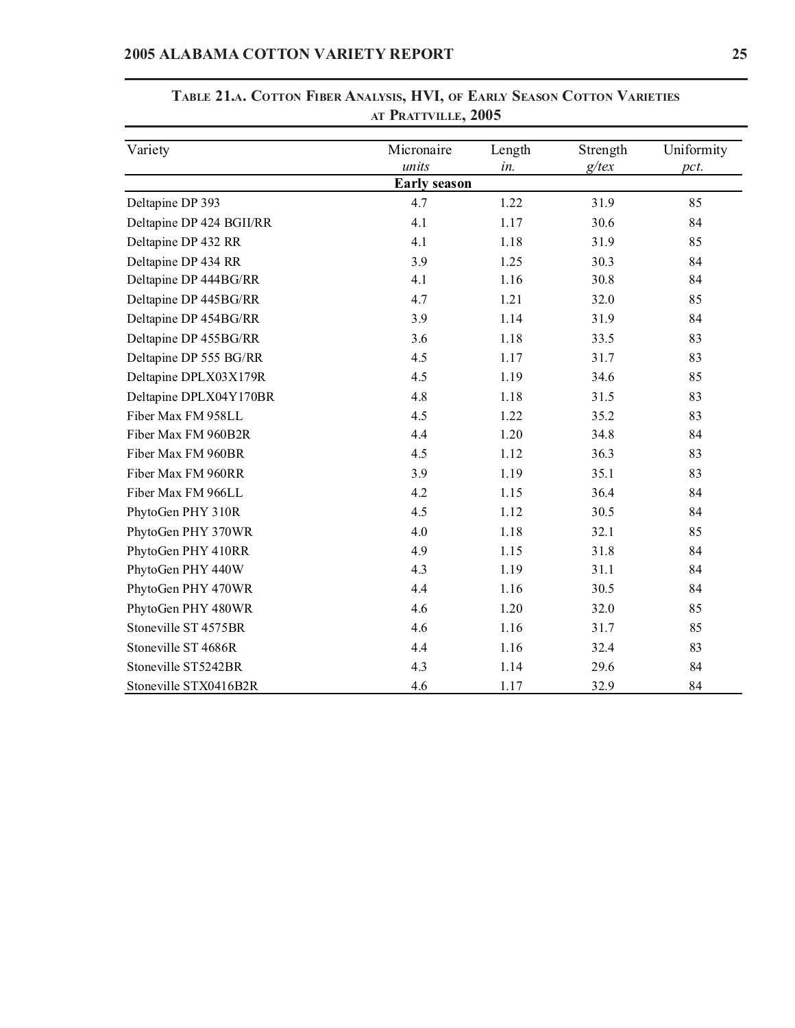## Table 21.a. Cotton Fiber Analysis, HVI, of Early Season Cotton Varieties at Prattville, 2005

| Variety | Micronaire | Length | Strength | Uniformity |
|---|---|---|---|---|
| | *units* | *in.* | *g/tex* | *pct.* |
| | **Early season** | | | |
| Deltapine DP 393 | 4.7 | 1.22 | 31.9 | 85 |
| Deltapine DP 424 BGII/RR | 4.1 | 1.17 | 30.6 | 84 |
| Deltapine DP 432 RR | 4.1 | 1.18 | 31.9 | 85 |
| Deltapine DP 434 RR | 3.9 | 1.25 | 30.3 | 84 |
| Deltapine DP 444BG/RR | 4.1 | 1.16 | 30.8 | 84 |
| Deltapine DP 445BG/RR | 4.7 | 1.21 | 32.0 | 85 |
| Deltapine DP 454BG/RR | 3.9 | 1.14 | 31.9 | 84 |
| Deltapine DP 455BG/RR | 3.6 | 1.18 | 33.5 | 83 |
| Deltapine DP 555 BG/RR | 4.5 | 1.17 | 31.7 | 83 |
| Deltapine DPLX03X179R | 4.5 | 1.19 | 34.6 | 85 |
| Deltapine DPLX04Y170BR | 4.8 | 1.18 | 31.5 | 83 |
| Fiber Max FM 958LL | 4.5 | 1.22 | 35.2 | 83 |
| Fiber Max FM 960B2R | 4.4 | 1.20 | 34.8 | 84 |
| Fiber Max FM 960BR | 4.5 | 1.12 | 36.3 | 83 |
| Fiber Max FM 960RR | 3.9 | 1.19 | 35.1 | 83 |
| Fiber Max FM 966LL | 4.2 | 1.15 | 36.4 | 84 |
| PhytoGen PHY 310R | 4.5 | 1.12 | 30.5 | 84 |
| PhytoGen PHY 370WR | 4.0 | 1.18 | 32.1 | 85 |
| PhytoGen PHY 410RR | 4.9 | 1.15 | 31.8 | 84 |
| PhytoGen PHY 440W | 4.3 | 1.19 | 31.1 | 84 |
| PhytoGen PHY 470WR | 4.4 | 1.16 | 30.5 | 84 |
| PhytoGen PHY 480WR | 4.6 | 1.20 | 32.0 | 85 |
| Stoneville ST 4575BR | 4.6 | 1.16 | 31.7 | 85 |
| Stoneville ST 4686R | 4.4 | 1.16 | 32.4 | 83 |
| Stoneville ST5242BR | 4.3 | 1.14 | 29.6 | 84 |
| Stoneville STX0416B2R | 4.6 | 1.17 | 32.9 | 84 |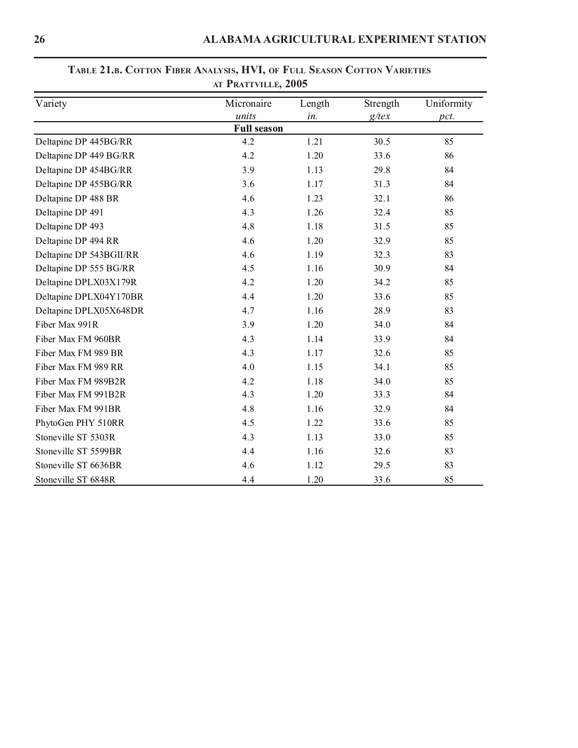**Table 21.b. Cotton Fiber Analysis, HVI, of Full Season Cotton Varieties at Prattville, 2005**

| Variety | Micronaire | Length | Strength | Uniformity |
|---|---|---|---|---|
| | *units* | *in.* | *g/tex* | *pct.* |
| **Full season** | | | | |
| Deltapine DP 445BG/RR | 4.2 | 1.21 | 30.5 | 85 |
| Deltapine DP 449 BG/RR | 4.2 | 1.20 | 33.6 | 86 |
| Deltapine DP 454BG/RR | 3.9 | 1.13 | 29.8 | 84 |
| Deltapine DP 455BG/RR | 3.6 | 1.17 | 31.3 | 84 |
| Deltapine DP 488 BR | 4.6 | 1.23 | 32.1 | 86 |
| Deltapine DP 491 | 4.3 | 1.26 | 32.4 | 85 |
| Deltapine DP 493 | 4.8 | 1.18 | 31.5 | 85 |
| Deltapine DP 494 RR | 4.6 | 1.20 | 32.9 | 85 |
| Deltapine DP 543BGII/RR | 4.6 | 1.19 | 32.3 | 83 |
| Deltapine DP 555 BG/RR | 4.5 | 1.16 | 30.9 | 84 |
| Deltapine DPLX03X179R | 4.2 | 1.20 | 34.2 | 85 |
| Deltapine DPLX04Y170BR | 4.4 | 1.20 | 33.6 | 85 |
| Deltapine DPLX05X648DR | 4.7 | 1.16 | 28.9 | 83 |
| Fiber Max 991R | 3.9 | 1.20 | 34.0 | 84 |
| Fiber Max FM 960BR | 4.3 | 1.14 | 33.9 | 84 |
| Fiber Max FM 989 BR | 4.3 | 1.17 | 32.6 | 85 |
| Fiber Max FM 989 RR | 4.0 | 1.15 | 34.1 | 85 |
| Fiber Max FM 989B2R | 4.2 | 1.18 | 34.0 | 85 |
| Fiber Max FM 991B2R | 4.3 | 1.20 | 33.3 | 84 |
| Fiber Max FM 991BR | 4.8 | 1.16 | 32.9 | 84 |
| PhytoGen PHY 510RR | 4.5 | 1.22 | 33.6 | 85 |
| Stoneville ST 5303R | 4.3 | 1.13 | 33.0 | 85 |
| Stoneville ST 5599BR | 4.4 | 1.16 | 32.6 | 83 |
| Stoneville ST 6636BR | 4.6 | 1.12 | 29.5 | 83 |
| Stoneville ST 6848R | 4.4 | 1.20 | 33.6 | 85 |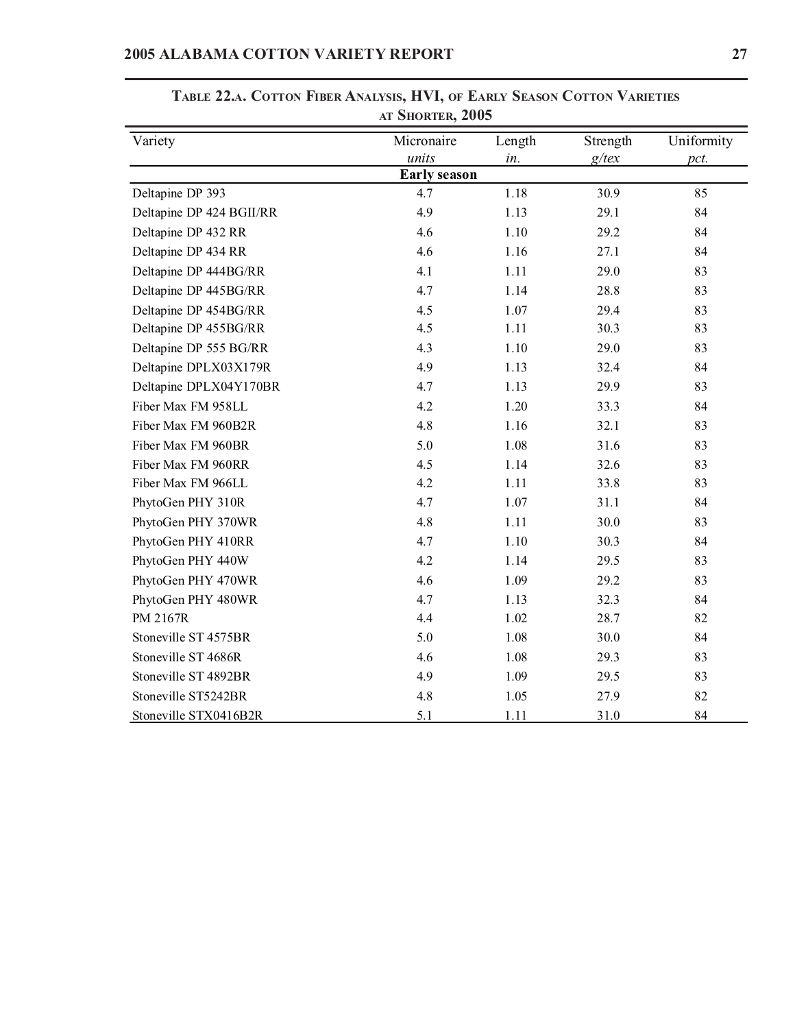**Table 22.a. Cotton Fiber Analysis, HVI, of Early Season Cotton Varieties at Shorter, 2005**

| Variety | Micronaire | Length | Strength | Uniformity |
|---|---|---|---|---|
| | *units* | *in.* | *g/tex* | *pct.* |
| | **Early season** | | | |
| Deltapine DP 393 | 4.7 | 1.18 | 30.9 | 85 |
| Deltapine DP 424 BGII/RR | 4.9 | 1.13 | 29.1 | 84 |
| Deltapine DP 432 RR | 4.6 | 1.10 | 29.2 | 84 |
| Deltapine DP 434 RR | 4.6 | 1.16 | 27.1 | 84 |
| Deltapine DP 444BG/RR | 4.1 | 1.11 | 29.0 | 83 |
| Deltapine DP 445BG/RR | 4.7 | 1.14 | 28.8 | 83 |
| Deltapine DP 454BG/RR | 4.5 | 1.07 | 29.4 | 83 |
| Deltapine DP 455BG/RR | 4.5 | 1.11 | 30.3 | 83 |
| Deltapine DP 555 BG/RR | 4.3 | 1.10 | 29.0 | 83 |
| Deltapine DPLX03X179R | 4.9 | 1.13 | 32.4 | 84 |
| Deltapine DPLX04Y170BR | 4.7 | 1.13 | 29.9 | 83 |
| Fiber Max FM 958LL | 4.2 | 1.20 | 33.3 | 84 |
| Fiber Max FM 960B2R | 4.8 | 1.16 | 32.1 | 83 |
| Fiber Max FM 960BR | 5.0 | 1.08 | 31.6 | 83 |
| Fiber Max FM 960RR | 4.5 | 1.14 | 32.6 | 83 |
| Fiber Max FM 966LL | 4.2 | 1.11 | 33.8 | 83 |
| PhytoGen PHY 310R | 4.7 | 1.07 | 31.1 | 84 |
| PhytoGen PHY 370WR | 4.8 | 1.11 | 30.0 | 83 |
| PhytoGen PHY 410RR | 4.7 | 1.10 | 30.3 | 84 |
| PhytoGen PHY 440W | 4.2 | 1.14 | 29.5 | 83 |
| PhytoGen PHY 470WR | 4.6 | 1.09 | 29.2 | 83 |
| PhytoGen PHY 480WR | 4.7 | 1.13 | 32.3 | 84 |
| PM 2167R | 4.4 | 1.02 | 28.7 | 82 |
| Stoneville ST 4575BR | 5.0 | 1.08 | 30.0 | 84 |
| Stoneville ST 4686R | 4.6 | 1.08 | 29.3 | 83 |
| Stoneville ST 4892BR | 4.9 | 1.09 | 29.5 | 83 |
| Stoneville ST5242BR | 4.8 | 1.05 | 27.9 | 82 |
| Stoneville STX0416B2R | 5.1 | 1.11 | 31.0 | 84 |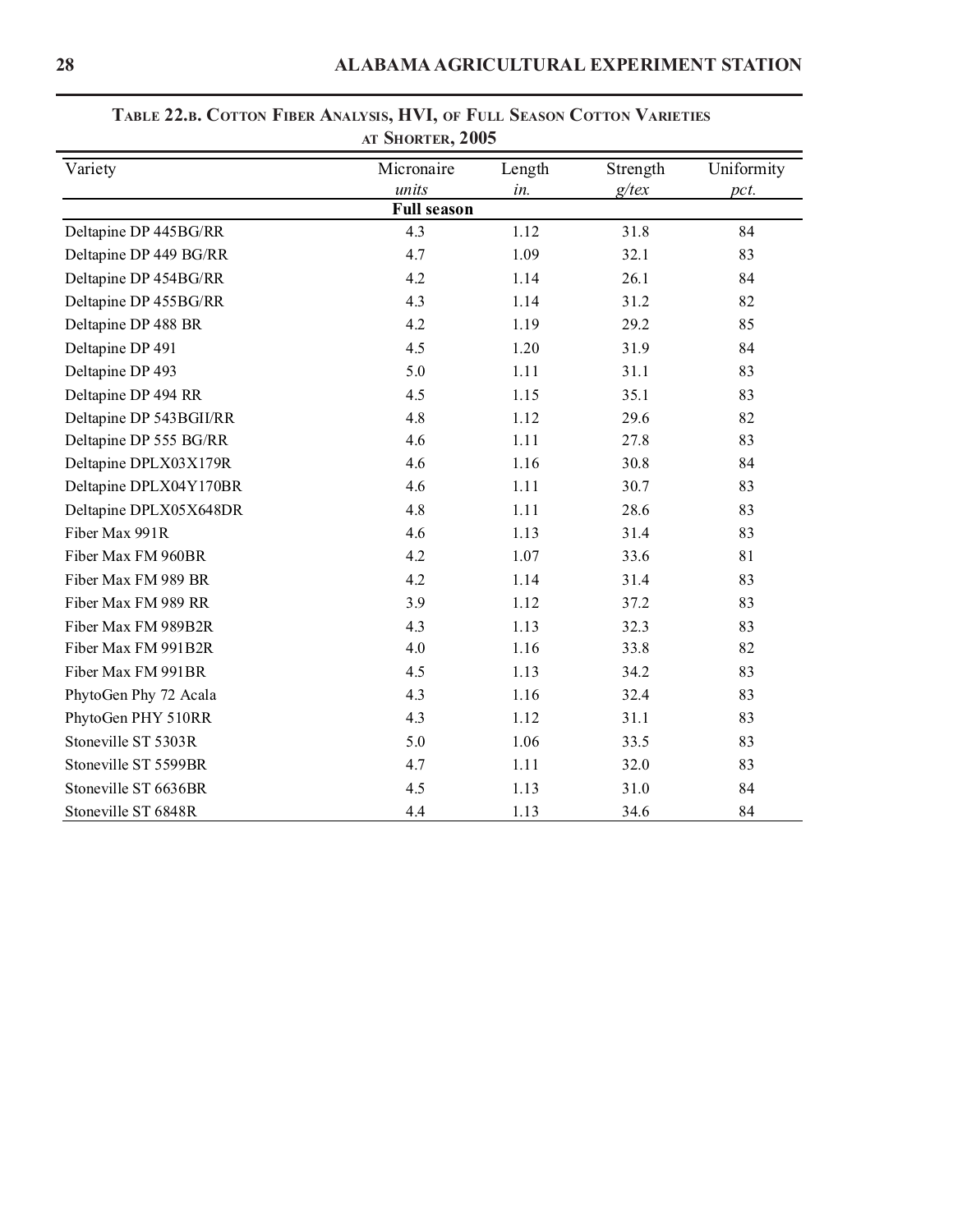**TABLE 22.B. COTTON FIBER ANALYSIS, HVI, OF FULL SEASON COTTON VARIETIES AT SHORTER, 2005**

| Variety | Micronaire | Length | Strength | Uniformity |
|---|---|---|---|---|
| | *units* | *in.* | *g/tex* | *pct.* |
| | **Full season** | | | |
| Deltapine DP 445BG/RR | 4.3 | 1.12 | 31.8 | 84 |
| Deltapine DP 449 BG/RR | 4.7 | 1.09 | 32.1 | 83 |
| Deltapine DP 454BG/RR | 4.2 | 1.14 | 26.1 | 84 |
| Deltapine DP 455BG/RR | 4.3 | 1.14 | 31.2 | 82 |
| Deltapine DP 488 BR | 4.2 | 1.19 | 29.2 | 85 |
| Deltapine DP 491 | 4.5 | 1.20 | 31.9 | 84 |
| Deltapine DP 493 | 5.0 | 1.11 | 31.1 | 83 |
| Deltapine DP 494 RR | 4.5 | 1.15 | 35.1 | 83 |
| Deltapine DP 543BGII/RR | 4.8 | 1.12 | 29.6 | 82 |
| Deltapine DP 555 BG/RR | 4.6 | 1.11 | 27.8 | 83 |
| Deltapine DPLX03X179R | 4.6 | 1.16 | 30.8 | 84 |
| Deltapine DPLX04Y170BR | 4.6 | 1.11 | 30.7 | 83 |
| Deltapine DPLX05X648DR | 4.8 | 1.11 | 28.6 | 83 |
| Fiber Max 991R | 4.6 | 1.13 | 31.4 | 83 |
| Fiber Max FM 960BR | 4.2 | 1.07 | 33.6 | 81 |
| Fiber Max FM 989 BR | 4.2 | 1.14 | 31.4 | 83 |
| Fiber Max FM 989 RR | 3.9 | 1.12 | 37.2 | 83 |
| Fiber Max FM 989B2R | 4.3 | 1.13 | 32.3 | 83 |
| Fiber Max FM 991B2R | 4.0 | 1.16 | 33.8 | 82 |
| Fiber Max FM 991BR | 4.5 | 1.13 | 34.2 | 83 |
| PhytoGen Phy 72 Acala | 4.3 | 1.16 | 32.4 | 83 |
| PhytoGen PHY 510RR | 4.3 | 1.12 | 31.1 | 83 |
| Stoneville ST 5303R | 5.0 | 1.06 | 33.5 | 83 |
| Stoneville ST 5599BR | 4.7 | 1.11 | 32.0 | 83 |
| Stoneville ST 6636BR | 4.5 | 1.13 | 31.0 | 84 |
| Stoneville ST 6848R | 4.4 | 1.13 | 34.6 | 84 |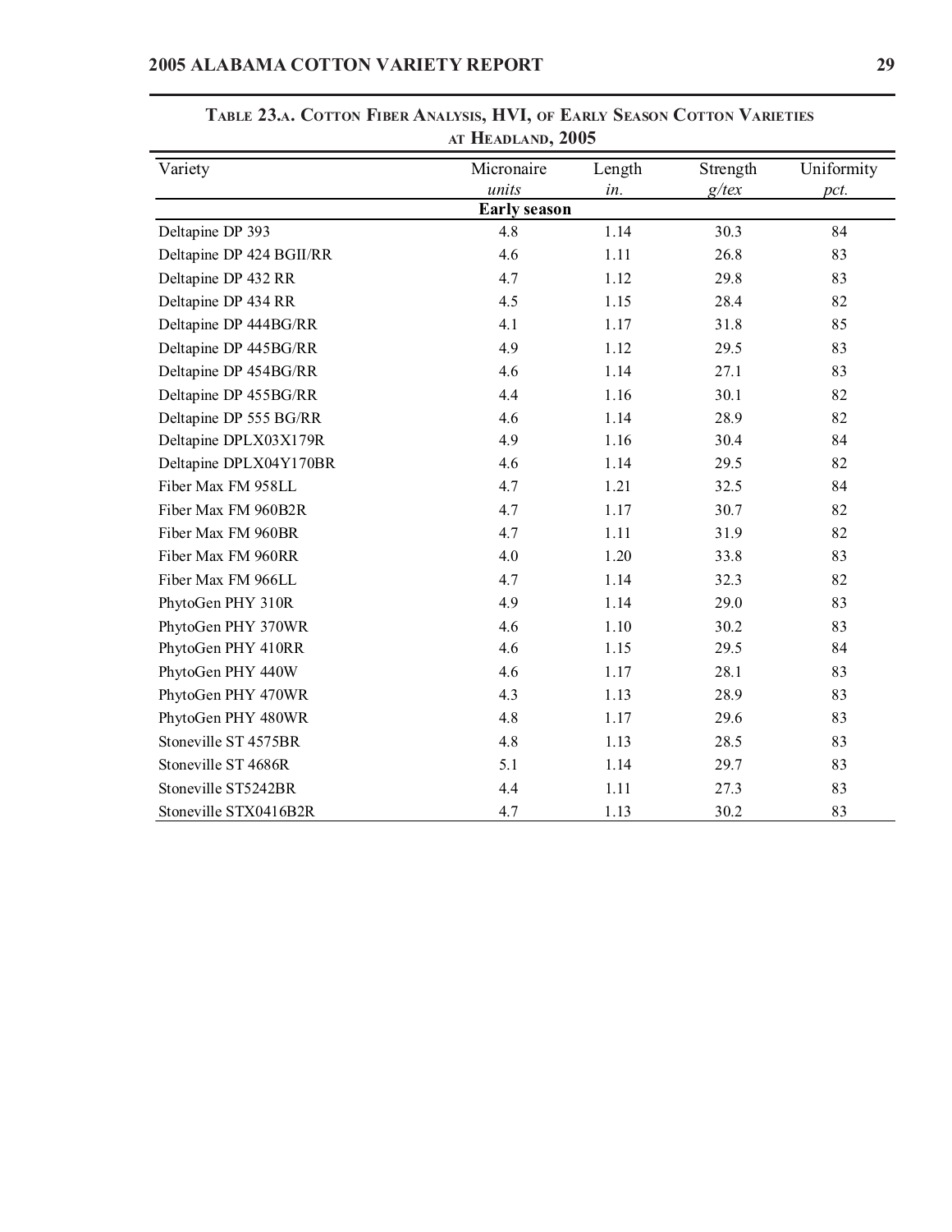## Table 23.a. Cotton Fiber Analysis, HVI, of Early Season Cotton Varieties at Headland, 2005

| Variety | Micronaire | Length | Strength | Uniformity |
|---|---|---|---|---|
| | *units* | *in.* | *g/tex* | *pct.* |
| | **Early season** | | | |
| Deltapine DP 393 | 4.8 | 1.14 | 30.3 | 84 |
| Deltapine DP 424 BGII/RR | 4.6 | 1.11 | 26.8 | 83 |
| Deltapine DP 432 RR | 4.7 | 1.12 | 29.8 | 83 |
| Deltapine DP 434 RR | 4.5 | 1.15 | 28.4 | 82 |
| Deltapine DP 444BG/RR | 4.1 | 1.17 | 31.8 | 85 |
| Deltapine DP 445BG/RR | 4.9 | 1.12 | 29.5 | 83 |
| Deltapine DP 454BG/RR | 4.6 | 1.14 | 27.1 | 83 |
| Deltapine DP 455BG/RR | 4.4 | 1.16 | 30.1 | 82 |
| Deltapine DP 555 BG/RR | 4.6 | 1.14 | 28.9 | 82 |
| Deltapine DPLX03X179R | 4.9 | 1.16 | 30.4 | 84 |
| Deltapine DPLX04Y170BR | 4.6 | 1.14 | 29.5 | 82 |
| Fiber Max FM 958LL | 4.7 | 1.21 | 32.5 | 84 |
| Fiber Max FM 960B2R | 4.7 | 1.17 | 30.7 | 82 |
| Fiber Max FM 960BR | 4.7 | 1.11 | 31.9 | 82 |
| Fiber Max FM 960RR | 4.0 | 1.20 | 33.8 | 83 |
| Fiber Max FM 966LL | 4.7 | 1.14 | 32.3 | 82 |
| PhytoGen PHY 310R | 4.9 | 1.14 | 29.0 | 83 |
| PhytoGen PHY 370WR | 4.6 | 1.10 | 30.2 | 83 |
| PhytoGen PHY 410RR | 4.6 | 1.15 | 29.5 | 84 |
| PhytoGen PHY 440W | 4.6 | 1.17 | 28.1 | 83 |
| PhytoGen PHY 470WR | 4.3 | 1.13 | 28.9 | 83 |
| PhytoGen PHY 480WR | 4.8 | 1.17 | 29.6 | 83 |
| Stoneville ST 4575BR | 4.8 | 1.13 | 28.5 | 83 |
| Stoneville ST 4686R | 5.1 | 1.14 | 29.7 | 83 |
| Stoneville ST5242BR | 4.4 | 1.11 | 27.3 | 83 |
| Stoneville STX0416B2R | 4.7 | 1.13 | 30.2 | 83 |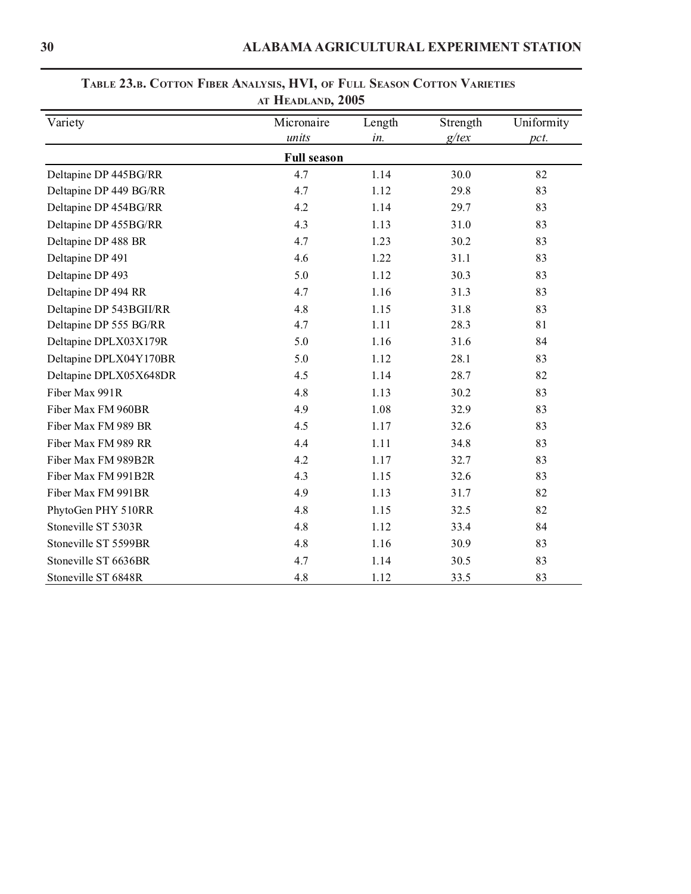**TABLE 23.B. COTTON FIBER ANALYSIS, HVI, OF FULL SEASON COTTON VARIETIES AT HEADLAND, 2005**

| Variety | Micronaire | Length | Strength | Uniformity |
|---|---|---|---|---|
| | *units* | *in.* | *g/tex* | *pct.* |
| **Full season** | | | | |
| Deltapine DP 445BG/RR | 4.7 | 1.14 | 30.0 | 82 |
| Deltapine DP 449 BG/RR | 4.7 | 1.12 | 29.8 | 83 |
| Deltapine DP 454BG/RR | 4.2 | 1.14 | 29.7 | 83 |
| Deltapine DP 455BG/RR | 4.3 | 1.13 | 31.0 | 83 |
| Deltapine DP 488 BR | 4.7 | 1.23 | 30.2 | 83 |
| Deltapine DP 491 | 4.6 | 1.22 | 31.1 | 83 |
| Deltapine DP 493 | 5.0 | 1.12 | 30.3 | 83 |
| Deltapine DP 494 RR | 4.7 | 1.16 | 31.3 | 83 |
| Deltapine DP 543BGII/RR | 4.8 | 1.15 | 31.8 | 83 |
| Deltapine DP 555 BG/RR | 4.7 | 1.11 | 28.3 | 81 |
| Deltapine DPLX03X179R | 5.0 | 1.16 | 31.6 | 84 |
| Deltapine DPLX04Y170BR | 5.0 | 1.12 | 28.1 | 83 |
| Deltapine DPLX05X648DR | 4.5 | 1.14 | 28.7 | 82 |
| Fiber Max 991R | 4.8 | 1.13 | 30.2 | 83 |
| Fiber Max FM 960BR | 4.9 | 1.08 | 32.9 | 83 |
| Fiber Max FM 989 BR | 4.5 | 1.17 | 32.6 | 83 |
| Fiber Max FM 989 RR | 4.4 | 1.11 | 34.8 | 83 |
| Fiber Max FM 989B2R | 4.2 | 1.17 | 32.7 | 83 |
| Fiber Max FM 991B2R | 4.3 | 1.15 | 32.6 | 83 |
| Fiber Max FM 991BR | 4.9 | 1.13 | 31.7 | 82 |
| PhytoGen PHY 510RR | 4.8 | 1.15 | 32.5 | 82 |
| Stoneville ST 5303R | 4.8 | 1.12 | 33.4 | 84 |
| Stoneville ST 5599BR | 4.8 | 1.16 | 30.9 | 83 |
| Stoneville ST 6636BR | 4.7 | 1.14 | 30.5 | 83 |
| Stoneville ST 6848R | 4.8 | 1.12 | 33.5 | 83 |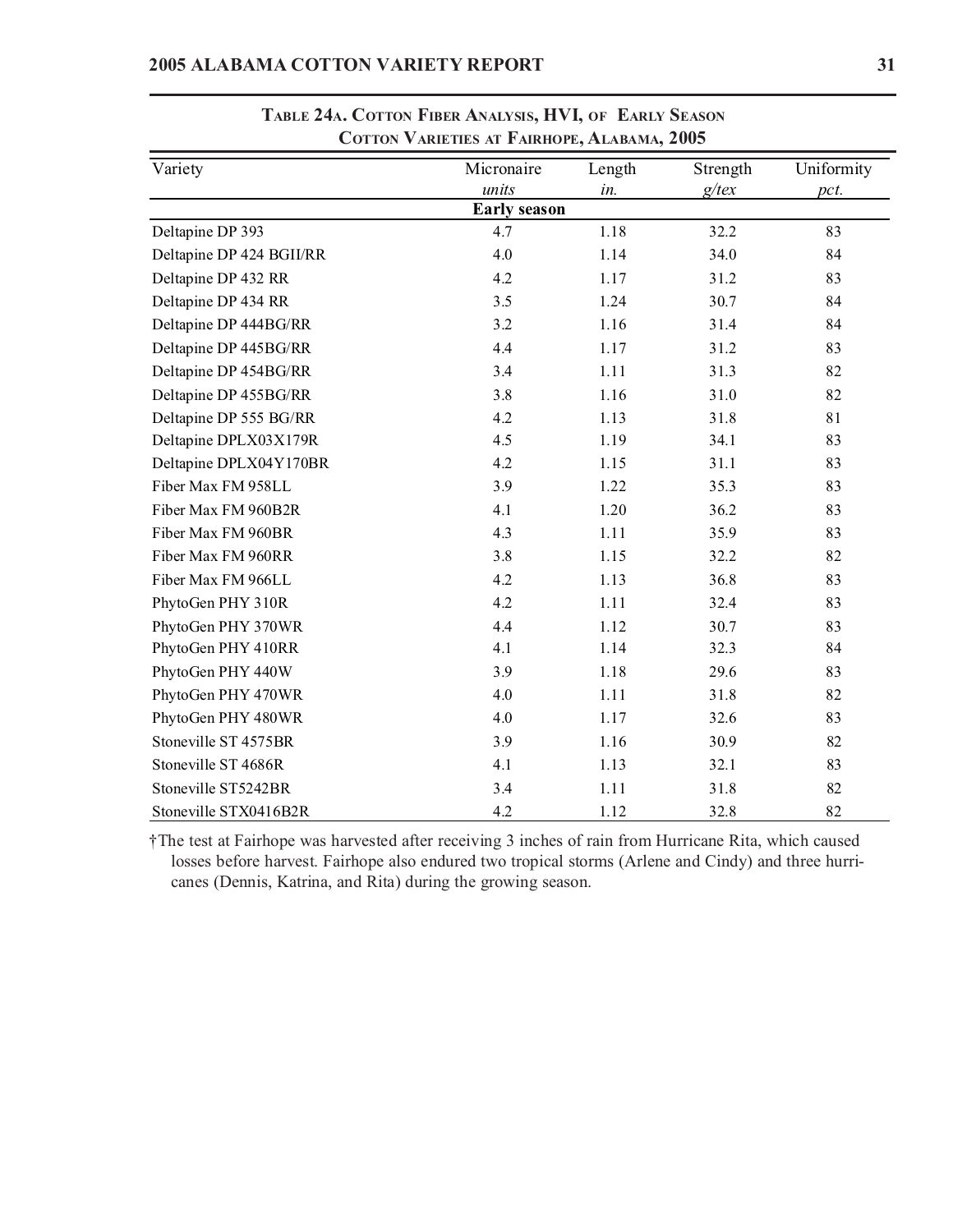**Table 24a. Cotton Fiber Analysis, HVI, of Early Season Cotton Varieties at Fairhope, Alabama, 2005**

| Variety | Micronaire | Length | Strength | Uniformity |
|---|---|---|---|---|
| | *units* | *in.* | *g/tex* | *pct.* |
| | **Early season** | | | |
| Deltapine DP 393 | 4.7 | 1.18 | 32.2 | 83 |
| Deltapine DP 424 BGII/RR | 4.0 | 1.14 | 34.0 | 84 |
| Deltapine DP 432 RR | 4.2 | 1.17 | 31.2 | 83 |
| Deltapine DP 434 RR | 3.5 | 1.24 | 30.7 | 84 |
| Deltapine DP 444BG/RR | 3.2 | 1.16 | 31.4 | 84 |
| Deltapine DP 445BG/RR | 4.4 | 1.17 | 31.2 | 83 |
| Deltapine DP 454BG/RR | 3.4 | 1.11 | 31.3 | 82 |
| Deltapine DP 455BG/RR | 3.8 | 1.16 | 31.0 | 82 |
| Deltapine DP 555 BG/RR | 4.2 | 1.13 | 31.8 | 81 |
| Deltapine DPLX03X179R | 4.5 | 1.19 | 34.1 | 83 |
| Deltapine DPLX04Y170BR | 4.2 | 1.15 | 31.1 | 83 |
| Fiber Max FM 958LL | 3.9 | 1.22 | 35.3 | 83 |
| Fiber Max FM 960B2R | 4.1 | 1.20 | 36.2 | 83 |
| Fiber Max FM 960BR | 4.3 | 1.11 | 35.9 | 83 |
| Fiber Max FM 960RR | 3.8 | 1.15 | 32.2 | 82 |
| Fiber Max FM 966LL | 4.2 | 1.13 | 36.8 | 83 |
| PhytoGen PHY 310R | 4.2 | 1.11 | 32.4 | 83 |
| PhytoGen PHY 370WR | 4.4 | 1.12 | 30.7 | 83 |
| PhytoGen PHY 410RR | 4.1 | 1.14 | 32.3 | 84 |
| PhytoGen PHY 440W | 3.9 | 1.18 | 29.6 | 83 |
| PhytoGen PHY 470WR | 4.0 | 1.11 | 31.8 | 82 |
| PhytoGen PHY 480WR | 4.0 | 1.17 | 32.6 | 83 |
| Stoneville ST 4575BR | 3.9 | 1.16 | 30.9 | 82 |
| Stoneville ST 4686R | 4.1 | 1.13 | 32.1 | 83 |
| Stoneville ST5242BR | 3.4 | 1.11 | 31.8 | 82 |
| Stoneville STX0416B2R | 4.2 | 1.12 | 32.8 | 82 |

†The test at Fairhope was harvested after receiving 3 inches of rain from Hurricane Rita, which caused losses before harvest. Fairhope also endured two tropical storms (Arlene and Cindy) and three hurricanes (Dennis, Katrina, and Rita) during the growing season.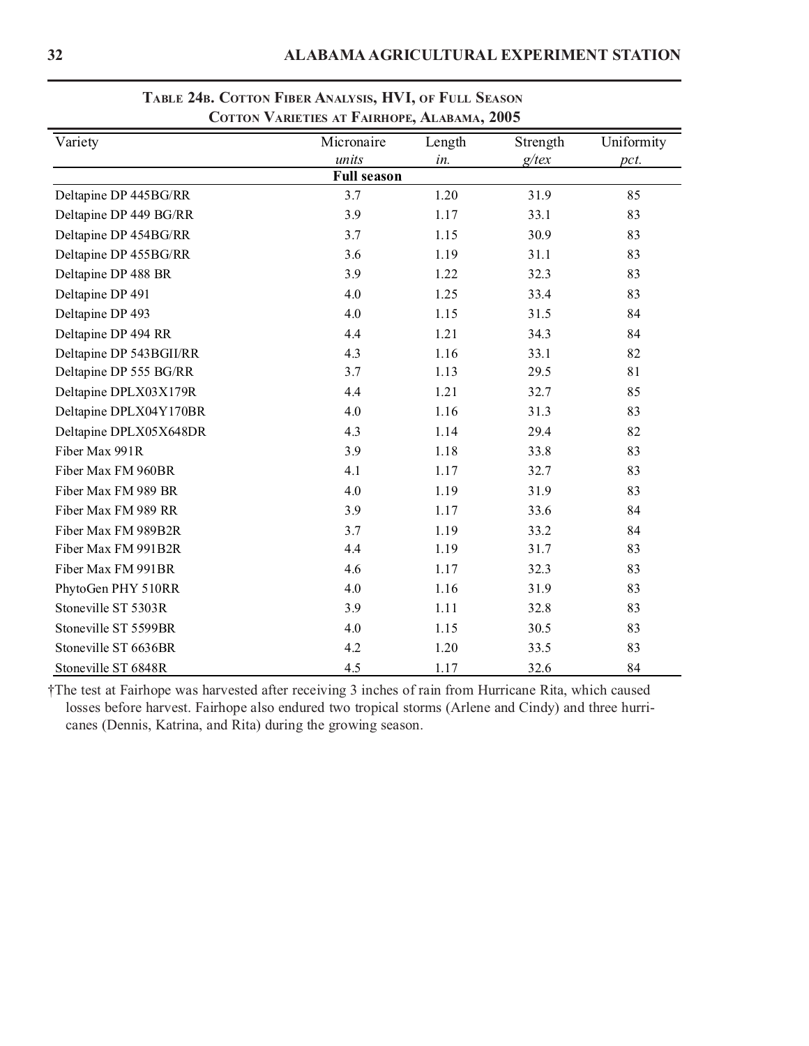**Table 24b. Cotton Fiber Analysis, HVI, of Full Season Cotton Varieties at Fairhope, Alabama, 2005**

| Variety | Micronaire | Length | Strength | Uniformity |
|---|---|---|---|---|
| | *units* | *in.* | *g/tex* | *pct.* |
| | **Full season** | | | |
| Deltapine DP 445BG/RR | 3.7 | 1.20 | 31.9 | 85 |
| Deltapine DP 449 BG/RR | 3.9 | 1.17 | 33.1 | 83 |
| Deltapine DP 454BG/RR | 3.7 | 1.15 | 30.9 | 83 |
| Deltapine DP 455BG/RR | 3.6 | 1.19 | 31.1 | 83 |
| Deltapine DP 488 BR | 3.9 | 1.22 | 32.3 | 83 |
| Deltapine DP 491 | 4.0 | 1.25 | 33.4 | 83 |
| Deltapine DP 493 | 4.0 | 1.15 | 31.5 | 84 |
| Deltapine DP 494 RR | 4.4 | 1.21 | 34.3 | 84 |
| Deltapine DP 543BGII/RR | 4.3 | 1.16 | 33.1 | 82 |
| Deltapine DP 555 BG/RR | 3.7 | 1.13 | 29.5 | 81 |
| Deltapine DPLX03X179R | 4.4 | 1.21 | 32.7 | 85 |
| Deltapine DPLX04Y170BR | 4.0 | 1.16 | 31.3 | 83 |
| Deltapine DPLX05X648DR | 4.3 | 1.14 | 29.4 | 82 |
| Fiber Max 991R | 3.9 | 1.18 | 33.8 | 83 |
| Fiber Max FM 960BR | 4.1 | 1.17 | 32.7 | 83 |
| Fiber Max FM 989 BR | 4.0 | 1.19 | 31.9 | 83 |
| Fiber Max FM 989 RR | 3.9 | 1.17 | 33.6 | 84 |
| Fiber Max FM 989B2R | 3.7 | 1.19 | 33.2 | 84 |
| Fiber Max FM 991B2R | 4.4 | 1.19 | 31.7 | 83 |
| Fiber Max FM 991BR | 4.6 | 1.17 | 32.3 | 83 |
| PhytoGen PHY 510RR | 4.0 | 1.16 | 31.9 | 83 |
| Stoneville ST 5303R | 3.9 | 1.11 | 32.8 | 83 |
| Stoneville ST 5599BR | 4.0 | 1.15 | 30.5 | 83 |
| Stoneville ST 6636BR | 4.2 | 1.20 | 33.5 | 83 |
| Stoneville ST 6848R | 4.5 | 1.17 | 32.6 | 84 |

†The test at Fairhope was harvested after receiving 3 inches of rain from Hurricane Rita, which caused losses before harvest. Fairhope also endured two tropical storms (Arlene and Cindy) and three hurricanes (Dennis, Katrina, and Rita) during the growing season.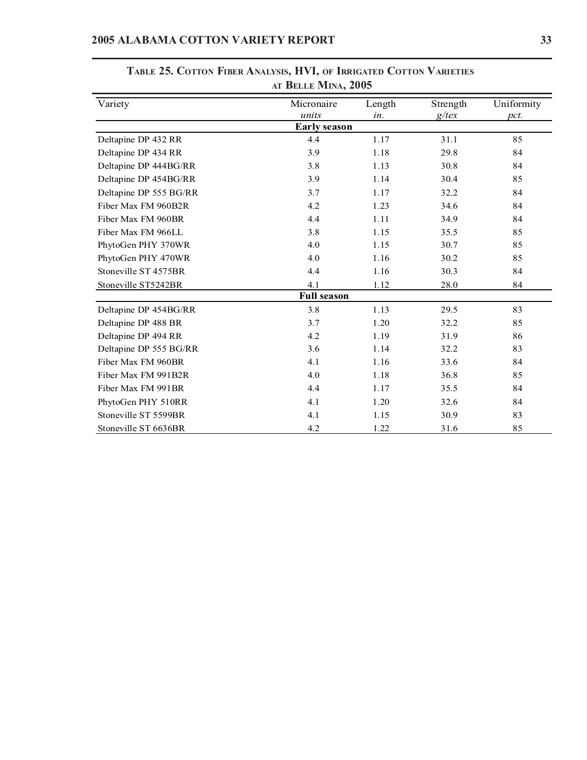**Table 25. Cotton Fiber Analysis, HVI, of Irrigated Cotton Varieties at Belle Mina, 2005**

| Variety | Micronaire | Length | Strength | Uniformity |
|---|---|---|---|---|
| | *units* | *in.* | *g/tex* | *pct.* |
| **Early season** | | | | |
| Deltapine DP 432 RR | 4.4 | 1.17 | 31.1 | 85 |
| Deltapine DP 434 RR | 3.9 | 1.18 | 29.8 | 84 |
| Deltapine DP 444BG/RR | 3.8 | 1.13 | 30.8 | 84 |
| Deltapine DP 454BG/RR | 3.9 | 1.14 | 30.4 | 85 |
| Deltapine DP 555 BG/RR | 3.7 | 1.17 | 32.2 | 84 |
| Fiber Max FM 960B2R | 4.2 | 1.23 | 34.6 | 84 |
| Fiber Max FM 960BR | 4.4 | 1.11 | 34.9 | 84 |
| Fiber Max FM 966LL | 3.8 | 1.15 | 35.5 | 85 |
| PhytoGen PHY 370WR | 4.0 | 1.15 | 30.7 | 85 |
| PhytoGen PHY 470WR | 4.0 | 1.16 | 30.2 | 85 |
| Stoneville ST 4575BR | 4.4 | 1.16 | 30.3 | 84 |
| Stoneville ST5242BR | 4.1 | 1.12 | 28.0 | 84 |
| **Full season** | | | | |
| Deltapine DP 454BG/RR | 3.8 | 1.13 | 29.5 | 83 |
| Deltapine DP 488 BR | 3.7 | 1.20 | 32.2 | 85 |
| Deltapine DP 494 RR | 4.2 | 1.19 | 31.9 | 86 |
| Deltapine DP 555 BG/RR | 3.6 | 1.14 | 32.2 | 83 |
| Fiber Max FM 960BR | 4.1 | 1.16 | 33.6 | 84 |
| Fiber Max FM 991B2R | 4.0 | 1.18 | 36.8 | 85 |
| Fiber Max FM 991BR | 4.4 | 1.17 | 35.5 | 84 |
| PhytoGen PHY 510RR | 4.1 | 1.20 | 32.6 | 84 |
| Stoneville ST 5599BR | 4.1 | 1.15 | 30.9 | 83 |
| Stoneville ST 6636BR | 4.2 | 1.22 | 31.6 | 85 |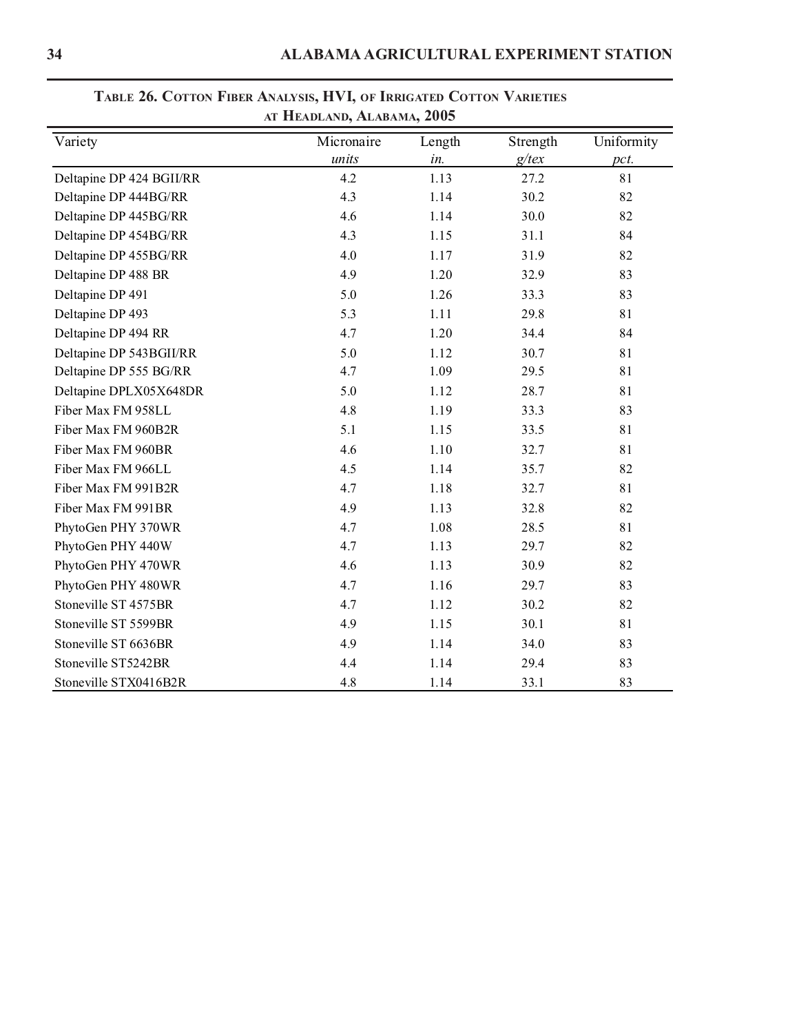**Table 26. Cotton Fiber Analysis, HVI, of Irrigated Cotton Varieties at Headland, Alabama, 2005**

| Variety | Micronaire | Length | Strength | Uniformity |
|---|---|---|---|---|
| | *units* | *in.* | *g/tex* | *pct.* |
| Deltapine DP 424 BGII/RR | 4.2 | 1.13 | 27.2 | 81 |
| Deltapine DP 444BG/RR | 4.3 | 1.14 | 30.2 | 82 |
| Deltapine DP 445BG/RR | 4.6 | 1.14 | 30.0 | 82 |
| Deltapine DP 454BG/RR | 4.3 | 1.15 | 31.1 | 84 |
| Deltapine DP 455BG/RR | 4.0 | 1.17 | 31.9 | 82 |
| Deltapine DP 488 BR | 4.9 | 1.20 | 32.9 | 83 |
| Deltapine DP 491 | 5.0 | 1.26 | 33.3 | 83 |
| Deltapine DP 493 | 5.3 | 1.11 | 29.8 | 81 |
| Deltapine DP 494 RR | 4.7 | 1.20 | 34.4 | 84 |
| Deltapine DP 543BGII/RR | 5.0 | 1.12 | 30.7 | 81 |
| Deltapine DP 555 BG/RR | 4.7 | 1.09 | 29.5 | 81 |
| Deltapine DPLX05X648DR | 5.0 | 1.12 | 28.7 | 81 |
| Fiber Max FM 958LL | 4.8 | 1.19 | 33.3 | 83 |
| Fiber Max FM 960B2R | 5.1 | 1.15 | 33.5 | 81 |
| Fiber Max FM 960BR | 4.6 | 1.10 | 32.7 | 81 |
| Fiber Max FM 966LL | 4.5 | 1.14 | 35.7 | 82 |
| Fiber Max FM 991B2R | 4.7 | 1.18 | 32.7 | 81 |
| Fiber Max FM 991BR | 4.9 | 1.13 | 32.8 | 82 |
| PhytoGen PHY 370WR | 4.7 | 1.08 | 28.5 | 81 |
| PhytoGen PHY 440W | 4.7 | 1.13 | 29.7 | 82 |
| PhytoGen PHY 470WR | 4.6 | 1.13 | 30.9 | 82 |
| PhytoGen PHY 480WR | 4.7 | 1.16 | 29.7 | 83 |
| Stoneville ST 4575BR | 4.7 | 1.12 | 30.2 | 82 |
| Stoneville ST 5599BR | 4.9 | 1.15 | 30.1 | 81 |
| Stoneville ST 6636BR | 4.9 | 1.14 | 34.0 | 83 |
| Stoneville ST5242BR | 4.4 | 1.14 | 29.4 | 83 |
| Stoneville STX0416B2R | 4.8 | 1.14 | 33.1 | 83 |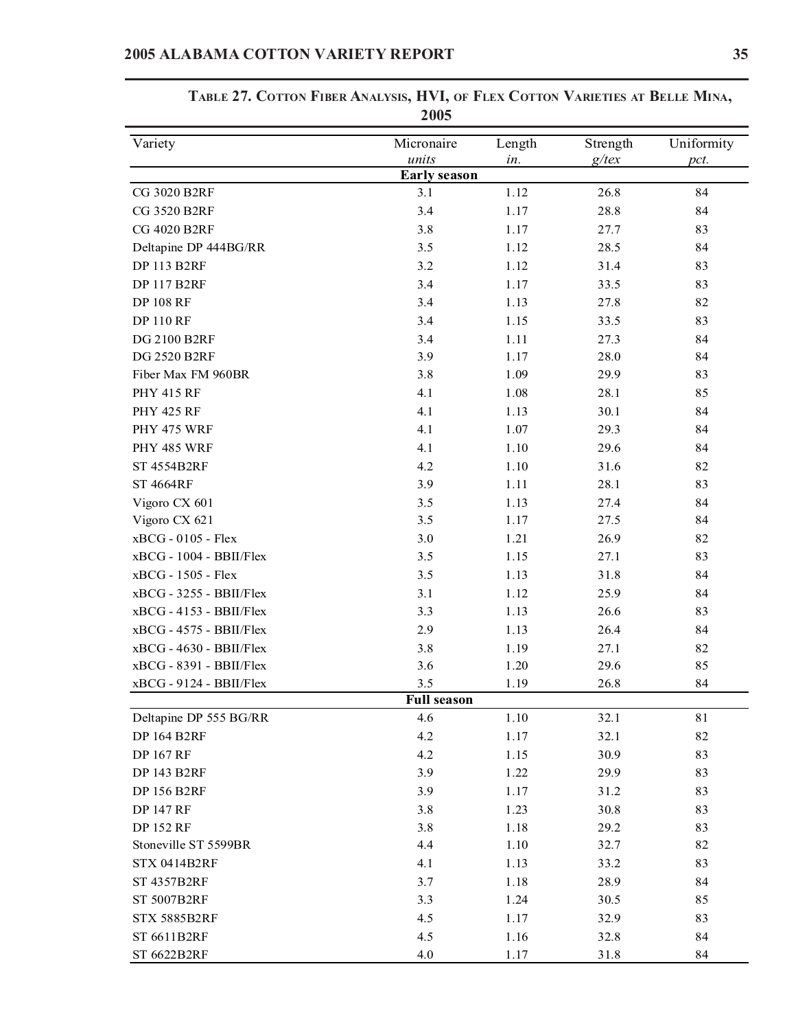**Table 27. Cotton Fiber Analysis, HVI, of Flex Cotton Varieties at Belle Mina, 2005**

| Variety | Micronaire | Length | Strength | Uniformity |
|---|---|---|---|---|
| | *units* | *in.* | *g/tex* | *pct.* |
| | **Early season** | | | |
| CG 3020 B2RF | 3.1 | 1.12 | 26.8 | 84 |
| CG 3520 B2RF | 3.4 | 1.17 | 28.8 | 84 |
| CG 4020 B2RF | 3.8 | 1.17 | 27.7 | 83 |
| Deltapine DP 444BG/RR | 3.5 | 1.12 | 28.5 | 84 |
| DP 113 B2RF | 3.2 | 1.12 | 31.4 | 83 |
| DP 117 B2RF | 3.4 | 1.17 | 33.5 | 83 |
| DP 108 RF | 3.4 | 1.13 | 27.8 | 82 |
| DP 110 RF | 3.4 | 1.15 | 33.5 | 83 |
| DG 2100 B2RF | 3.4 | 1.11 | 27.3 | 84 |
| DG 2520 B2RF | 3.9 | 1.17 | 28.0 | 84 |
| Fiber Max FM 960BR | 3.8 | 1.09 | 29.9 | 83 |
| PHY 415 RF | 4.1 | 1.08 | 28.1 | 85 |
| PHY 425 RF | 4.1 | 1.13 | 30.1 | 84 |
| PHY 475 WRF | 4.1 | 1.07 | 29.3 | 84 |
| PHY 485 WRF | 4.1 | 1.10 | 29.6 | 84 |
| ST 4554B2RF | 4.2 | 1.10 | 31.6 | 82 |
| ST 4664RF | 3.9 | 1.11 | 28.1 | 83 |
| Vigoro CX 601 | 3.5 | 1.13 | 27.4 | 84 |
| Vigoro CX 621 | 3.5 | 1.17 | 27.5 | 84 |
| xBCG - 0105 - Flex | 3.0 | 1.21 | 26.9 | 82 |
| xBCG - 1004 - BBII/Flex | 3.5 | 1.15 | 27.1 | 83 |
| xBCG - 1505 - Flex | 3.5 | 1.13 | 31.8 | 84 |
| xBCG - 3255 - BBII/Flex | 3.1 | 1.12 | 25.9 | 84 |
| xBCG - 4153 - BBII/Flex | 3.3 | 1.13 | 26.6 | 83 |
| xBCG - 4575 - BBII/Flex | 2.9 | 1.13 | 26.4 | 84 |
| xBCG - 4630 - BBII/Flex | 3.8 | 1.19 | 27.1 | 82 |
| xBCG - 8391 - BBII/Flex | 3.6 | 1.20 | 29.6 | 85 |
| xBCG - 9124 - BBII/Flex | 3.5 | 1.19 | 26.8 | 84 |
| | **Full season** | | | |
| Deltapine DP 555 BG/RR | 4.6 | 1.10 | 32.1 | 81 |
| DP 164 B2RF | 4.2 | 1.17 | 32.1 | 82 |
| DP 167 RF | 4.2 | 1.15 | 30.9 | 83 |
| DP 143 B2RF | 3.9 | 1.22 | 29.9 | 83 |
| DP 156 B2RF | 3.9 | 1.17 | 31.2 | 83 |
| DP 147 RF | 3.8 | 1.23 | 30.8 | 83 |
| DP 152 RF | 3.8 | 1.18 | 29.2 | 83 |
| Stoneville ST 5599BR | 4.4 | 1.10 | 32.7 | 82 |
| STX 0414B2RF | 4.1 | 1.13 | 33.2 | 83 |
| ST 4357B2RF | 3.7 | 1.18 | 28.9 | 84 |
| ST 5007B2RF | 3.3 | 1.24 | 30.5 | 85 |
| STX 5885B2RF | 4.5 | 1.17 | 32.9 | 83 |
| ST 6611B2RF | 4.5 | 1.16 | 32.8 | 84 |
| ST 6622B2RF | 4.0 | 1.17 | 31.8 | 84 |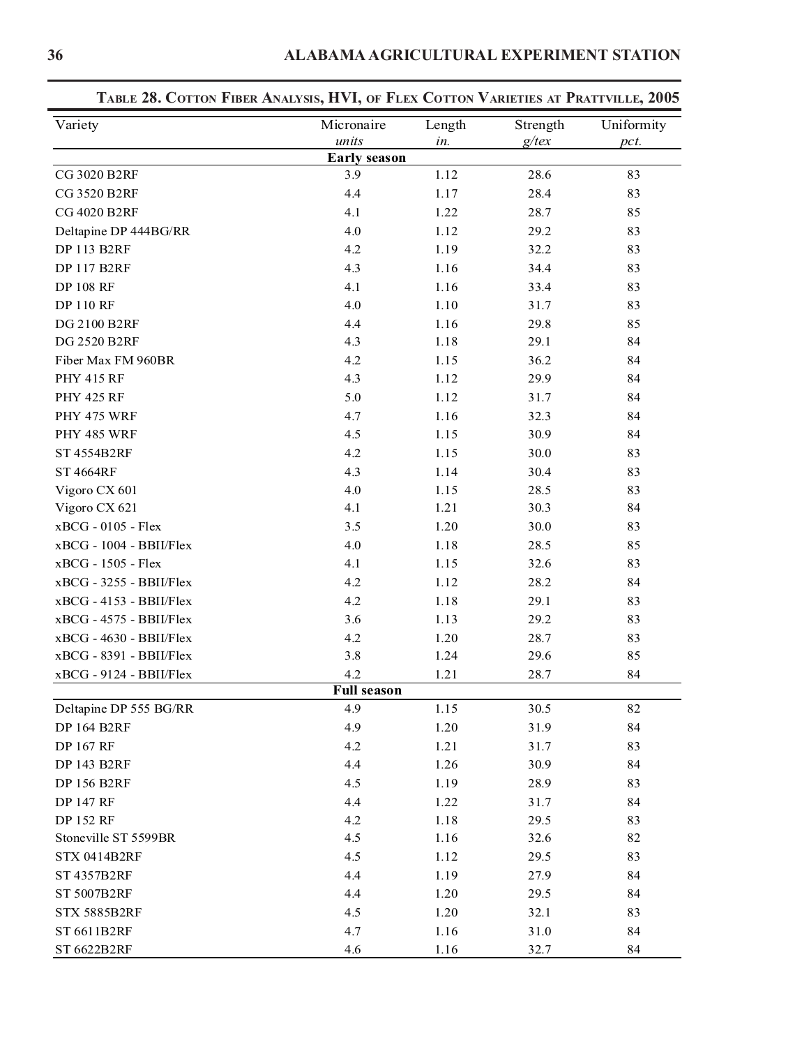**Table 28. Cotton Fiber Analysis, HVI, of Flex Cotton Varieties at Prattville, 2005**

| Variety | Micronaire | Length | Strength | Uniformity |
|---|---|---|---|---|
| | *units* | *in.* | *g/tex* | *pct.* |
| | **Early season** | | | |
| CG 3020 B2RF | 3.9 | 1.12 | 28.6 | 83 |
| CG 3520 B2RF | 4.4 | 1.17 | 28.4 | 83 |
| CG 4020 B2RF | 4.1 | 1.22 | 28.7 | 85 |
| Deltapine DP 444BG/RR | 4.0 | 1.12 | 29.2 | 83 |
| DP 113 B2RF | 4.2 | 1.19 | 32.2 | 83 |
| DP 117 B2RF | 4.3 | 1.16 | 34.4 | 83 |
| DP 108 RF | 4.1 | 1.16 | 33.4 | 83 |
| DP 110 RF | 4.0 | 1.10 | 31.7 | 83 |
| DG 2100 B2RF | 4.4 | 1.16 | 29.8 | 85 |
| DG 2520 B2RF | 4.3 | 1.18 | 29.1 | 84 |
| Fiber Max FM 960BR | 4.2 | 1.15 | 36.2 | 84 |
| PHY 415 RF | 4.3 | 1.12 | 29.9 | 84 |
| PHY 425 RF | 5.0 | 1.12 | 31.7 | 84 |
| PHY 475 WRF | 4.7 | 1.16 | 32.3 | 84 |
| PHY 485 WRF | 4.5 | 1.15 | 30.9 | 84 |
| ST 4554B2RF | 4.2 | 1.15 | 30.0 | 83 |
| ST 4664RF | 4.3 | 1.14 | 30.4 | 83 |
| Vigoro CX 601 | 4.0 | 1.15 | 28.5 | 83 |
| Vigoro CX 621 | 4.1 | 1.21 | 30.3 | 84 |
| xBCG - 0105 - Flex | 3.5 | 1.20 | 30.0 | 83 |
| xBCG - 1004 - BBII/Flex | 4.0 | 1.18 | 28.5 | 85 |
| xBCG - 1505 - Flex | 4.1 | 1.15 | 32.6 | 83 |
| xBCG - 3255 - BBII/Flex | 4.2 | 1.12 | 28.2 | 84 |
| xBCG - 4153 - BBII/Flex | 4.2 | 1.18 | 29.1 | 83 |
| xBCG - 4575 - BBII/Flex | 3.6 | 1.13 | 29.2 | 83 |
| xBCG - 4630 - BBII/Flex | 4.2 | 1.20 | 28.7 | 83 |
| xBCG - 8391 - BBII/Flex | 3.8 | 1.24 | 29.6 | 85 |
| xBCG - 9124 - BBII/Flex | 4.2 | 1.21 | 28.7 | 84 |
| | **Full season** | | | |
| Deltapine DP 555 BG/RR | 4.9 | 1.15 | 30.5 | 82 |
| DP 164 B2RF | 4.9 | 1.20 | 31.9 | 84 |
| DP 167 RF | 4.2 | 1.21 | 31.7 | 83 |
| DP 143 B2RF | 4.4 | 1.26 | 30.9 | 84 |
| DP 156 B2RF | 4.5 | 1.19 | 28.9 | 83 |
| DP 147 RF | 4.4 | 1.22 | 31.7 | 84 |
| DP 152 RF | 4.2 | 1.18 | 29.5 | 83 |
| Stoneville ST 5599BR | 4.5 | 1.16 | 32.6 | 82 |
| STX 0414B2RF | 4.5 | 1.12 | 29.5 | 83 |
| ST 4357B2RF | 4.4 | 1.19 | 27.9 | 84 |
| ST 5007B2RF | 4.4 | 1.20 | 29.5 | 84 |
| STX 5885B2RF | 4.5 | 1.20 | 32.1 | 83 |
| ST 6611B2RF | 4.7 | 1.16 | 31.0 | 84 |
| ST 6622B2RF | 4.6 | 1.16 | 32.7 | 84 |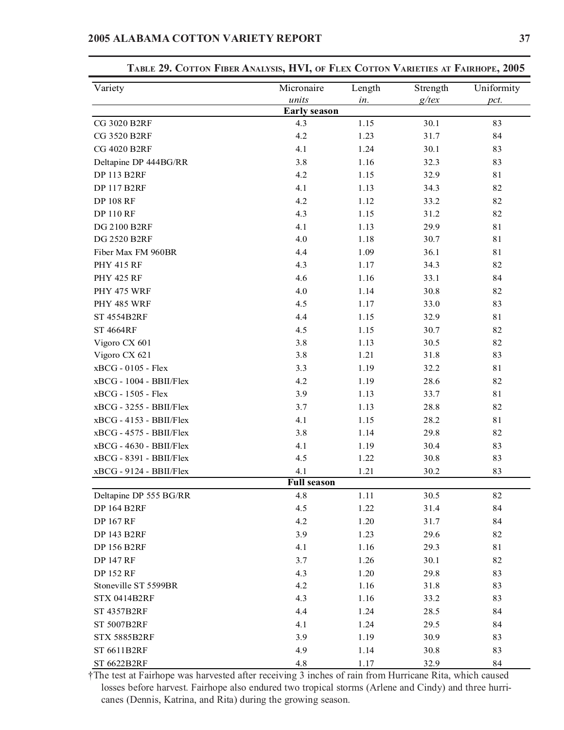**TABLE 29. COTTON FIBER ANALYSIS, HVI, OF FLEX COTTON VARIETIES AT FAIRHOPE, 2005**

| Variety | Micronaire | Length | Strength | Uniformity |
|---|---|---|---|---|
| | *units* | *in.* | *g/tex* | *pct.* |
| | **Early season** | | | |
| CG 3020 B2RF | 4.3 | 1.15 | 30.1 | 83 |
| CG 3520 B2RF | 4.2 | 1.23 | 31.7 | 84 |
| CG 4020 B2RF | 4.1 | 1.24 | 30.1 | 83 |
| Deltapine DP 444BG/RR | 3.8 | 1.16 | 32.3 | 83 |
| DP 113 B2RF | 4.2 | 1.15 | 32.9 | 81 |
| DP 117 B2RF | 4.1 | 1.13 | 34.3 | 82 |
| DP 108 RF | 4.2 | 1.12 | 33.2 | 82 |
| DP 110 RF | 4.3 | 1.15 | 31.2 | 82 |
| DG 2100 B2RF | 4.1 | 1.13 | 29.9 | 81 |
| DG 2520 B2RF | 4.0 | 1.18 | 30.7 | 81 |
| Fiber Max FM 960BR | 4.4 | 1.09 | 36.1 | 81 |
| PHY 415 RF | 4.3 | 1.17 | 34.3 | 82 |
| PHY 425 RF | 4.6 | 1.16 | 33.1 | 84 |
| PHY 475 WRF | 4.0 | 1.14 | 30.8 | 82 |
| PHY 485 WRF | 4.5 | 1.17 | 33.0 | 83 |
| ST 4554B2RF | 4.4 | 1.15 | 32.9 | 81 |
| ST 4664RF | 4.5 | 1.15 | 30.7 | 82 |
| Vigoro CX 601 | 3.8 | 1.13 | 30.5 | 82 |
| Vigoro CX 621 | 3.8 | 1.21 | 31.8 | 83 |
| xBCG - 0105 - Flex | 3.3 | 1.19 | 32.2 | 81 |
| xBCG - 1004 - BBII/Flex | 4.2 | 1.19 | 28.6 | 82 |
| xBCG - 1505 - Flex | 3.9 | 1.13 | 33.7 | 81 |
| xBCG - 3255 - BBII/Flex | 3.7 | 1.13 | 28.8 | 82 |
| xBCG - 4153 - BBII/Flex | 4.1 | 1.15 | 28.2 | 81 |
| xBCG - 4575 - BBII/Flex | 3.8 | 1.14 | 29.8 | 82 |
| xBCG - 4630 - BBII/Flex | 4.1 | 1.19 | 30.4 | 83 |
| xBCG - 8391 - BBII/Flex | 4.5 | 1.22 | 30.8 | 83 |
| xBCG - 9124 - BBII/Flex | 4.1 | 1.21 | 30.2 | 83 |
| | **Full season** | | | |
| Deltapine DP 555 BG/RR | 4.8 | 1.11 | 30.5 | 82 |
| DP 164 B2RF | 4.5 | 1.22 | 31.4 | 84 |
| DP 167 RF | 4.2 | 1.20 | 31.7 | 84 |
| DP 143 B2RF | 3.9 | 1.23 | 29.6 | 82 |
| DP 156 B2RF | 4.1 | 1.16 | 29.3 | 81 |
| DP 147 RF | 3.7 | 1.26 | 30.1 | 82 |
| DP 152 RF | 4.3 | 1.20 | 29.8 | 83 |
| Stoneville ST 5599BR | 4.2 | 1.16 | 31.8 | 83 |
| STX 0414B2RF | 4.3 | 1.16 | 33.2 | 83 |
| ST 4357B2RF | 4.4 | 1.24 | 28.5 | 84 |
| ST 5007B2RF | 4.1 | 1.24 | 29.5 | 84 |
| STX 5885B2RF | 3.9 | 1.19 | 30.9 | 83 |
| ST 6611B2RF | 4.9 | 1.14 | 30.8 | 83 |
| ST 6622B2RF | 4.8 | 1.17 | 32.9 | 84 |

†The test at Fairhope was harvested after receiving 3 inches of rain from Hurricane Rita, which caused losses before harvest. Fairhope also endured two tropical storms (Arlene and Cindy) and three hurricanes (Dennis, Katrina, and Rita) during the growing season.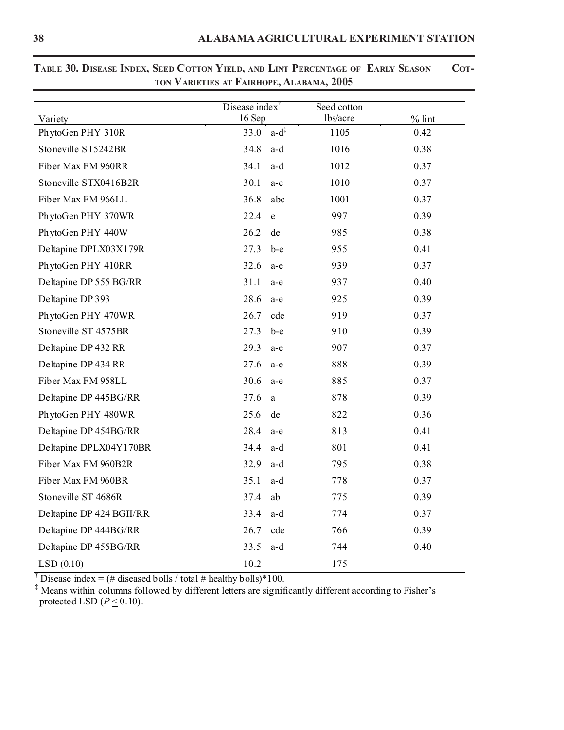**TABLE 30. DISEASE INDEX, SEED COTTON YIELD, AND LINT PERCENTAGE OF EARLY SEASON COTTON VARIETIES AT FAIRHOPE, ALABAMA, 2005**

| Variety | Disease index[†] 16 Sep | | Seed cotton lbs/acre | % lint |
|---|---|---|---|---|
| PhytoGen PHY 310R | 33.0 | a-d[‡] | 1105 | 0.42 |
| Stoneville ST5242BR | 34.8 | a-d | 1016 | 0.38 |
| Fiber Max FM 960RR | 34.1 | a-d | 1012 | 0.37 |
| Stoneville STX0416B2R | 30.1 | a-e | 1010 | 0.37 |
| Fiber Max FM 966LL | 36.8 | abc | 1001 | 0.37 |
| PhytoGen PHY 370WR | 22.4 | e | 997 | 0.39 |
| PhytoGen PHY 440W | 26.2 | de | 985 | 0.38 |
| Deltapine DPLX03X179R | 27.3 | b-e | 955 | 0.41 |
| PhytoGen PHY 410RR | 32.6 | a-e | 939 | 0.37 |
| Deltapine DP 555 BG/RR | 31.1 | a-e | 937 | 0.40 |
| Deltapine DP 393 | 28.6 | a-e | 925 | 0.39 |
| PhytoGen PHY 470WR | 26.7 | cde | 919 | 0.37 |
| Stoneville ST 4575BR | 27.3 | b-e | 910 | 0.39 |
| Deltapine DP 432 RR | 29.3 | a-e | 907 | 0.37 |
| Deltapine DP 434 RR | 27.6 | a-e | 888 | 0.39 |
| Fiber Max FM 958LL | 30.6 | a-e | 885 | 0.37 |
| Deltapine DP 445BG/RR | 37.6 | a | 878 | 0.39 |
| PhytoGen PHY 480WR | 25.6 | de | 822 | 0.36 |
| Deltapine DP 454BG/RR | 28.4 | a-e | 813 | 0.41 |
| Deltapine DPLX04Y170BR | 34.4 | a-d | 801 | 0.41 |
| Fiber Max FM 960B2R | 32.9 | a-d | 795 | 0.38 |
| Fiber Max FM 960BR | 35.1 | a-d | 778 | 0.37 |
| Stoneville ST 4686R | 37.4 | ab | 775 | 0.39 |
| Deltapine DP 424 BGII/RR | 33.4 | a-d | 774 | 0.37 |
| Deltapine DP 444BG/RR | 26.7 | cde | 766 | 0.39 |
| Deltapine DP 455BG/RR | 33.5 | a-d | 744 | 0.40 |
| LSD (0.10) | 10.2 | | 175 | |

[†] Disease index = (# diseased bolls / total # healthy bolls)*100.

[‡] Means within columns followed by different letters are significantly different according to Fisher's protected LSD ($P \leq 0.10$).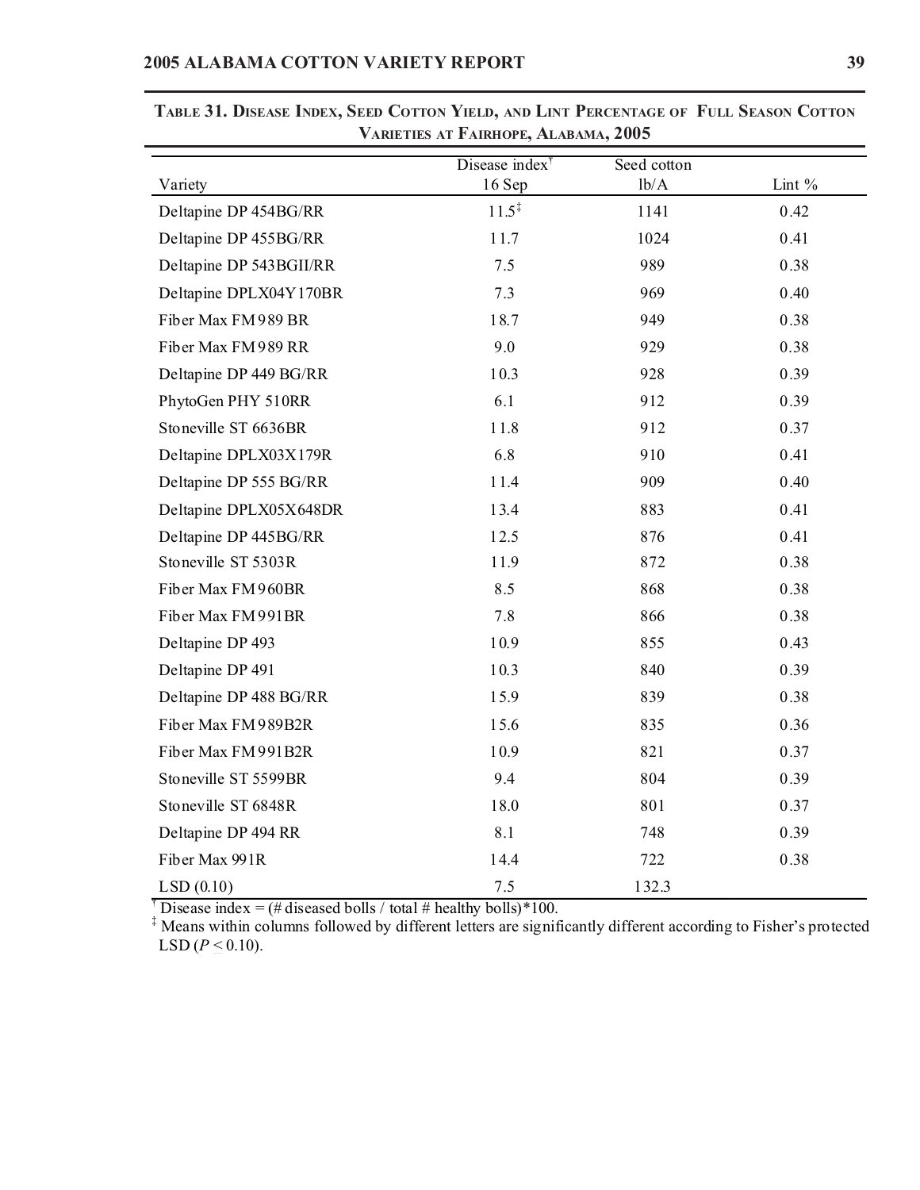**Table 31. Disease Index, Seed Cotton Yield, and Lint Percentage of Full Season Cotton Varieties at Fairhope, Alabama, 2005**

| Variety | Disease index[†] 16 Sep | Seed cotton lb/A | Lint % |
|---|---|---|---|
| Deltapine DP 454BG/RR | 11.5[‡] | 1141 | 0.42 |
| Deltapine DP 455BG/RR | 11.7 | 1024 | 0.41 |
| Deltapine DP 543BGII/RR | 7.5 | 989 | 0.38 |
| Deltapine DPLX04Y170BR | 7.3 | 969 | 0.40 |
| Fiber Max FM989 BR | 18.7 | 949 | 0.38 |
| Fiber Max FM989 RR | 9.0 | 929 | 0.38 |
| Deltapine DP 449 BG/RR | 10.3 | 928 | 0.39 |
| PhytoGen PHY 510RR | 6.1 | 912 | 0.39 |
| Stoneville ST 6636BR | 11.8 | 912 | 0.37 |
| Deltapine DPLX03X179R | 6.8 | 910 | 0.41 |
| Deltapine DP 555 BG/RR | 11.4 | 909 | 0.40 |
| Deltapine DPLX05X648DR | 13.4 | 883 | 0.41 |
| Deltapine DP 445BG/RR | 12.5 | 876 | 0.41 |
| Stoneville ST 5303R | 11.9 | 872 | 0.38 |
| Fiber Max FM960BR | 8.5 | 868 | 0.38 |
| Fiber Max FM991BR | 7.8 | 866 | 0.38 |
| Deltapine DP 493 | 10.9 | 855 | 0.43 |
| Deltapine DP 491 | 10.3 | 840 | 0.39 |
| Deltapine DP 488 BG/RR | 15.9 | 839 | 0.38 |
| Fiber Max FM989B2R | 15.6 | 835 | 0.36 |
| Fiber Max FM991B2R | 10.9 | 821 | 0.37 |
| Stoneville ST 5599BR | 9.4 | 804 | 0.39 |
| Stoneville ST 6848R | 18.0 | 801 | 0.37 |
| Deltapine DP 494 RR | 8.1 | 748 | 0.39 |
| Fiber Max 991R | 14.4 | 722 | 0.38 |
| LSD (0.10) | 7.5 | 132.3 | |

[†] Disease index = (# diseased bolls / total # healthy bolls)*100.

[‡] Means within columns followed by different letters are significantly different according to Fisher's protected LSD ($P \leq 0.10$).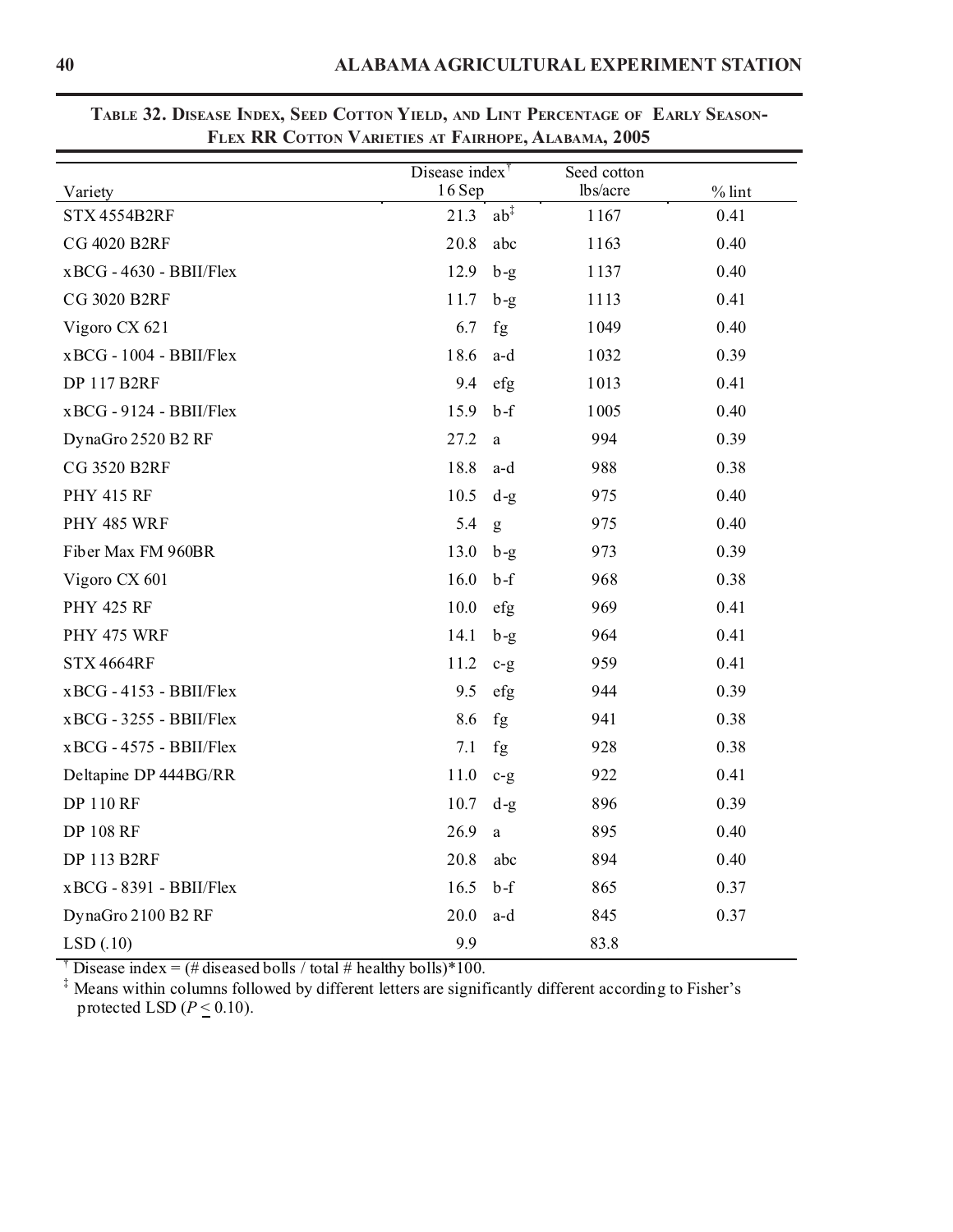**Table 32. Disease Index, Seed Cotton Yield, and Lint Percentage of Early Season-Flex RR Cotton Varieties at Fairhope, Alabama, 2005**

| Variety | Disease index[†] 16 Sep | | Seed cotton lbs/acre | % lint |
|---|---|---|---|---|
| STX 4554B2RF | 21.3 | ab[‡] | 1167 | 0.41 |
| CG 4020 B2RF | 20.8 | abc | 1163 | 0.40 |
| xBCG - 4630 - BBII/Flex | 12.9 | b-g | 1137 | 0.40 |
| CG 3020 B2RF | 11.7 | b-g | 1113 | 0.41 |
| Vigoro CX 621 | 6.7 | fg | 1049 | 0.40 |
| xBCG - 1004 - BBII/Flex | 18.6 | a-d | 1032 | 0.39 |
| DP 117 B2RF | 9.4 | efg | 1013 | 0.41 |
| xBCG - 9124 - BBII/Flex | 15.9 | b-f | 1005 | 0.40 |
| DynaGro 2520 B2 RF | 27.2 | a | 994 | 0.39 |
| CG 3520 B2RF | 18.8 | a-d | 988 | 0.38 |
| PHY 415 RF | 10.5 | d-g | 975 | 0.40 |
| PHY 485 WRF | 5.4 | g | 975 | 0.40 |
| Fiber Max FM 960BR | 13.0 | b-g | 973 | 0.39 |
| Vigoro CX 601 | 16.0 | b-f | 968 | 0.38 |
| PHY 425 RF | 10.0 | efg | 969 | 0.41 |
| PHY 475 WRF | 14.1 | b-g | 964 | 0.41 |
| STX 4664RF | 11.2 | c-g | 959 | 0.41 |
| xBCG - 4153 - BBII/Flex | 9.5 | efg | 944 | 0.39 |
| xBCG - 3255 - BBII/Flex | 8.6 | fg | 941 | 0.38 |
| xBCG - 4575 - BBII/Flex | 7.1 | fg | 928 | 0.38 |
| Deltapine DP 444BG/RR | 11.0 | c-g | 922 | 0.41 |
| DP 110 RF | 10.7 | d-g | 896 | 0.39 |
| DP 108 RF | 26.9 | a | 895 | 0.40 |
| DP 113 B2RF | 20.8 | abc | 894 | 0.40 |
| xBCG - 8391 - BBII/Flex | 16.5 | b-f | 865 | 0.37 |
| DynaGro 2100 B2 RF | 20.0 | a-d | 845 | 0.37 |
| LSD (.10) | 9.9 | | 83.8 | |

[†] Disease index = (# diseased bolls / total # healthy bolls)*100.

[‡] Means within columns followed by different letters are significantly different according to Fisher's protected LSD ($P \leq 0.10$).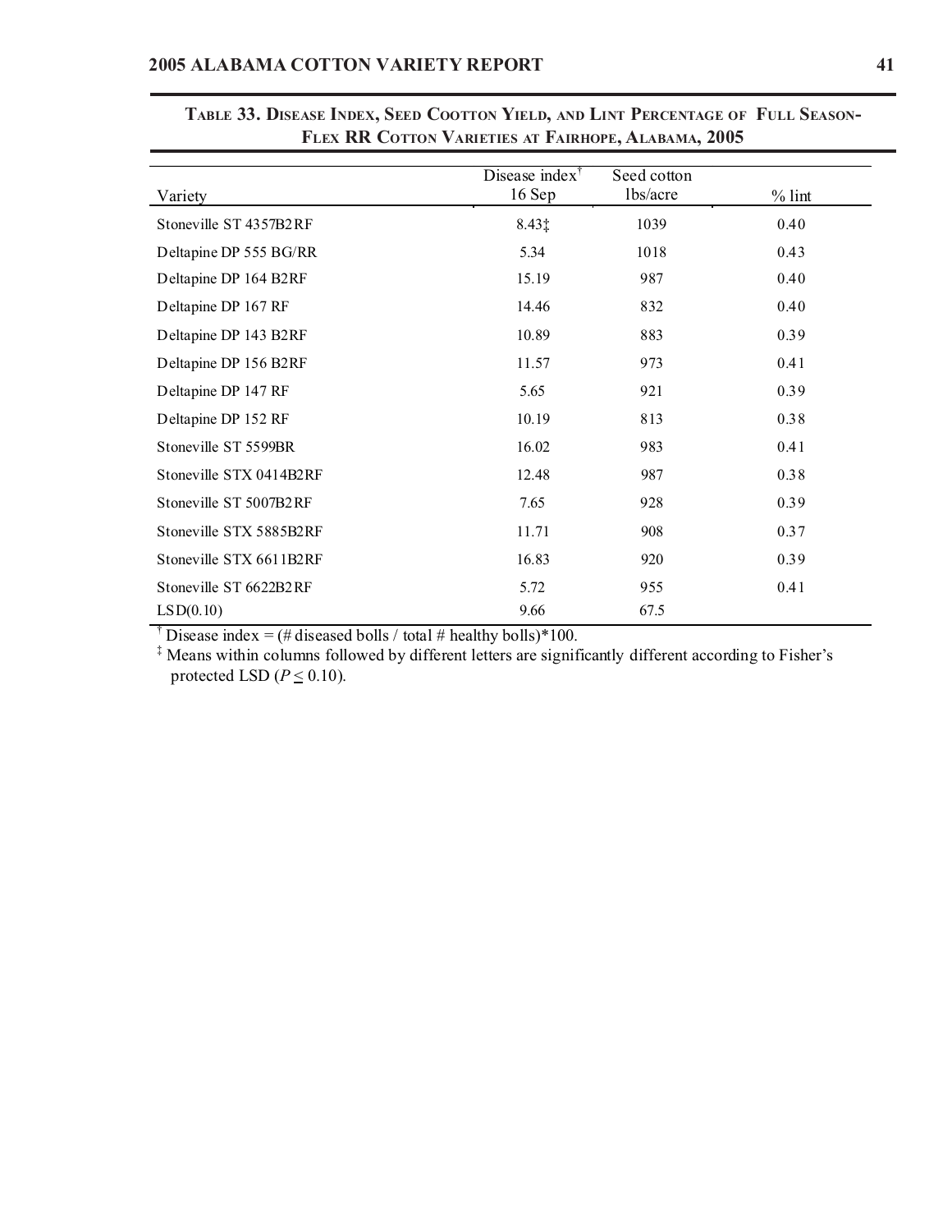**Table 33. Disease Index, Seed Cootton Yield, and Lint Percentage of Full Season-Flex RR Cotton Varieties at Fairhope, Alabama, 2005**

| Variety | Disease index[†] 16 Sep | Seed cotton lbs/acre | % lint |
|---|---|---|---|
| Stoneville ST 4357B2RF | 8.43‡ | 1039 | 0.40 |
| Deltapine DP 555 BG/RR | 5.34 | 1018 | 0.43 |
| Deltapine DP 164 B2RF | 15.19 | 987 | 0.40 |
| Deltapine DP 167 RF | 14.46 | 832 | 0.40 |
| Deltapine DP 143 B2RF | 10.89 | 883 | 0.39 |
| Deltapine DP 156 B2RF | 11.57 | 973 | 0.41 |
| Deltapine DP 147 RF | 5.65 | 921 | 0.39 |
| Deltapine DP 152 RF | 10.19 | 813 | 0.38 |
| Stoneville ST 5599BR | 16.02 | 983 | 0.41 |
| Stoneville STX 0414B2RF | 12.48 | 987 | 0.38 |
| Stoneville ST 5007B2RF | 7.65 | 928 | 0.39 |
| Stoneville STX 5885B2RF | 11.71 | 908 | 0.37 |
| Stoneville STX 6611B2RF | 16.83 | 920 | 0.39 |
| Stoneville ST 6622B2RF | 5.72 | 955 | 0.41 |
| LSD(0.10) | 9.66 | 67.5 | |

[†] Disease index = (# diseased bolls / total # healthy bolls)*100.

[‡] Means within columns followed by different letters are significantly different according to Fisher's protected LSD ($P \leq 0.10$).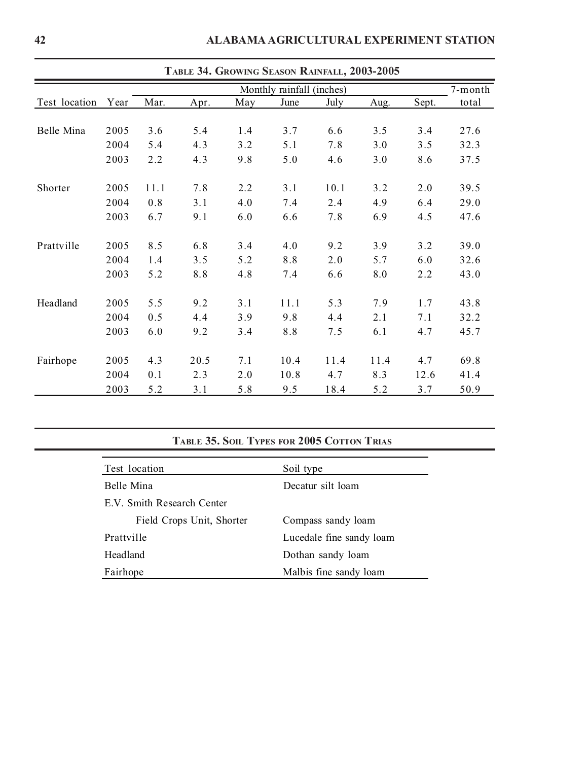**Table 34. Growing Season Rainfall, 2003-2005**

| Test location | Year | Monthly rainfall (inches) | | | | | | | 7-month |
|---|---|---|---|---|---|---|---|---|---|
| | | Mar. | Apr. | May | June | July | Aug. | Sept. | total |
| Belle Mina | 2005 | 3.6 | 5.4 | 1.4 | 3.7 | 6.6 | 3.5 | 3.4 | 27.6 |
| | 2004 | 5.4 | 4.3 | 3.2 | 5.1 | 7.8 | 3.0 | 3.5 | 32.3 |
| | 2003 | 2.2 | 4.3 | 9.8 | 5.0 | 4.6 | 3.0 | 8.6 | 37.5 |
| Shorter | 2005 | 11.1 | 7.8 | 2.2 | 3.1 | 10.1 | 3.2 | 2.0 | 39.5 |
| | 2004 | 0.8 | 3.1 | 4.0 | 7.4 | 2.4 | 4.9 | 6.4 | 29.0 |
| | 2003 | 6.7 | 9.1 | 6.0 | 6.6 | 7.8 | 6.9 | 4.5 | 47.6 |
| Prattville | 2005 | 8.5 | 6.8 | 3.4 | 4.0 | 9.2 | 3.9 | 3.2 | 39.0 |
| | 2004 | 1.4 | 3.5 | 5.2 | 8.8 | 2.0 | 5.7 | 6.0 | 32.6 |
| | 2003 | 5.2 | 8.8 | 4.8 | 7.4 | 6.6 | 8.0 | 2.2 | 43.0 |
| Headland | 2005 | 5.5 | 9.2 | 3.1 | 11.1 | 5.3 | 7.9 | 1.7 | 43.8 |
| | 2004 | 0.5 | 4.4 | 3.9 | 9.8 | 4.4 | 2.1 | 7.1 | 32.2 |
| | 2003 | 6.0 | 9.2 | 3.4 | 8.8 | 7.5 | 6.1 | 4.7 | 45.7 |
| Fairhope | 2005 | 4.3 | 20.5 | 7.1 | 10.4 | 11.4 | 11.4 | 4.7 | 69.8 |
| | 2004 | 0.1 | 2.3 | 2.0 | 10.8 | 4.7 | 8.3 | 12.6 | 41.4 |
| | 2003 | 5.2 | 3.1 | 5.8 | 9.5 | 18.4 | 5.2 | 3.7 | 50.9 |

**Table 35. Soil Types for 2005 Cotton Trias**

| Test location | Soil type |
|---|---|
| Belle Mina | Decatur silt loam |
| E.V. Smith Research Center | |
| Field Crops Unit, Shorter | Compass sandy loam |
| Prattville | Lucedale fine sandy loam |
| Headland | Dothan sandy loam |
| Fairhope | Malbis fine sandy loam |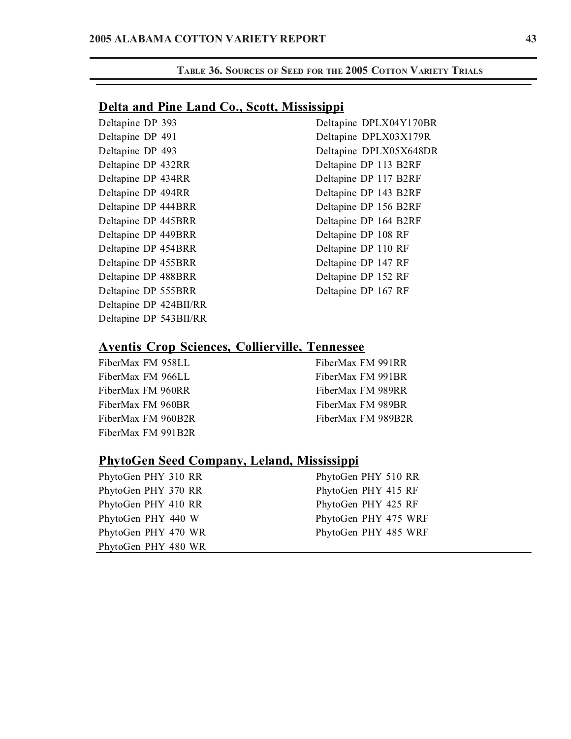**Table 36. Sources of Seed for the 2005 Cotton Variety Trials**

## Delta and Pine Land Co., Scott, Mississippi

Deltapine DP 393
Deltapine DP 491
Deltapine DP 493
Deltapine DP 432RR
Deltapine DP 434RR
Deltapine DP 494RR
Deltapine DP 444BRR
Deltapine DP 445BRR
Deltapine DP 449BRR
Deltapine DP 454BRR
Deltapine DP 455BRR
Deltapine DP 488BRR
Deltapine DP 555BRR
Deltapine DP 424BII/RR
Deltapine DP 543BII/RR
Deltapine DPLX04Y170BR
Deltapine DPLX03X179R
Deltapine DPLX05X648DR
Deltapine DP 113 B2RF
Deltapine DP 117 B2RF
Deltapine DP 143 B2RF
Deltapine DP 156 B2RF
Deltapine DP 164 B2RF
Deltapine DP 108 RF
Deltapine DP 110 RF
Deltapine DP 147 RF
Deltapine DP 152 RF
Deltapine DP 167 RF

## Aventis Crop Sciences, Collierville, Tennessee

FiberMax FM 958LL
FiberMax FM 966LL
FiberMax FM 960RR
FiberMax FM 960BR
FiberMax FM 960B2R
FiberMax FM 991B2R
FiberMax FM 991RR
FiberMax FM 991BR
FiberMax FM 989RR
FiberMax FM 989BR
FiberMax FM 989B2R

## PhytoGen Seed Company, Leland, Mississippi

PhytoGen PHY 310 RR
PhytoGen PHY 370 RR
PhytoGen PHY 410 RR
PhytoGen PHY 440 W
PhytoGen PHY 470 WR
PhytoGen PHY 480 WR
PhytoGen PHY 510 RR
PhytoGen PHY 415 RF
PhytoGen PHY 425 RF
PhytoGen PHY 475 WRF
PhytoGen PHY 485 WRF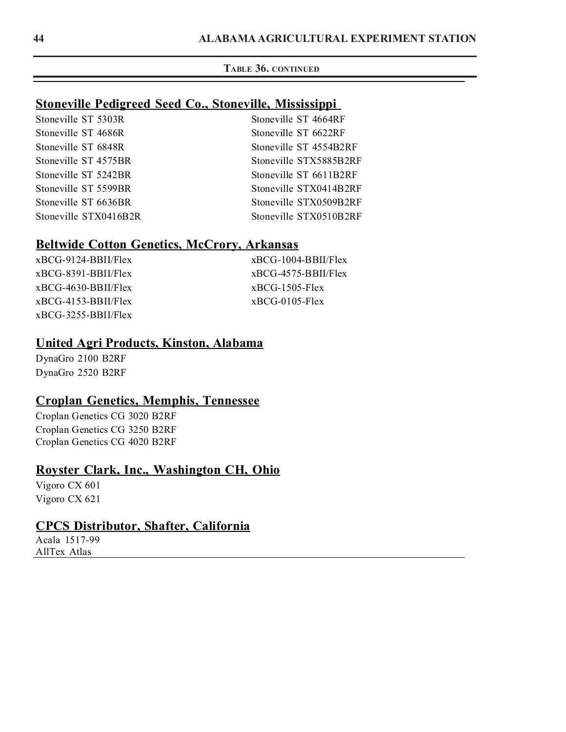**Table 36. continued**

## Stoneville Pedigreed Seed Co., Stoneville, Mississippi

Stoneville ST 5303R
Stoneville ST 4686R
Stoneville ST 6848R
Stoneville ST 4575BR
Stoneville ST 5242BR
Stoneville ST 5599BR
Stoneville ST 6636BR
Stoneville STX0416B2R
Stoneville ST 4664RF
Stoneville ST 6622RF
Stoneville ST 4554B2RF
Stoneville STX5885B2RF
Stoneville ST 6611B2RF
Stoneville STX0414B2RF
Stoneville STX0509B2RF
Stoneville STX0510B2RF

## Beltwide Cotton Genetics, McCrory, Arkansas

xBCG-9124-BBII/Flex
xBCG-8391-BBII/Flex
xBCG-4630-BBII/Flex
xBCG-4153-BBII/Flex
xBCG-3255-BBII/Flex
xBCG-1004-BBII/Flex
xBCG-4575-BBII/Flex
xBCG-1505-Flex
xBCG-0105-Flex

## United Agri Products, Kinston, Alabama

DynaGro 2100 B2RF
DynaGro 2520 B2RF

## Croplan Genetics, Memphis, Tennessee

Croplan Genetics CG 3020 B2RF
Croplan Genetics CG 3250 B2RF
Croplan Genetics CG 4020 B2RF

## Royster Clark, Inc., Washington CH, Ohio

Vigoro CX 601
Vigoro CX 621

## CPCS Distributor, Shafter, California

Acala 1517-99
AllTex Atlas